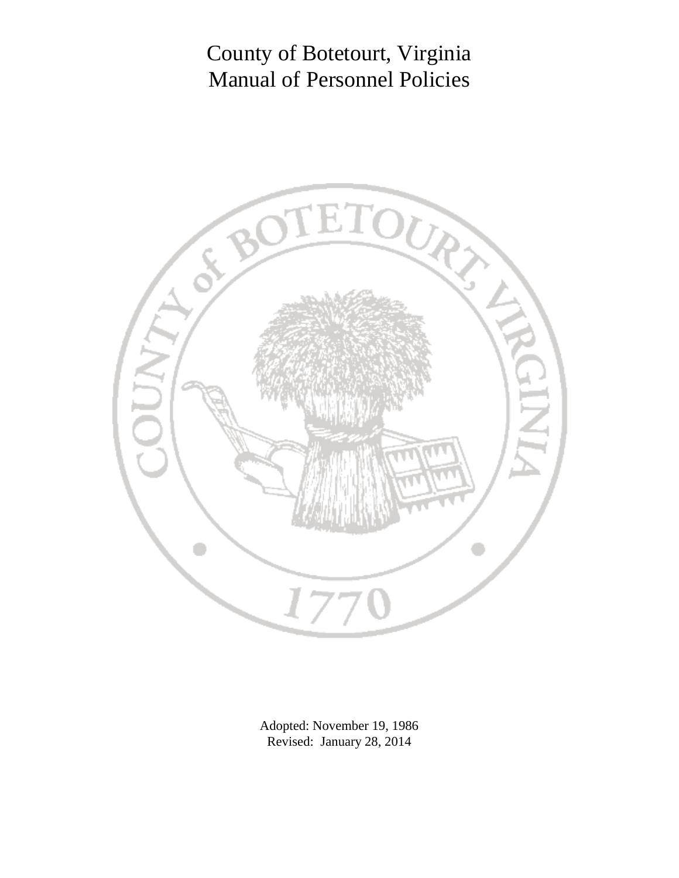# County of Botetourt, Virginia
# Manual of Personnel Policies

Adopted: November 19, 1986
Revised: January 28, 2014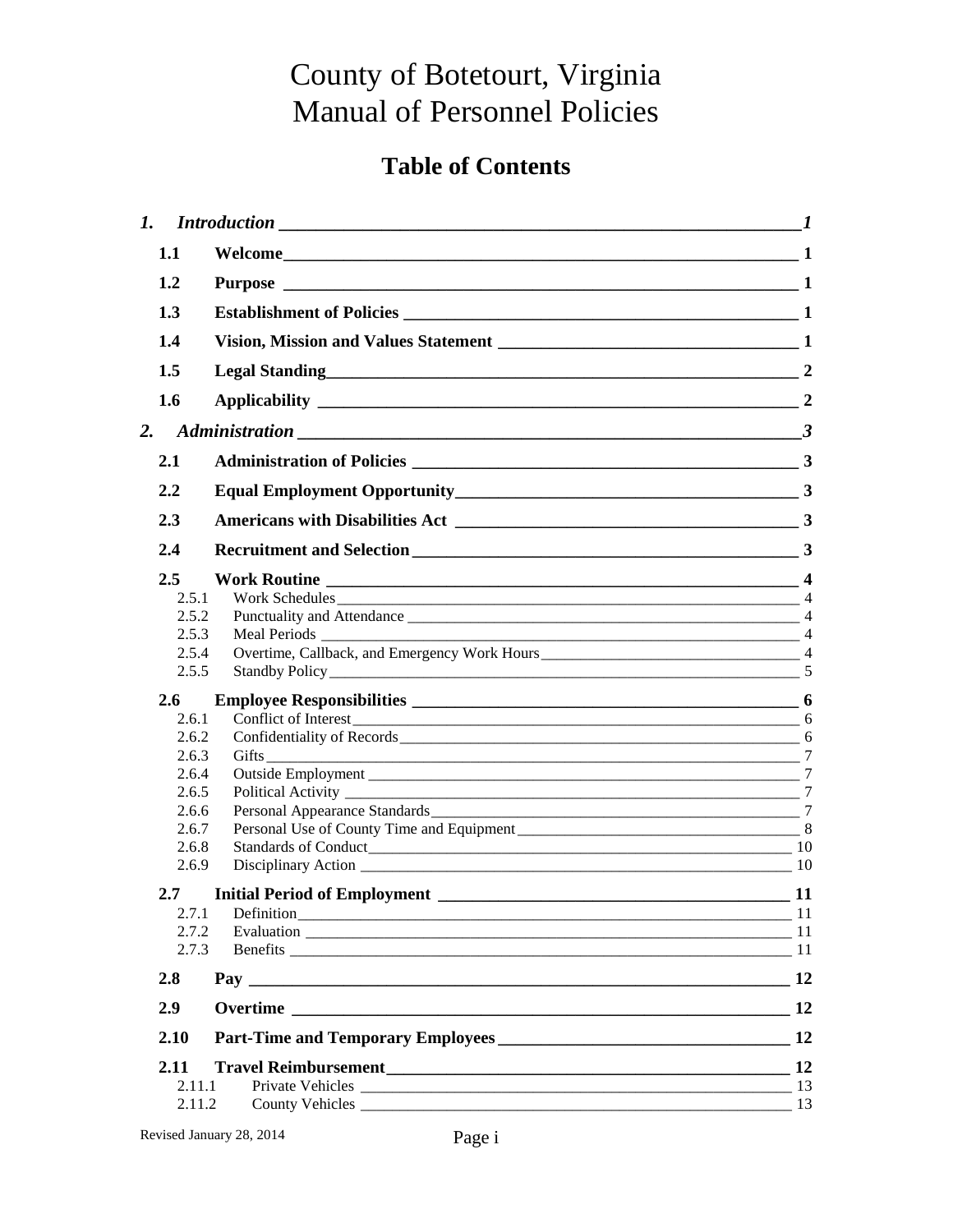# County of Botetourt, Virginia
# Manual of Personnel Policies

## Table of Contents

*1. Introduction* — *1*

- **1.1 Welcome** — 1
- **1.2 Purpose** — 1
- **1.3 Establishment of Policies** — 1
- **1.4 Vision, Mission and Values Statement** — 1
- **1.5 Legal Standing** — 2
- **1.6 Applicability** — 2

*2. Administration* — *3*

- **2.1 Administration of Policies** — 3
- **2.2 Equal Employment Opportunity** — 3
- **2.3 Americans with Disabilities Act** — 3
- **2.4 Recruitment and Selection** — 3
- **2.5 Work Routine** — 4
  - 2.5.1 Work Schedules — 4
  - 2.5.2 Punctuality and Attendance — 4
  - 2.5.3 Meal Periods — 4
  - 2.5.4 Overtime, Callback, and Emergency Work Hours — 4
  - 2.5.5 Standby Policy — 5
- **2.6 Employee Responsibilities** — 6
  - 2.6.1 Conflict of Interest — 6
  - 2.6.2 Confidentiality of Records — 6
  - 2.6.3 Gifts — 7
  - 2.6.4 Outside Employment — 7
  - 2.6.5 Political Activity — 7
  - 2.6.6 Personal Appearance Standards — 7
  - 2.6.7 Personal Use of County Time and Equipment — 8
  - 2.6.8 Standards of Conduct — 10
  - 2.6.9 Disciplinary Action — 10
- **2.7 Initial Period of Employment** — 11
  - 2.7.1 Definition — 11
  - 2.7.2 Evaluation — 11
  - 2.7.3 Benefits — 11
- **2.8 Pay** — 12
- **2.9 Overtime** — 12
- **2.10 Part-Time and Temporary Employees** — 12
- **2.11 Travel Reimbursement** — 12
  - 2.11.1 Private Vehicles — 13
  - 2.11.2 County Vehicles — 13

Revised January 28, 2014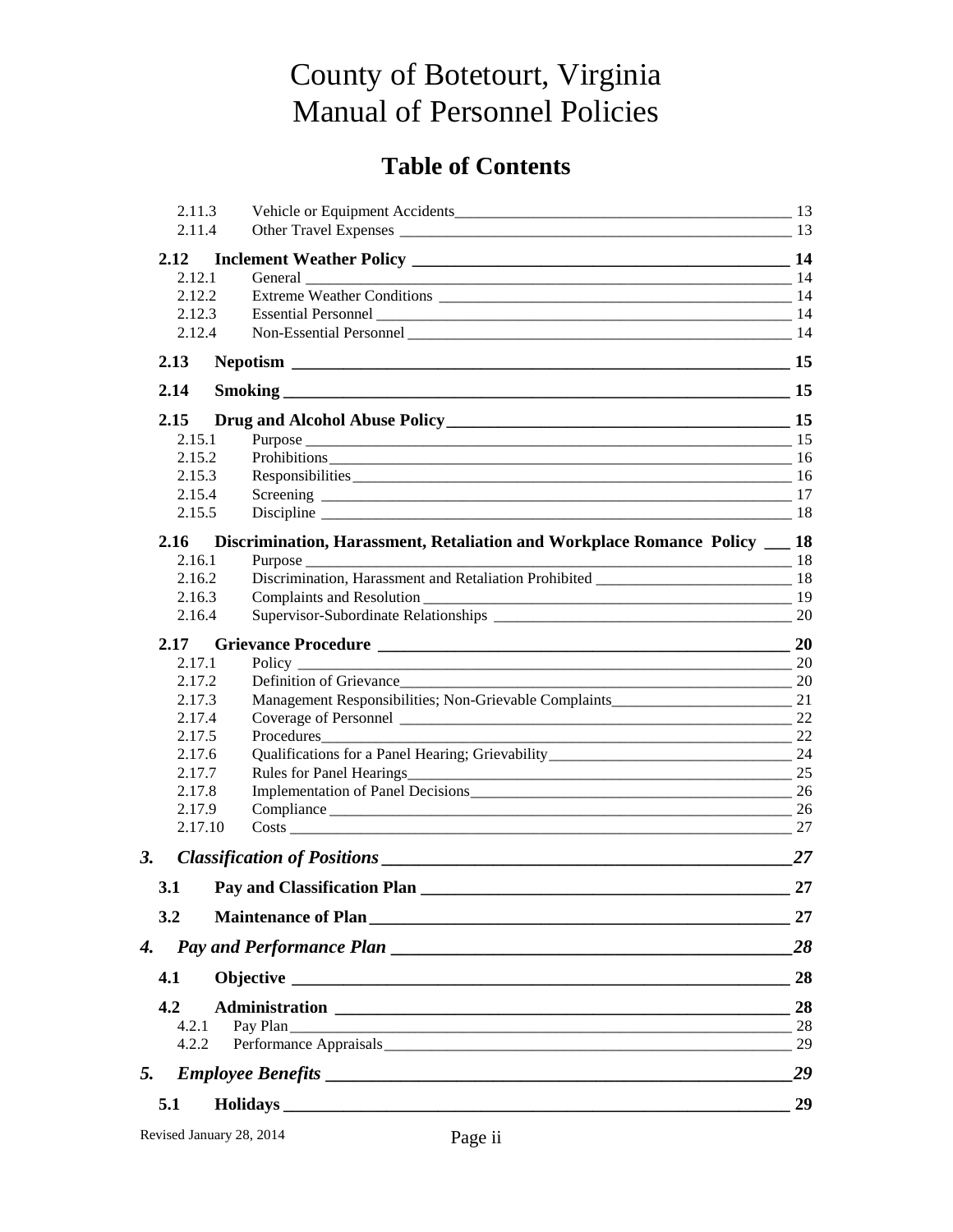# County of Botetourt, Virginia
# Manual of Personnel Policies

## Table of Contents

2.11.3 Vehicle or Equipment Accidents ____ 13
2.11.4 Other Travel Expenses ____ 13

**2.12 Inclement Weather Policy ____ 14**
2.12.1 General ____ 14
2.12.2 Extreme Weather Conditions ____ 14
2.12.3 Essential Personnel ____ 14
2.12.4 Non-Essential Personnel ____ 14

**2.13 Nepotism ____ 15**

**2.14 Smoking ____ 15**

**2.15 Drug and Alcohol Abuse Policy ____ 15**
2.15.1 Purpose ____ 15
2.15.2 Prohibitions ____ 16
2.15.3 Responsibilities ____ 16
2.15.4 Screening ____ 17
2.15.5 Discipline ____ 18

**2.16 Discrimination, Harassment, Retaliation and Workplace Romance Policy ____ 18**
2.16.1 Purpose ____ 18
2.16.2 Discrimination, Harassment and Retaliation Prohibited ____ 18
2.16.3 Complaints and Resolution ____ 19
2.16.4 Supervisor-Subordinate Relationships ____ 20

**2.17 Grievance Procedure ____ 20**
2.17.1 Policy ____ 20
2.17.2 Definition of Grievance ____ 20
2.17.3 Management Responsibilities; Non-Grievable Complaints ____ 21
2.17.4 Coverage of Personnel ____ 22
2.17.5 Procedures ____ 22
2.17.6 Qualifications for a Panel Hearing; Grievability ____ 24
2.17.7 Rules for Panel Hearings ____ 25
2.17.8 Implementation of Panel Decisions ____ 26
2.17.9 Compliance ____ 26
2.17.10 Costs ____ 27

***3. Classification of Positions ____ 27***

**3.1 Pay and Classification Plan ____ 27**

**3.2 Maintenance of Plan ____ 27**

***4. Pay and Performance Plan ____ 28***

**4.1 Objective ____ 28**

**4.2 Administration ____ 28**
4.2.1 Pay Plan ____ 28
4.2.2 Performance Appraisals ____ 29

***5. Employee Benefits ____ 29***

**5.1 Holidays ____ 29**

Revised January 28, 2014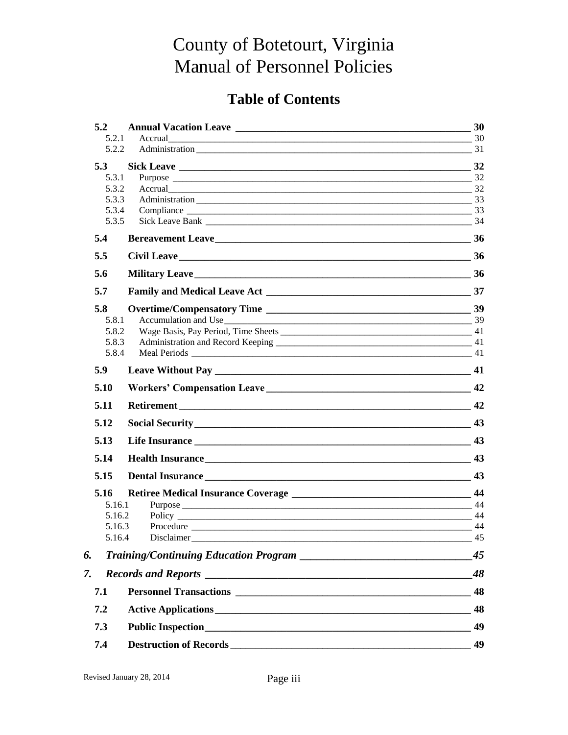# County of Botetourt, Virginia
# Manual of Personnel Policies

## Table of Contents

| | | |
|---|---|---|
| **5.2** | **Annual Vacation Leave** | **30** |
| 5.2.1 | Accrual | 30 |
| 5.2.2 | Administration | 31 |
| **5.3** | **Sick Leave** | **32** |
| 5.3.1 | Purpose | 32 |
| 5.3.2 | Accrual | 32 |
| 5.3.3 | Administration | 33 |
| 5.3.4 | Compliance | 33 |
| 5.3.5 | Sick Leave Bank | 34 |
| **5.4** | **Bereavement Leave** | **36** |
| **5.5** | **Civil Leave** | **36** |
| **5.6** | **Military Leave** | **36** |
| **5.7** | **Family and Medical Leave Act** | **37** |
| **5.8** | **Overtime/Compensatory Time** | **39** |
| 5.8.1 | Accumulation and Use | 39 |
| 5.8.2 | Wage Basis, Pay Period, Time Sheets | 41 |
| 5.8.3 | Administration and Record Keeping | 41 |
| 5.8.4 | Meal Periods | 41 |
| **5.9** | **Leave Without Pay** | **41** |
| **5.10** | **Workers' Compensation Leave** | **42** |
| **5.11** | **Retirement** | **42** |
| **5.12** | **Social Security** | **43** |
| **5.13** | **Life Insurance** | **43** |
| **5.14** | **Health Insurance** | **43** |
| **5.15** | **Dental Insurance** | **43** |
| **5.16** | **Retiree Medical Insurance Coverage** | **44** |
| 5.16.1 | Purpose | 44 |
| 5.16.2 | Policy | 44 |
| 5.16.3 | Procedure | 44 |
| 5.16.4 | Disclaimer | 45 |
| ***6.*** | ***Training/Continuing Education Program*** | ***45*** |
| ***7.*** | ***Records and Reports*** | ***48*** |
| **7.1** | **Personnel Transactions** | **48** |
| **7.2** | **Active Applications** | **48** |
| **7.3** | **Public Inspection** | **49** |
| **7.4** | **Destruction of Records** | **49** |

Revised January 28, 2014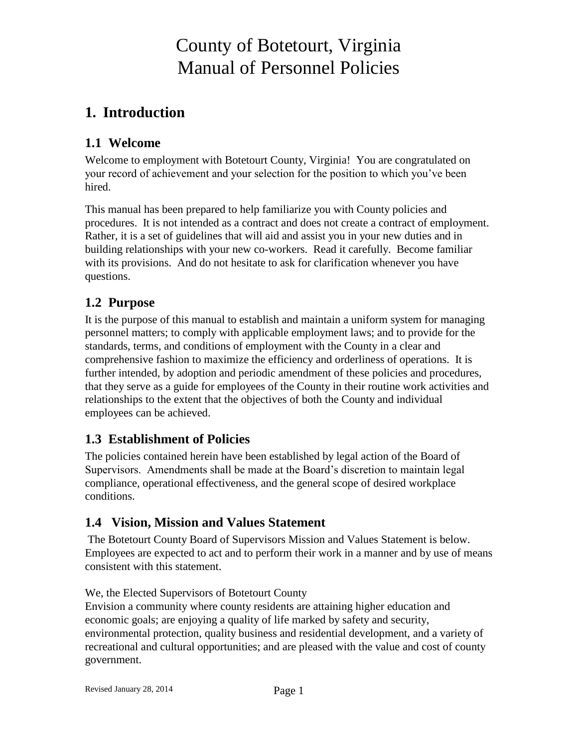# County of Botetourt, Virginia
# Manual of Personnel Policies

## 1. Introduction

### 1.1 Welcome

Welcome to employment with Botetourt County, Virginia! You are congratulated on your record of achievement and your selection for the position to which you've been hired.

This manual has been prepared to help familiarize you with County policies and procedures. It is not intended as a contract and does not create a contract of employment. Rather, it is a set of guidelines that will aid and assist you in your new duties and in building relationships with your new co-workers. Read it carefully. Become familiar with its provisions. And do not hesitate to ask for clarification whenever you have questions.

### 1.2 Purpose

It is the purpose of this manual to establish and maintain a uniform system for managing personnel matters; to comply with applicable employment laws; and to provide for the standards, terms, and conditions of employment with the County in a clear and comprehensive fashion to maximize the efficiency and orderliness of operations. It is further intended, by adoption and periodic amendment of these policies and procedures, that they serve as a guide for employees of the County in their routine work activities and relationships to the extent that the objectives of both the County and individual employees can be achieved.

### 1.3 Establishment of Policies

The policies contained herein have been established by legal action of the Board of Supervisors. Amendments shall be made at the Board's discretion to maintain legal compliance, operational effectiveness, and the general scope of desired workplace conditions.

### 1.4 Vision, Mission and Values Statement

The Botetourt County Board of Supervisors Mission and Values Statement is below. Employees are expected to act and to perform their work in a manner and by use of means consistent with this statement.

We, the Elected Supervisors of Botetourt County
Envision a community where county residents are attaining higher education and economic goals; are enjoying a quality of life marked by safety and security, environmental protection, quality business and residential development, and a variety of recreational and cultural opportunities; and are pleased with the value and cost of county government.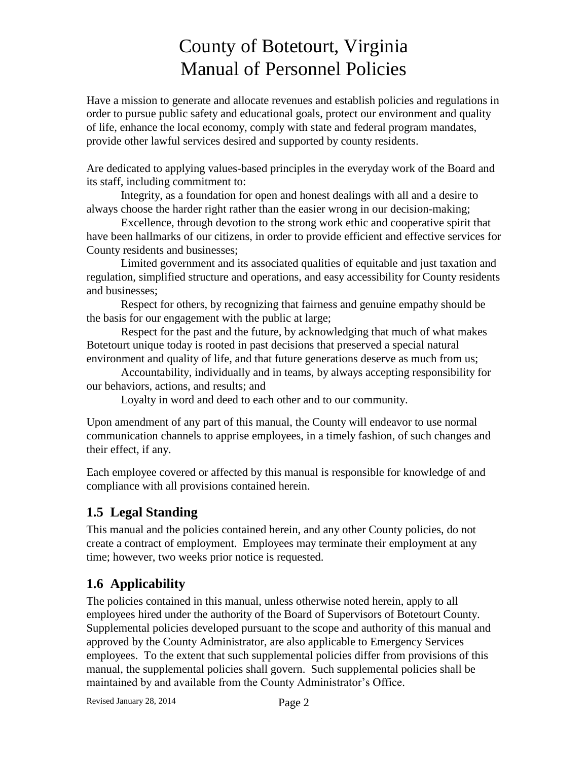# County of Botetourt, Virginia
# Manual of Personnel Policies

Have a mission to generate and allocate revenues and establish policies and regulations in order to pursue public safety and educational goals, protect our environment and quality of life, enhance the local economy, comply with state and federal program mandates, provide other lawful services desired and supported by county residents.

Are dedicated to applying values-based principles in the everyday work of the Board and its staff, including commitment to:

Integrity, as a foundation for open and honest dealings with all and a desire to always choose the harder right rather than the easier wrong in our decision-making;

Excellence, through devotion to the strong work ethic and cooperative spirit that have been hallmarks of our citizens, in order to provide efficient and effective services for County residents and businesses;

Limited government and its associated qualities of equitable and just taxation and regulation, simplified structure and operations, and easy accessibility for County residents and businesses;

Respect for others, by recognizing that fairness and genuine empathy should be the basis for our engagement with the public at large;

Respect for the past and the future, by acknowledging that much of what makes Botetourt unique today is rooted in past decisions that preserved a special natural environment and quality of life, and that future generations deserve as much from us;

Accountability, individually and in teams, by always accepting responsibility for our behaviors, actions, and results; and

Loyalty in word and deed to each other and to our community.

Upon amendment of any part of this manual, the County will endeavor to use normal communication channels to apprise employees, in a timely fashion, of such changes and their effect, if any.

Each employee covered or affected by this manual is responsible for knowledge of and compliance with all provisions contained herein.

## 1.5 Legal Standing

This manual and the policies contained herein, and any other County policies, do not create a contract of employment. Employees may terminate their employment at any time; however, two weeks prior notice is requested.

## 1.6 Applicability

The policies contained in this manual, unless otherwise noted herein, apply to all employees hired under the authority of the Board of Supervisors of Botetourt County. Supplemental policies developed pursuant to the scope and authority of this manual and approved by the County Administrator, are also applicable to Emergency Services employees. To the extent that such supplemental policies differ from provisions of this manual, the supplemental policies shall govern. Such supplemental policies shall be maintained by and available from the County Administrator's Office.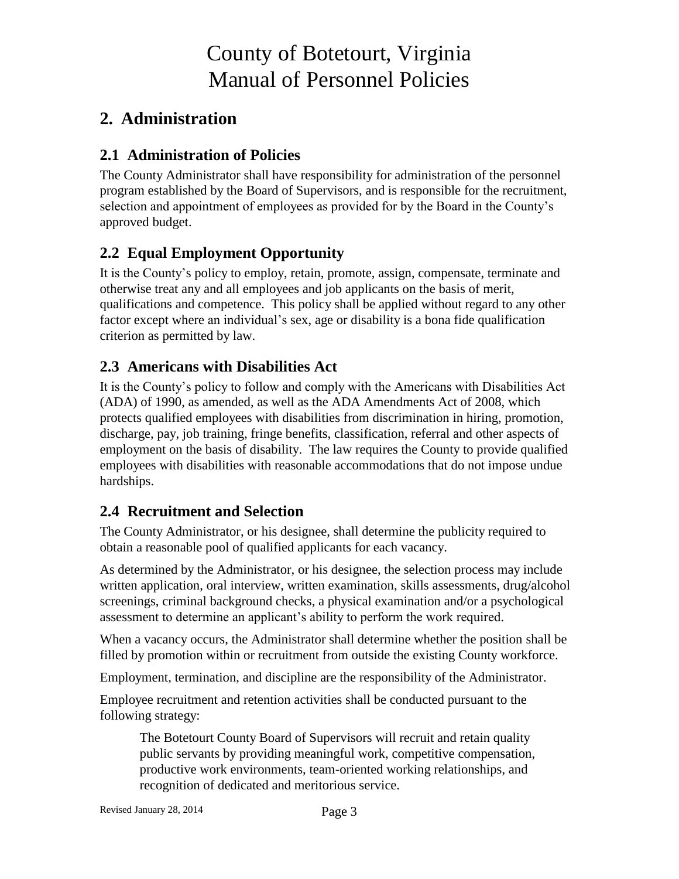# 2. Administration

## 2.1 Administration of Policies

The County Administrator shall have responsibility for administration of the personnel program established by the Board of Supervisors, and is responsible for the recruitment, selection and appointment of employees as provided for by the Board in the County's approved budget.

## 2.2 Equal Employment Opportunity

It is the County's policy to employ, retain, promote, assign, compensate, terminate and otherwise treat any and all employees and job applicants on the basis of merit, qualifications and competence. This policy shall be applied without regard to any other factor except where an individual's sex, age or disability is a bona fide qualification criterion as permitted by law.

## 2.3 Americans with Disabilities Act

It is the County's policy to follow and comply with the Americans with Disabilities Act (ADA) of 1990, as amended, as well as the ADA Amendments Act of 2008, which protects qualified employees with disabilities from discrimination in hiring, promotion, discharge, pay, job training, fringe benefits, classification, referral and other aspects of employment on the basis of disability. The law requires the County to provide qualified employees with disabilities with reasonable accommodations that do not impose undue hardships.

## 2.4 Recruitment and Selection

The County Administrator, or his designee, shall determine the publicity required to obtain a reasonable pool of qualified applicants for each vacancy.

As determined by the Administrator, or his designee, the selection process may include written application, oral interview, written examination, skills assessments, drug/alcohol screenings, criminal background checks, a physical examination and/or a psychological assessment to determine an applicant's ability to perform the work required.

When a vacancy occurs, the Administrator shall determine whether the position shall be filled by promotion within or recruitment from outside the existing County workforce.

Employment, termination, and discipline are the responsibility of the Administrator.

Employee recruitment and retention activities shall be conducted pursuant to the following strategy:

> The Botetourt County Board of Supervisors will recruit and retain quality public servants by providing meaningful work, competitive compensation, productive work environments, team-oriented working relationships, and recognition of dedicated and meritorious service.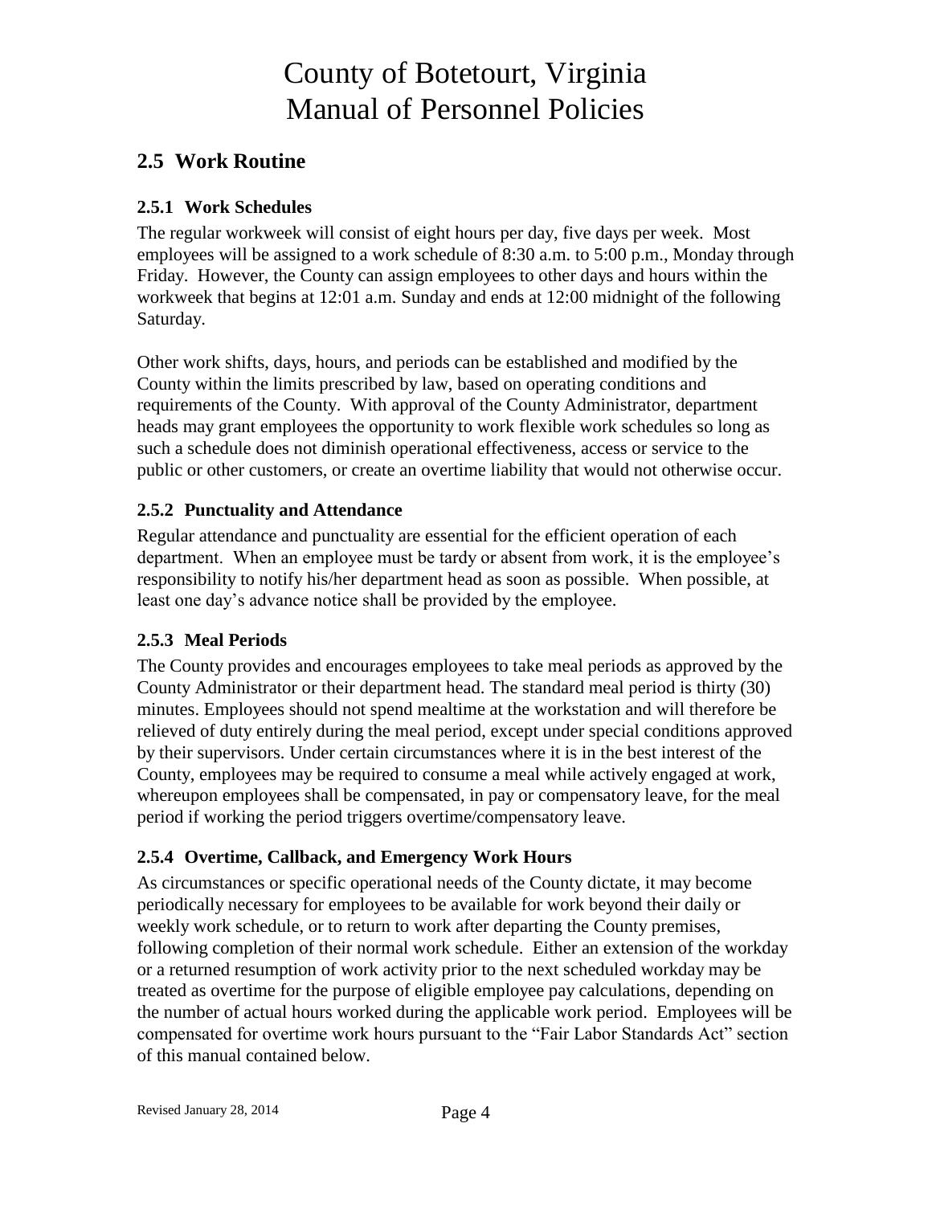## 2.5 Work Routine

### 2.5.1 Work Schedules

The regular workweek will consist of eight hours per day, five days per week. Most employees will be assigned to a work schedule of 8:30 a.m. to 5:00 p.m., Monday through Friday. However, the County can assign employees to other days and hours within the workweek that begins at 12:01 a.m. Sunday and ends at 12:00 midnight of the following Saturday.

Other work shifts, days, hours, and periods can be established and modified by the County within the limits prescribed by law, based on operating conditions and requirements of the County. With approval of the County Administrator, department heads may grant employees the opportunity to work flexible work schedules so long as such a schedule does not diminish operational effectiveness, access or service to the public or other customers, or create an overtime liability that would not otherwise occur.

### 2.5.2 Punctuality and Attendance

Regular attendance and punctuality are essential for the efficient operation of each department. When an employee must be tardy or absent from work, it is the employee's responsibility to notify his/her department head as soon as possible. When possible, at least one day's advance notice shall be provided by the employee.

### 2.5.3 Meal Periods

The County provides and encourages employees to take meal periods as approved by the County Administrator or their department head. The standard meal period is thirty (30) minutes. Employees should not spend mealtime at the workstation and will therefore be relieved of duty entirely during the meal period, except under special conditions approved by their supervisors. Under certain circumstances where it is in the best interest of the County, employees may be required to consume a meal while actively engaged at work, whereupon employees shall be compensated, in pay or compensatory leave, for the meal period if working the period triggers overtime/compensatory leave.

### 2.5.4 Overtime, Callback, and Emergency Work Hours

As circumstances or specific operational needs of the County dictate, it may become periodically necessary for employees to be available for work beyond their daily or weekly work schedule, or to return to work after departing the County premises, following completion of their normal work schedule. Either an extension of the workday or a returned resumption of work activity prior to the next scheduled workday may be treated as overtime for the purpose of eligible employee pay calculations, depending on the number of actual hours worked during the applicable work period. Employees will be compensated for overtime work hours pursuant to the "Fair Labor Standards Act" section of this manual contained below.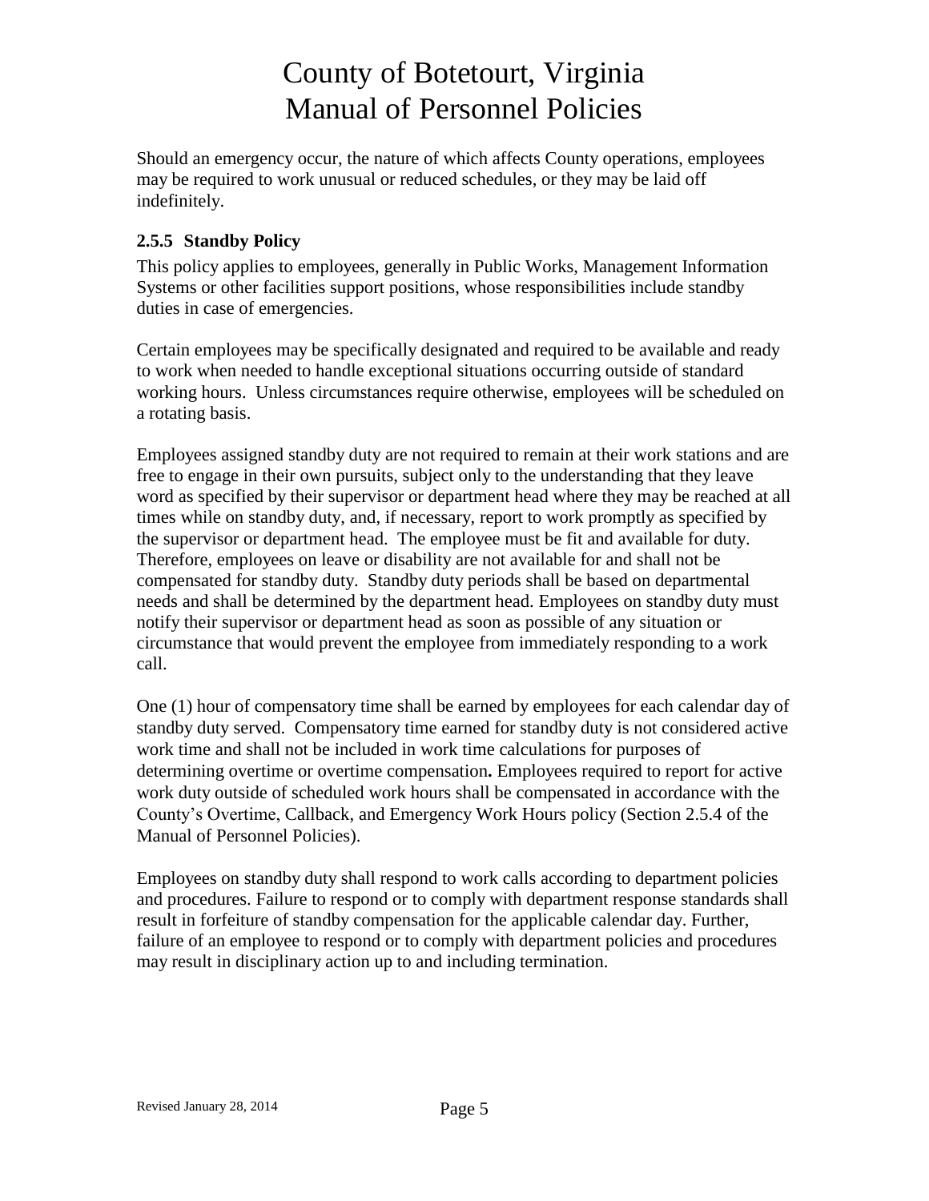Should an emergency occur, the nature of which affects County operations, employees may be required to work unusual or reduced schedules, or they may be laid off indefinitely.

### 2.5.5 Standby Policy

This policy applies to employees, generally in Public Works, Management Information Systems or other facilities support positions, whose responsibilities include standby duties in case of emergencies.

Certain employees may be specifically designated and required to be available and ready to work when needed to handle exceptional situations occurring outside of standard working hours. Unless circumstances require otherwise, employees will be scheduled on a rotating basis.

Employees assigned standby duty are not required to remain at their work stations and are free to engage in their own pursuits, subject only to the understanding that they leave word as specified by their supervisor or department head where they may be reached at all times while on standby duty, and, if necessary, report to work promptly as specified by the supervisor or department head. The employee must be fit and available for duty. Therefore, employees on leave or disability are not available for and shall not be compensated for standby duty. Standby duty periods shall be based on departmental needs and shall be determined by the department head. Employees on standby duty must notify their supervisor or department head as soon as possible of any situation or circumstance that would prevent the employee from immediately responding to a work call.

One (1) hour of compensatory time shall be earned by employees for each calendar day of standby duty served. Compensatory time earned for standby duty is not considered active work time and shall not be included in work time calculations for purposes of determining overtime or overtime compensation**.** Employees required to report for active work duty outside of scheduled work hours shall be compensated in accordance with the County's Overtime, Callback, and Emergency Work Hours policy (Section 2.5.4 of the Manual of Personnel Policies).

Employees on standby duty shall respond to work calls according to department policies and procedures. Failure to respond or to comply with department response standards shall result in forfeiture of standby compensation for the applicable calendar day. Further, failure of an employee to respond or to comply with department policies and procedures may result in disciplinary action up to and including termination.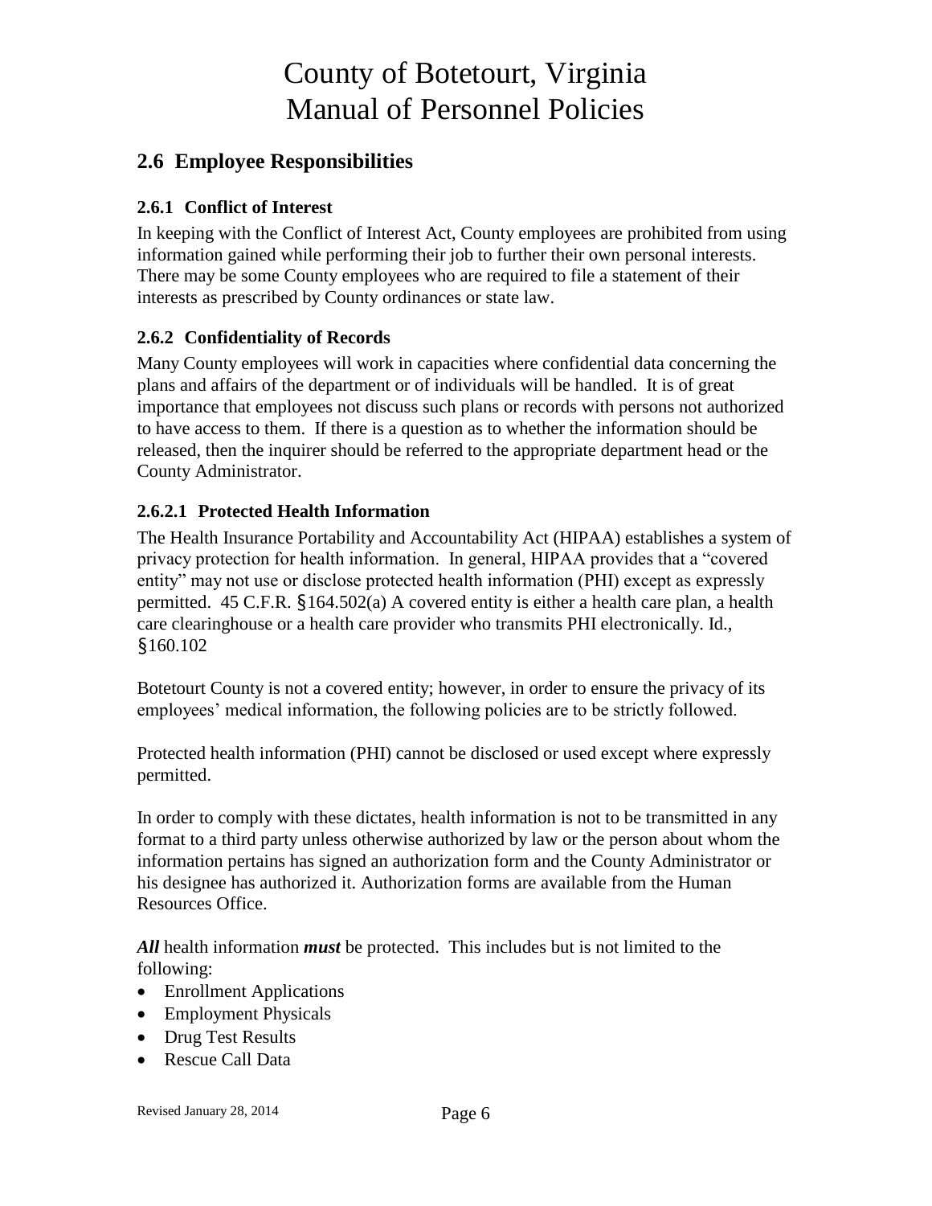## 2.6 Employee Responsibilities

### 2.6.1 Conflict of Interest

In keeping with the Conflict of Interest Act, County employees are prohibited from using information gained while performing their job to further their own personal interests. There may be some County employees who are required to file a statement of their interests as prescribed by County ordinances or state law.

### 2.6.2 Confidentiality of Records

Many County employees will work in capacities where confidential data concerning the plans and affairs of the department or of individuals will be handled. It is of great importance that employees not discuss such plans or records with persons not authorized to have access to them. If there is a question as to whether the information should be released, then the inquirer should be referred to the appropriate department head or the County Administrator.

#### 2.6.2.1 Protected Health Information

The Health Insurance Portability and Accountability Act (HIPAA) establishes a system of privacy protection for health information. In general, HIPAA provides that a "covered entity" may not use or disclose protected health information (PHI) except as expressly permitted. 45 C.F.R. §164.502(a) A covered entity is either a health care plan, a health care clearinghouse or a health care provider who transmits PHI electronically. Id., §160.102

Botetourt County is not a covered entity; however, in order to ensure the privacy of its employees' medical information, the following policies are to be strictly followed.

Protected health information (PHI) cannot be disclosed or used except where expressly permitted.

In order to comply with these dictates, health information is not to be transmitted in any format to a third party unless otherwise authorized by law or the person about whom the information pertains has signed an authorization form and the County Administrator or his designee has authorized it. Authorization forms are available from the Human Resources Office.

***All*** health information ***must*** be protected. This includes but is not limited to the following:

- Enrollment Applications
- Employment Physicals
- Drug Test Results
- Rescue Call Data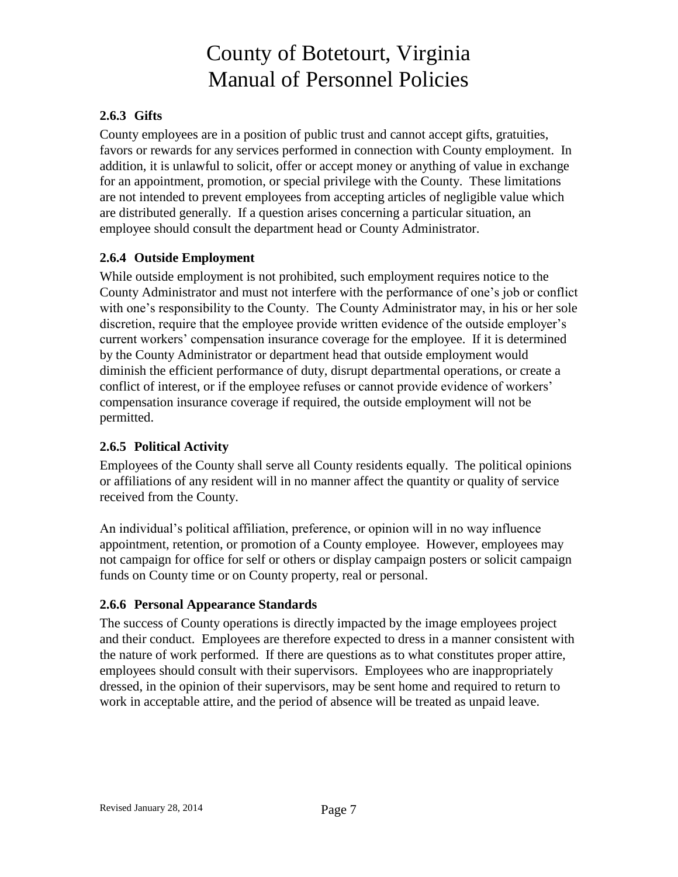### 2.6.3 Gifts

County employees are in a position of public trust and cannot accept gifts, gratuities, favors or rewards for any services performed in connection with County employment. In addition, it is unlawful to solicit, offer or accept money or anything of value in exchange for an appointment, promotion, or special privilege with the County. These limitations are not intended to prevent employees from accepting articles of negligible value which are distributed generally. If a question arises concerning a particular situation, an employee should consult the department head or County Administrator.

### 2.6.4 Outside Employment

While outside employment is not prohibited, such employment requires notice to the County Administrator and must not interfere with the performance of one's job or conflict with one's responsibility to the County. The County Administrator may, in his or her sole discretion, require that the employee provide written evidence of the outside employer's current workers' compensation insurance coverage for the employee. If it is determined by the County Administrator or department head that outside employment would diminish the efficient performance of duty, disrupt departmental operations, or create a conflict of interest, or if the employee refuses or cannot provide evidence of workers' compensation insurance coverage if required, the outside employment will not be permitted.

### 2.6.5 Political Activity

Employees of the County shall serve all County residents equally. The political opinions or affiliations of any resident will in no manner affect the quantity or quality of service received from the County.

An individual's political affiliation, preference, or opinion will in no way influence appointment, retention, or promotion of a County employee. However, employees may not campaign for office for self or others or display campaign posters or solicit campaign funds on County time or on County property, real or personal.

### 2.6.6 Personal Appearance Standards

The success of County operations is directly impacted by the image employees project and their conduct. Employees are therefore expected to dress in a manner consistent with the nature of work performed. If there are questions as to what constitutes proper attire, employees should consult with their supervisors. Employees who are inappropriately dressed, in the opinion of their supervisors, may be sent home and required to return to work in acceptable attire, and the period of absence will be treated as unpaid leave.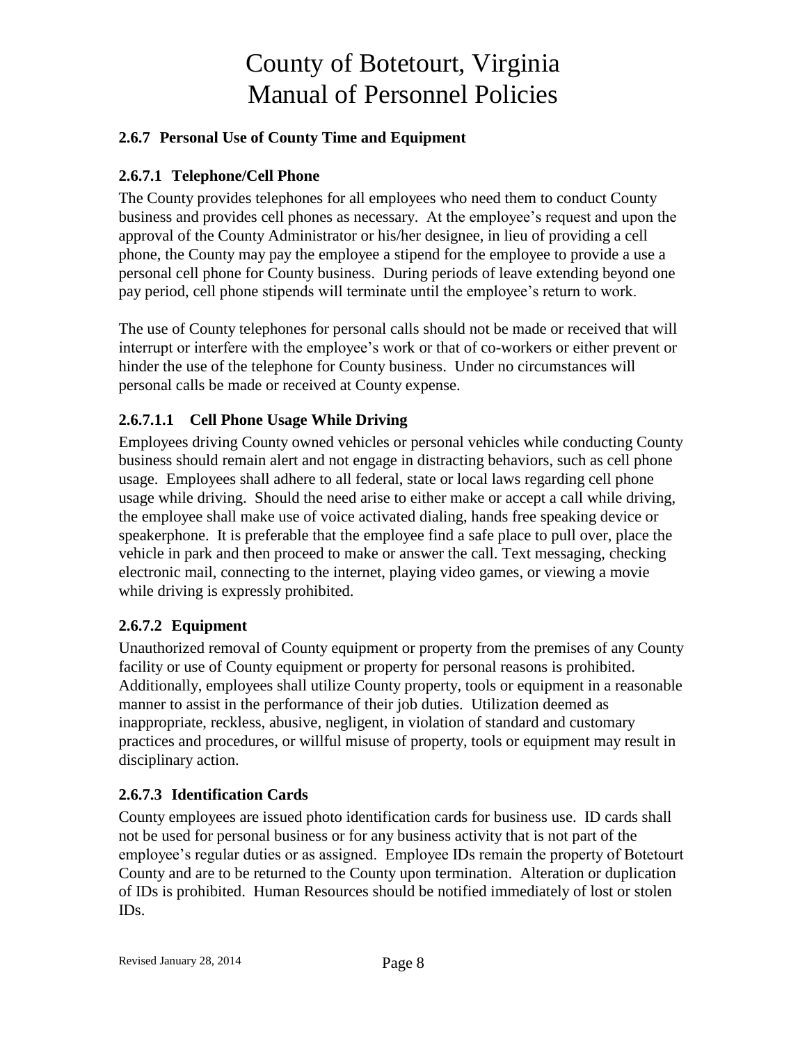## 2.6.7 Personal Use of County Time and Equipment

### 2.6.7.1 Telephone/Cell Phone

The County provides telephones for all employees who need them to conduct County business and provides cell phones as necessary. At the employee's request and upon the approval of the County Administrator or his/her designee, in lieu of providing a cell phone, the County may pay the employee a stipend for the employee to provide a use a personal cell phone for County business. During periods of leave extending beyond one pay period, cell phone stipends will terminate until the employee's return to work.

The use of County telephones for personal calls should not be made or received that will interrupt or interfere with the employee's work or that of co-workers or either prevent or hinder the use of the telephone for County business. Under no circumstances will personal calls be made or received at County expense.

#### 2.6.7.1.1 Cell Phone Usage While Driving

Employees driving County owned vehicles or personal vehicles while conducting County business should remain alert and not engage in distracting behaviors, such as cell phone usage. Employees shall adhere to all federal, state or local laws regarding cell phone usage while driving. Should the need arise to either make or accept a call while driving, the employee shall make use of voice activated dialing, hands free speaking device or speakerphone. It is preferable that the employee find a safe place to pull over, place the vehicle in park and then proceed to make or answer the call. Text messaging, checking electronic mail, connecting to the internet, playing video games, or viewing a movie while driving is expressly prohibited.

### 2.6.7.2 Equipment

Unauthorized removal of County equipment or property from the premises of any County facility or use of County equipment or property for personal reasons is prohibited. Additionally, employees shall utilize County property, tools or equipment in a reasonable manner to assist in the performance of their job duties. Utilization deemed as inappropriate, reckless, abusive, negligent, in violation of standard and customary practices and procedures, or willful misuse of property, tools or equipment may result in disciplinary action.

### 2.6.7.3 Identification Cards

County employees are issued photo identification cards for business use. ID cards shall not be used for personal business or for any business activity that is not part of the employee's regular duties or as assigned. Employee IDs remain the property of Botetourt County and are to be returned to the County upon termination. Alteration or duplication of IDs is prohibited. Human Resources should be notified immediately of lost or stolen IDs.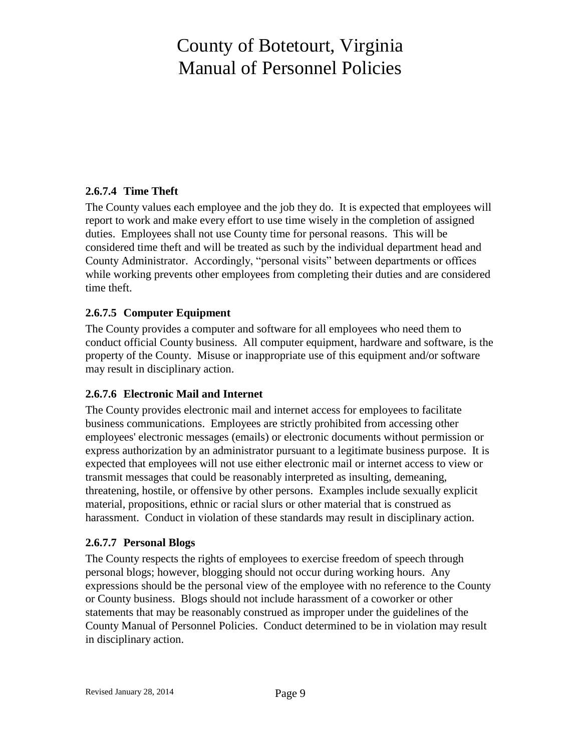#### 2.6.7.4 Time Theft

The County values each employee and the job they do. It is expected that employees will report to work and make every effort to use time wisely in the completion of assigned duties. Employees shall not use County time for personal reasons. This will be considered time theft and will be treated as such by the individual department head and County Administrator. Accordingly, "personal visits" between departments or offices while working prevents other employees from completing their duties and are considered time theft.

#### 2.6.7.5 Computer Equipment

The County provides a computer and software for all employees who need them to conduct official County business. All computer equipment, hardware and software, is the property of the County. Misuse or inappropriate use of this equipment and/or software may result in disciplinary action.

#### 2.6.7.6 Electronic Mail and Internet

The County provides electronic mail and internet access for employees to facilitate business communications. Employees are strictly prohibited from accessing other employees' electronic messages (emails) or electronic documents without permission or express authorization by an administrator pursuant to a legitimate business purpose. It is expected that employees will not use either electronic mail or internet access to view or transmit messages that could be reasonably interpreted as insulting, demeaning, threatening, hostile, or offensive by other persons. Examples include sexually explicit material, propositions, ethnic or racial slurs or other material that is construed as harassment. Conduct in violation of these standards may result in disciplinary action.

#### 2.6.7.7 Personal Blogs

The County respects the rights of employees to exercise freedom of speech through personal blogs; however, blogging should not occur during working hours. Any expressions should be the personal view of the employee with no reference to the County or County business. Blogs should not include harassment of a coworker or other statements that may be reasonably construed as improper under the guidelines of the County Manual of Personnel Policies. Conduct determined to be in violation may result in disciplinary action.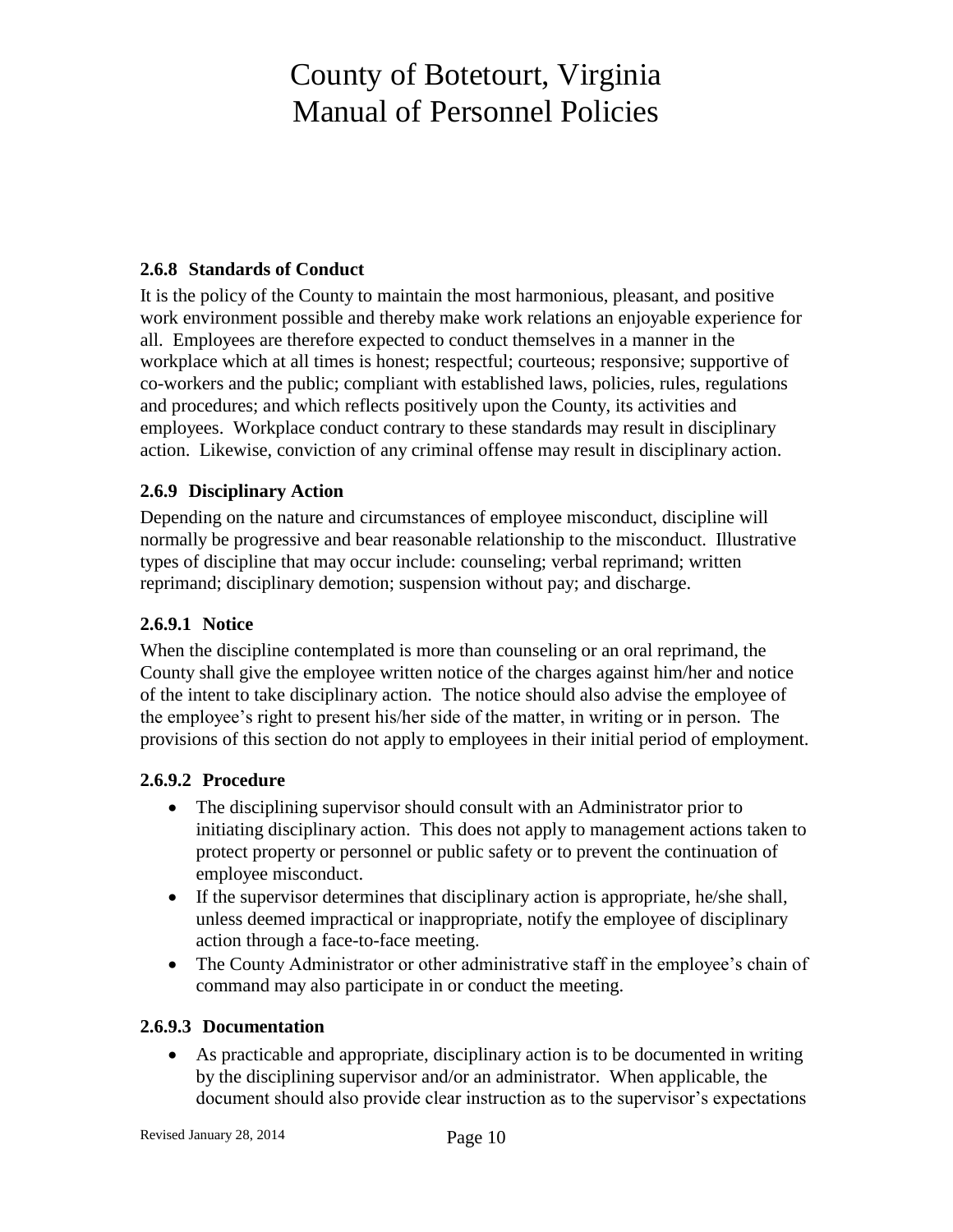### 2.6.8 Standards of Conduct

It is the policy of the County to maintain the most harmonious, pleasant, and positive work environment possible and thereby make work relations an enjoyable experience for all. Employees are therefore expected to conduct themselves in a manner in the workplace which at all times is honest; respectful; courteous; responsive; supportive of co-workers and the public; compliant with established laws, policies, rules, regulations and procedures; and which reflects positively upon the County, its activities and employees. Workplace conduct contrary to these standards may result in disciplinary action. Likewise, conviction of any criminal offense may result in disciplinary action.

### 2.6.9 Disciplinary Action

Depending on the nature and circumstances of employee misconduct, discipline will normally be progressive and bear reasonable relationship to the misconduct. Illustrative types of discipline that may occur include: counseling; verbal reprimand; written reprimand; disciplinary demotion; suspension without pay; and discharge.

#### 2.6.9.1 Notice

When the discipline contemplated is more than counseling or an oral reprimand, the County shall give the employee written notice of the charges against him/her and notice of the intent to take disciplinary action. The notice should also advise the employee of the employee's right to present his/her side of the matter, in writing or in person. The provisions of this section do not apply to employees in their initial period of employment.

#### 2.6.9.2 Procedure

- The disciplining supervisor should consult with an Administrator prior to initiating disciplinary action. This does not apply to management actions taken to protect property or personnel or public safety or to prevent the continuation of employee misconduct.
- If the supervisor determines that disciplinary action is appropriate, he/she shall, unless deemed impractical or inappropriate, notify the employee of disciplinary action through a face-to-face meeting.
- The County Administrator or other administrative staff in the employee's chain of command may also participate in or conduct the meeting.

#### 2.6.9.3 Documentation

- As practicable and appropriate, disciplinary action is to be documented in writing by the disciplining supervisor and/or an administrator. When applicable, the document should also provide clear instruction as to the supervisor's expectations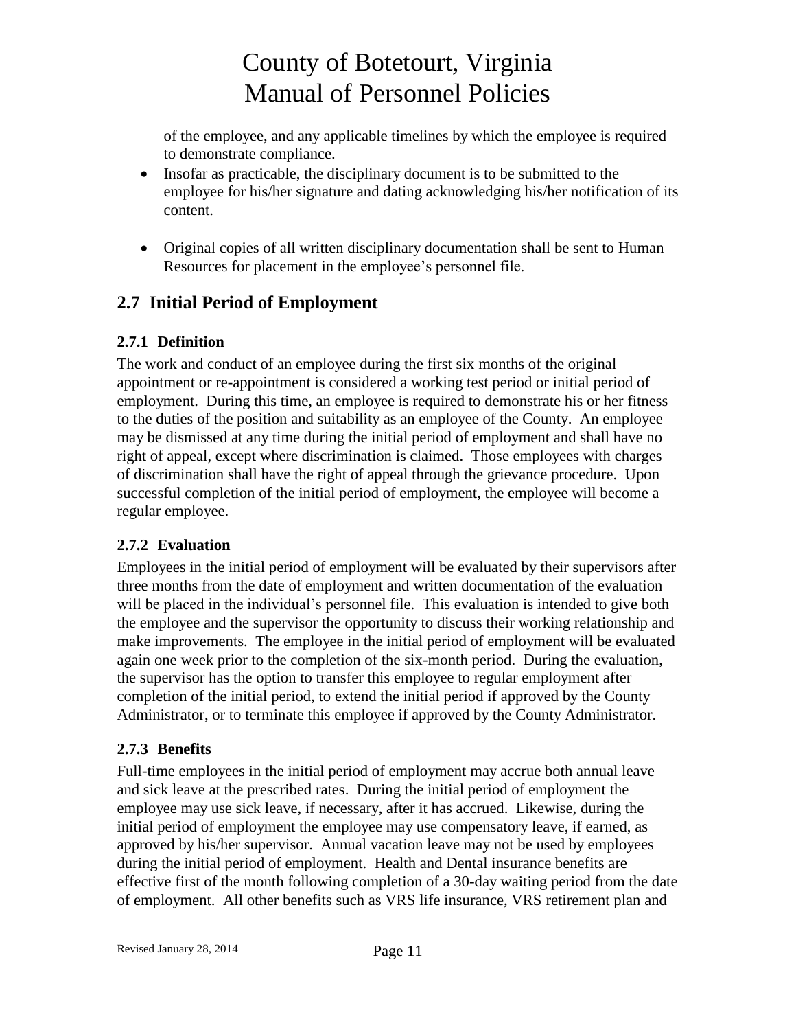of the employee, and any applicable timelines by which the employee is required to demonstrate compliance.

- Insofar as practicable, the disciplinary document is to be submitted to the employee for his/her signature and dating acknowledging his/her notification of its content.
- Original copies of all written disciplinary documentation shall be sent to Human Resources for placement in the employee's personnel file.

## 2.7 Initial Period of Employment

### 2.7.1 Definition

The work and conduct of an employee during the first six months of the original appointment or re-appointment is considered a working test period or initial period of employment. During this time, an employee is required to demonstrate his or her fitness to the duties of the position and suitability as an employee of the County. An employee may be dismissed at any time during the initial period of employment and shall have no right of appeal, except where discrimination is claimed. Those employees with charges of discrimination shall have the right of appeal through the grievance procedure. Upon successful completion of the initial period of employment, the employee will become a regular employee.

### 2.7.2 Evaluation

Employees in the initial period of employment will be evaluated by their supervisors after three months from the date of employment and written documentation of the evaluation will be placed in the individual's personnel file. This evaluation is intended to give both the employee and the supervisor the opportunity to discuss their working relationship and make improvements. The employee in the initial period of employment will be evaluated again one week prior to the completion of the six-month period. During the evaluation, the supervisor has the option to transfer this employee to regular employment after completion of the initial period, to extend the initial period if approved by the County Administrator, or to terminate this employee if approved by the County Administrator.

### 2.7.3 Benefits

Full-time employees in the initial period of employment may accrue both annual leave and sick leave at the prescribed rates. During the initial period of employment the employee may use sick leave, if necessary, after it has accrued. Likewise, during the initial period of employment the employee may use compensatory leave, if earned, as approved by his/her supervisor. Annual vacation leave may not be used by employees during the initial period of employment. Health and Dental insurance benefits are effective first of the month following completion of a 30-day waiting period from the date of employment. All other benefits such as VRS life insurance, VRS retirement plan and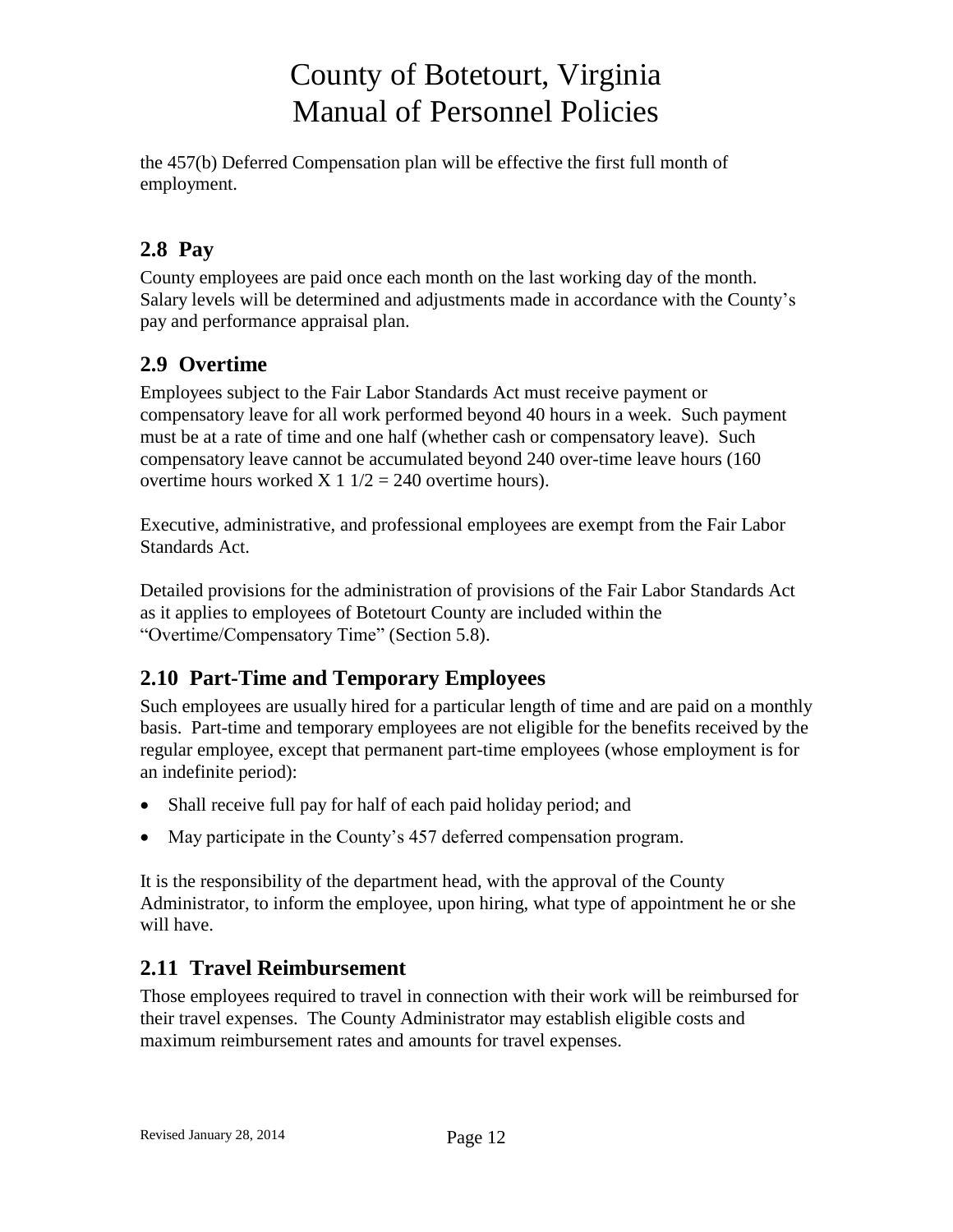the 457(b) Deferred Compensation plan will be effective the first full month of employment.

## 2.8 Pay

County employees are paid once each month on the last working day of the month. Salary levels will be determined and adjustments made in accordance with the County's pay and performance appraisal plan.

## 2.9 Overtime

Employees subject to the Fair Labor Standards Act must receive payment or compensatory leave for all work performed beyond 40 hours in a week. Such payment must be at a rate of time and one half (whether cash or compensatory leave). Such compensatory leave cannot be accumulated beyond 240 over-time leave hours (160 overtime hours worked X 1 1/2 = 240 overtime hours).

Executive, administrative, and professional employees are exempt from the Fair Labor Standards Act.

Detailed provisions for the administration of provisions of the Fair Labor Standards Act as it applies to employees of Botetourt County are included within the "Overtime/Compensatory Time" (Section 5.8).

## 2.10 Part-Time and Temporary Employees

Such employees are usually hired for a particular length of time and are paid on a monthly basis. Part-time and temporary employees are not eligible for the benefits received by the regular employee, except that permanent part-time employees (whose employment is for an indefinite period):

- Shall receive full pay for half of each paid holiday period; and
- May participate in the County's 457 deferred compensation program.

It is the responsibility of the department head, with the approval of the County Administrator, to inform the employee, upon hiring, what type of appointment he or she will have.

## 2.11 Travel Reimbursement

Those employees required to travel in connection with their work will be reimbursed for their travel expenses. The County Administrator may establish eligible costs and maximum reimbursement rates and amounts for travel expenses.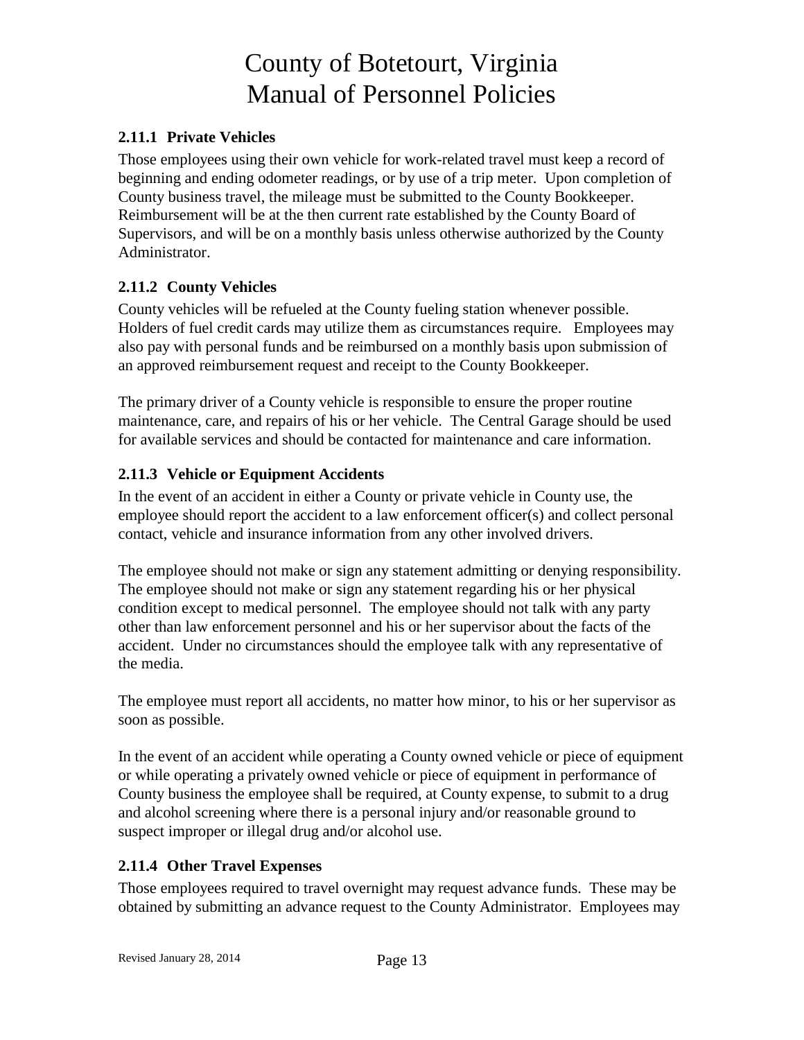### 2.11.1 Private Vehicles

Those employees using their own vehicle for work-related travel must keep a record of beginning and ending odometer readings, or by use of a trip meter. Upon completion of County business travel, the mileage must be submitted to the County Bookkeeper. Reimbursement will be at the then current rate established by the County Board of Supervisors, and will be on a monthly basis unless otherwise authorized by the County Administrator.

### 2.11.2 County Vehicles

County vehicles will be refueled at the County fueling station whenever possible. Holders of fuel credit cards may utilize them as circumstances require. Employees may also pay with personal funds and be reimbursed on a monthly basis upon submission of an approved reimbursement request and receipt to the County Bookkeeper.

The primary driver of a County vehicle is responsible to ensure the proper routine maintenance, care, and repairs of his or her vehicle. The Central Garage should be used for available services and should be contacted for maintenance and care information.

### 2.11.3 Vehicle or Equipment Accidents

In the event of an accident in either a County or private vehicle in County use, the employee should report the accident to a law enforcement officer(s) and collect personal contact, vehicle and insurance information from any other involved drivers.

The employee should not make or sign any statement admitting or denying responsibility. The employee should not make or sign any statement regarding his or her physical condition except to medical personnel. The employee should not talk with any party other than law enforcement personnel and his or her supervisor about the facts of the accident. Under no circumstances should the employee talk with any representative of the media.

The employee must report all accidents, no matter how minor, to his or her supervisor as soon as possible.

In the event of an accident while operating a County owned vehicle or piece of equipment or while operating a privately owned vehicle or piece of equipment in performance of County business the employee shall be required, at County expense, to submit to a drug and alcohol screening where there is a personal injury and/or reasonable ground to suspect improper or illegal drug and/or alcohol use.

### 2.11.4 Other Travel Expenses

Those employees required to travel overnight may request advance funds. These may be obtained by submitting an advance request to the County Administrator. Employees may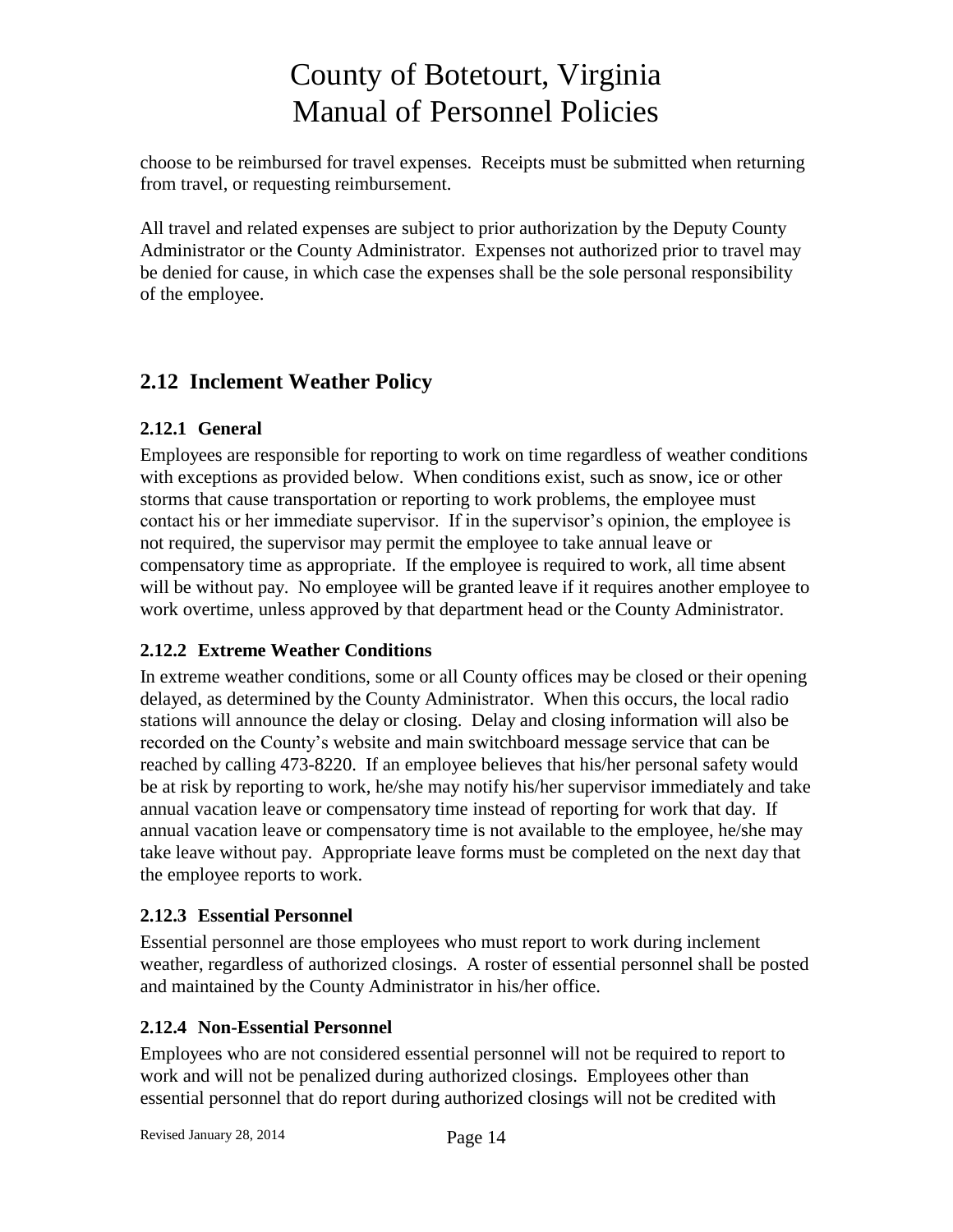choose to be reimbursed for travel expenses. Receipts must be submitted when returning from travel, or requesting reimbursement.

All travel and related expenses are subject to prior authorization by the Deputy County Administrator or the County Administrator. Expenses not authorized prior to travel may be denied for cause, in which case the expenses shall be the sole personal responsibility of the employee.

## 2.12 Inclement Weather Policy

### 2.12.1 General

Employees are responsible for reporting to work on time regardless of weather conditions with exceptions as provided below. When conditions exist, such as snow, ice or other storms that cause transportation or reporting to work problems, the employee must contact his or her immediate supervisor. If in the supervisor's opinion, the employee is not required, the supervisor may permit the employee to take annual leave or compensatory time as appropriate. If the employee is required to work, all time absent will be without pay. No employee will be granted leave if it requires another employee to work overtime, unless approved by that department head or the County Administrator.

### 2.12.2 Extreme Weather Conditions

In extreme weather conditions, some or all County offices may be closed or their opening delayed, as determined by the County Administrator. When this occurs, the local radio stations will announce the delay or closing. Delay and closing information will also be recorded on the County's website and main switchboard message service that can be reached by calling 473-8220. If an employee believes that his/her personal safety would be at risk by reporting to work, he/she may notify his/her supervisor immediately and take annual vacation leave or compensatory time instead of reporting for work that day. If annual vacation leave or compensatory time is not available to the employee, he/she may take leave without pay. Appropriate leave forms must be completed on the next day that the employee reports to work.

### 2.12.3 Essential Personnel

Essential personnel are those employees who must report to work during inclement weather, regardless of authorized closings. A roster of essential personnel shall be posted and maintained by the County Administrator in his/her office.

### 2.12.4 Non-Essential Personnel

Employees who are not considered essential personnel will not be required to report to work and will not be penalized during authorized closings. Employees other than essential personnel that do report during authorized closings will not be credited with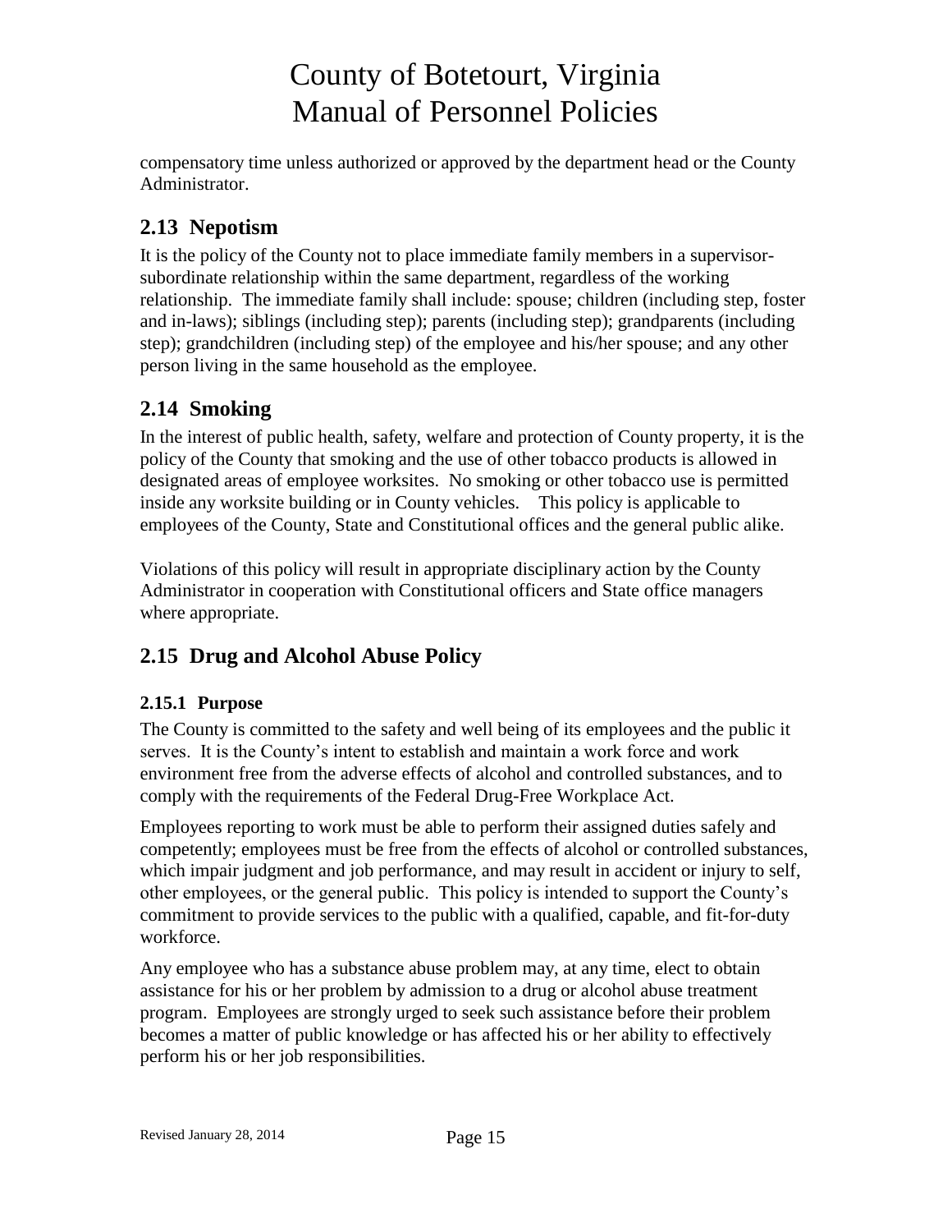compensatory time unless authorized or approved by the department head or the County Administrator.

## 2.13 Nepotism

It is the policy of the County not to place immediate family members in a supervisor-subordinate relationship within the same department, regardless of the working relationship. The immediate family shall include: spouse; children (including step, foster and in-laws); siblings (including step); parents (including step); grandparents (including step); grandchildren (including step) of the employee and his/her spouse; and any other person living in the same household as the employee.

## 2.14 Smoking

In the interest of public health, safety, welfare and protection of County property, it is the policy of the County that smoking and the use of other tobacco products is allowed in designated areas of employee worksites. No smoking or other tobacco use is permitted inside any worksite building or in County vehicles. This policy is applicable to employees of the County, State and Constitutional offices and the general public alike.

Violations of this policy will result in appropriate disciplinary action by the County Administrator in cooperation with Constitutional officers and State office managers where appropriate.

## 2.15 Drug and Alcohol Abuse Policy

### 2.15.1 Purpose

The County is committed to the safety and well being of its employees and the public it serves. It is the County's intent to establish and maintain a work force and work environment free from the adverse effects of alcohol and controlled substances, and to comply with the requirements of the Federal Drug-Free Workplace Act.

Employees reporting to work must be able to perform their assigned duties safely and competently; employees must be free from the effects of alcohol or controlled substances, which impair judgment and job performance, and may result in accident or injury to self, other employees, or the general public. This policy is intended to support the County's commitment to provide services to the public with a qualified, capable, and fit-for-duty workforce.

Any employee who has a substance abuse problem may, at any time, elect to obtain assistance for his or her problem by admission to a drug or alcohol abuse treatment program. Employees are strongly urged to seek such assistance before their problem becomes a matter of public knowledge or has affected his or her ability to effectively perform his or her job responsibilities.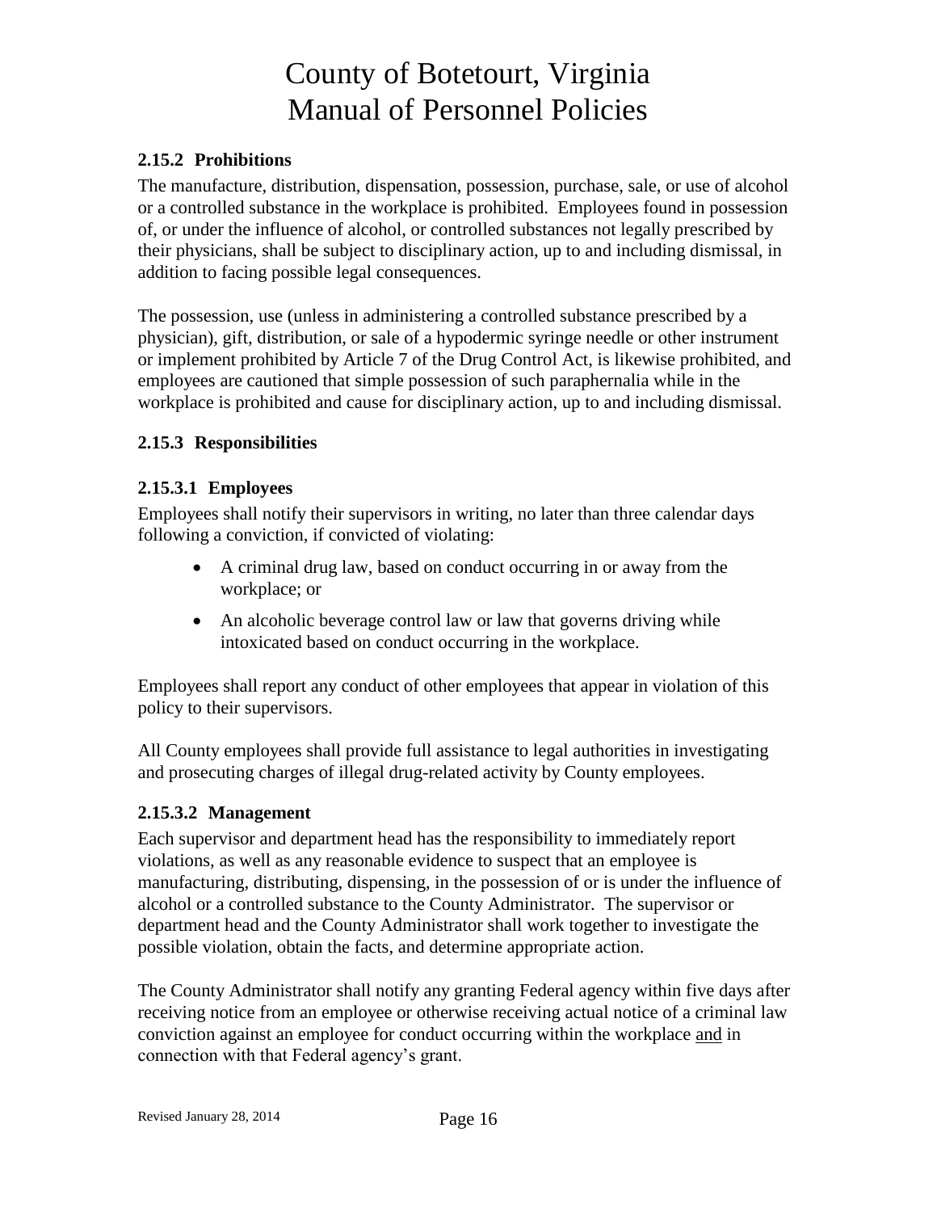### 2.15.2 Prohibitions

The manufacture, distribution, dispensation, possession, purchase, sale, or use of alcohol or a controlled substance in the workplace is prohibited. Employees found in possession of, or under the influence of alcohol, or controlled substances not legally prescribed by their physicians, shall be subject to disciplinary action, up to and including dismissal, in addition to facing possible legal consequences.

The possession, use (unless in administering a controlled substance prescribed by a physician), gift, distribution, or sale of a hypodermic syringe needle or other instrument or implement prohibited by Article 7 of the Drug Control Act, is likewise prohibited, and employees are cautioned that simple possession of such paraphernalia while in the workplace is prohibited and cause for disciplinary action, up to and including dismissal.

### 2.15.3 Responsibilities

#### 2.15.3.1 Employees

Employees shall notify their supervisors in writing, no later than three calendar days following a conviction, if convicted of violating:

- A criminal drug law, based on conduct occurring in or away from the workplace; or
- An alcoholic beverage control law or law that governs driving while intoxicated based on conduct occurring in the workplace.

Employees shall report any conduct of other employees that appear in violation of this policy to their supervisors.

All County employees shall provide full assistance to legal authorities in investigating and prosecuting charges of illegal drug-related activity by County employees.

#### 2.15.3.2 Management

Each supervisor and department head has the responsibility to immediately report violations, as well as any reasonable evidence to suspect that an employee is manufacturing, distributing, dispensing, in the possession of or is under the influence of alcohol or a controlled substance to the County Administrator. The supervisor or department head and the County Administrator shall work together to investigate the possible violation, obtain the facts, and determine appropriate action.

The County Administrator shall notify any granting Federal agency within five days after receiving notice from an employee or otherwise receiving actual notice of a criminal law conviction against an employee for conduct occurring within the workplace <u>and</u> in connection with that Federal agency's grant.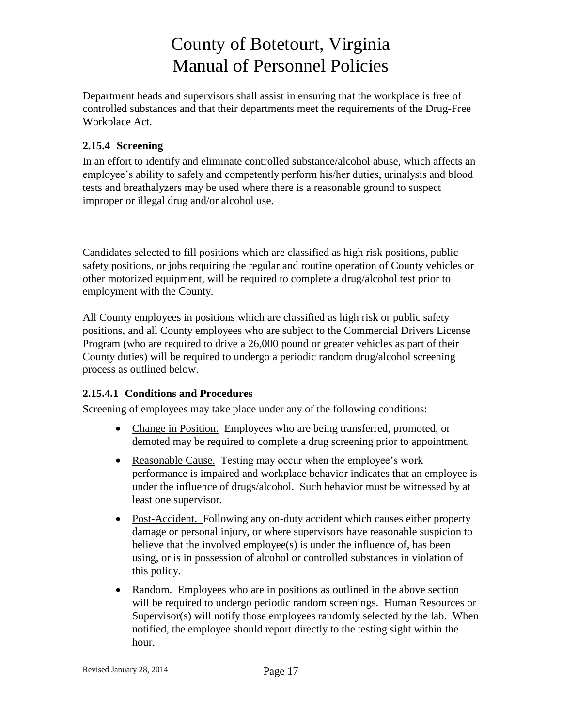Department heads and supervisors shall assist in ensuring that the workplace is free of controlled substances and that their departments meet the requirements of the Drug-Free Workplace Act.

### 2.15.4 Screening

In an effort to identify and eliminate controlled substance/alcohol abuse, which affects an employee's ability to safely and competently perform his/her duties, urinalysis and blood tests and breathalyzers may be used where there is a reasonable ground to suspect improper or illegal drug and/or alcohol use.

Candidates selected to fill positions which are classified as high risk positions, public safety positions, or jobs requiring the regular and routine operation of County vehicles or other motorized equipment, will be required to complete a drug/alcohol test prior to employment with the County.

All County employees in positions which are classified as high risk or public safety positions, and all County employees who are subject to the Commercial Drivers License Program (who are required to drive a 26,000 pound or greater vehicles as part of their County duties) will be required to undergo a periodic random drug/alcohol screening process as outlined below.

#### 2.15.4.1 Conditions and Procedures

Screening of employees may take place under any of the following conditions:

- Change in Position. Employees who are being transferred, promoted, or demoted may be required to complete a drug screening prior to appointment.
- Reasonable Cause. Testing may occur when the employee's work performance is impaired and workplace behavior indicates that an employee is under the influence of drugs/alcohol. Such behavior must be witnessed by at least one supervisor.
- Post-Accident. Following any on-duty accident which causes either property damage or personal injury, or where supervisors have reasonable suspicion to believe that the involved employee(s) is under the influence of, has been using, or is in possession of alcohol or controlled substances in violation of this policy.
- Random. Employees who are in positions as outlined in the above section will be required to undergo periodic random screenings. Human Resources or Supervisor(s) will notify those employees randomly selected by the lab. When notified, the employee should report directly to the testing sight within the hour.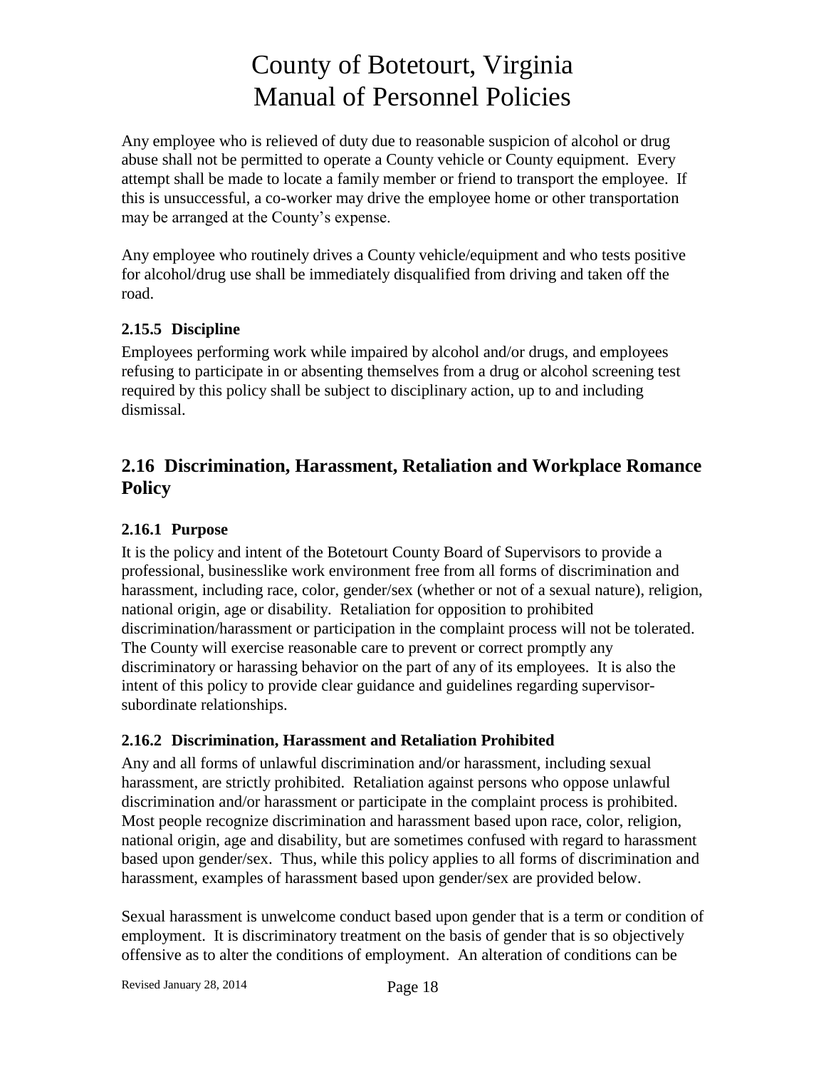Any employee who is relieved of duty due to reasonable suspicion of alcohol or drug abuse shall not be permitted to operate a County vehicle or County equipment. Every attempt shall be made to locate a family member or friend to transport the employee. If this is unsuccessful, a co-worker may drive the employee home or other transportation may be arranged at the County's expense.

Any employee who routinely drives a County vehicle/equipment and who tests positive for alcohol/drug use shall be immediately disqualified from driving and taken off the road.

### 2.15.5 Discipline

Employees performing work while impaired by alcohol and/or drugs, and employees refusing to participate in or absenting themselves from a drug or alcohol screening test required by this policy shall be subject to disciplinary action, up to and including dismissal.

## 2.16 Discrimination, Harassment, Retaliation and Workplace Romance Policy

### 2.16.1 Purpose

It is the policy and intent of the Botetourt County Board of Supervisors to provide a professional, businesslike work environment free from all forms of discrimination and harassment, including race, color, gender/sex (whether or not of a sexual nature), religion, national origin, age or disability. Retaliation for opposition to prohibited discrimination/harassment or participation in the complaint process will not be tolerated. The County will exercise reasonable care to prevent or correct promptly any discriminatory or harassing behavior on the part of any of its employees. It is also the intent of this policy to provide clear guidance and guidelines regarding supervisor-subordinate relationships.

### 2.16.2 Discrimination, Harassment and Retaliation Prohibited

Any and all forms of unlawful discrimination and/or harassment, including sexual harassment, are strictly prohibited. Retaliation against persons who oppose unlawful discrimination and/or harassment or participate in the complaint process is prohibited. Most people recognize discrimination and harassment based upon race, color, religion, national origin, age and disability, but are sometimes confused with regard to harassment based upon gender/sex. Thus, while this policy applies to all forms of discrimination and harassment, examples of harassment based upon gender/sex are provided below.

Sexual harassment is unwelcome conduct based upon gender that is a term or condition of employment. It is discriminatory treatment on the basis of gender that is so objectively offensive as to alter the conditions of employment. An alteration of conditions can be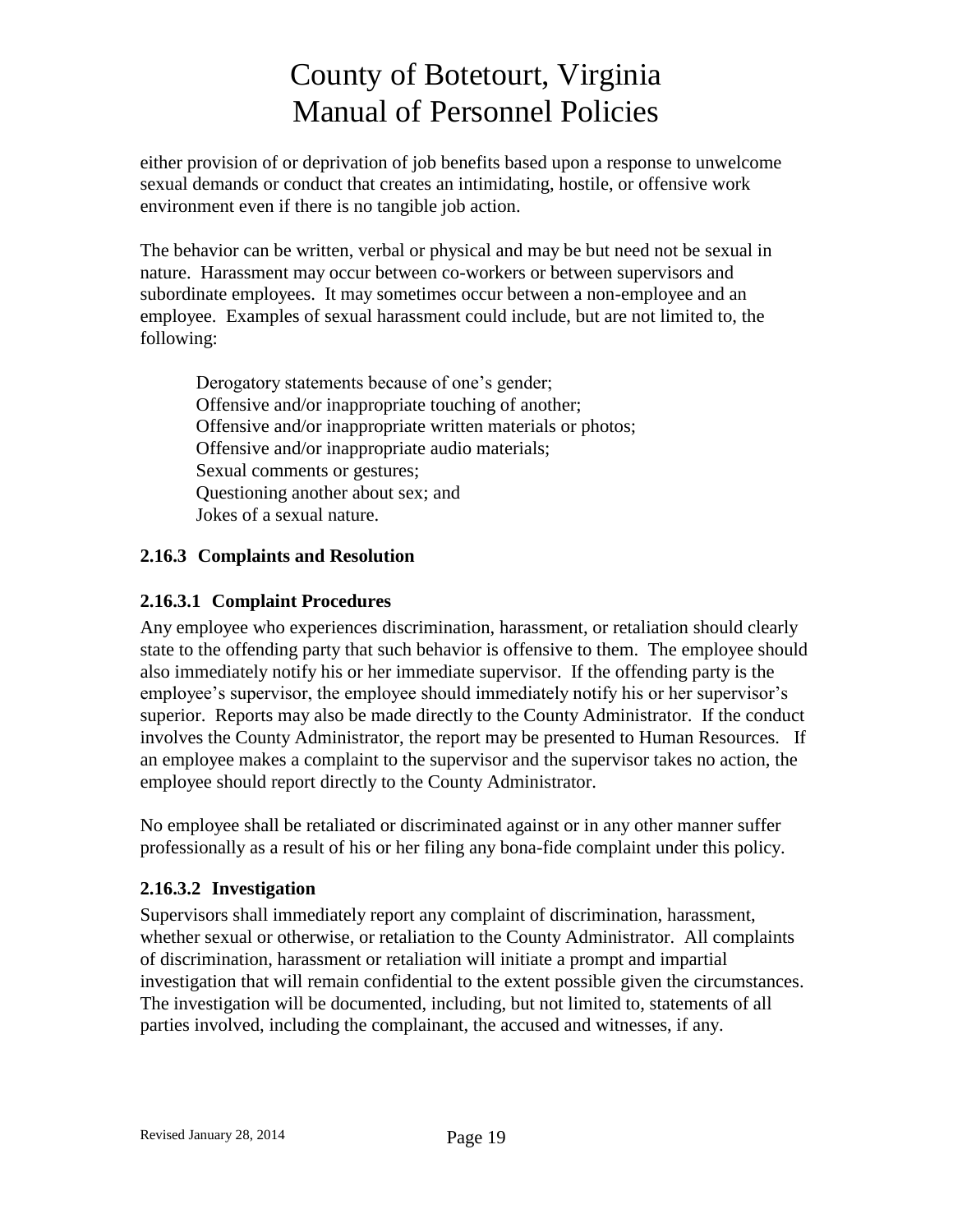either provision of or deprivation of job benefits based upon a response to unwelcome sexual demands or conduct that creates an intimidating, hostile, or offensive work environment even if there is no tangible job action.

The behavior can be written, verbal or physical and may be but need not be sexual in nature. Harassment may occur between co-workers or between supervisors and subordinate employees. It may sometimes occur between a non-employee and an employee. Examples of sexual harassment could include, but are not limited to, the following:

> Derogatory statements because of one's gender;
> Offensive and/or inappropriate touching of another;
> Offensive and/or inappropriate written materials or photos;
> Offensive and/or inappropriate audio materials;
> Sexual comments or gestures;
> Questioning another about sex; and
> Jokes of a sexual nature.

### 2.16.3 Complaints and Resolution

#### 2.16.3.1 Complaint Procedures

Any employee who experiences discrimination, harassment, or retaliation should clearly state to the offending party that such behavior is offensive to them. The employee should also immediately notify his or her immediate supervisor. If the offending party is the employee's supervisor, the employee should immediately notify his or her supervisor's superior. Reports may also be made directly to the County Administrator. If the conduct involves the County Administrator, the report may be presented to Human Resources. If an employee makes a complaint to the supervisor and the supervisor takes no action, the employee should report directly to the County Administrator.

No employee shall be retaliated or discriminated against or in any other manner suffer professionally as a result of his or her filing any bona-fide complaint under this policy.

#### 2.16.3.2 Investigation

Supervisors shall immediately report any complaint of discrimination, harassment, whether sexual or otherwise, or retaliation to the County Administrator. All complaints of discrimination, harassment or retaliation will initiate a prompt and impartial investigation that will remain confidential to the extent possible given the circumstances. The investigation will be documented, including, but not limited to, statements of all parties involved, including the complainant, the accused and witnesses, if any.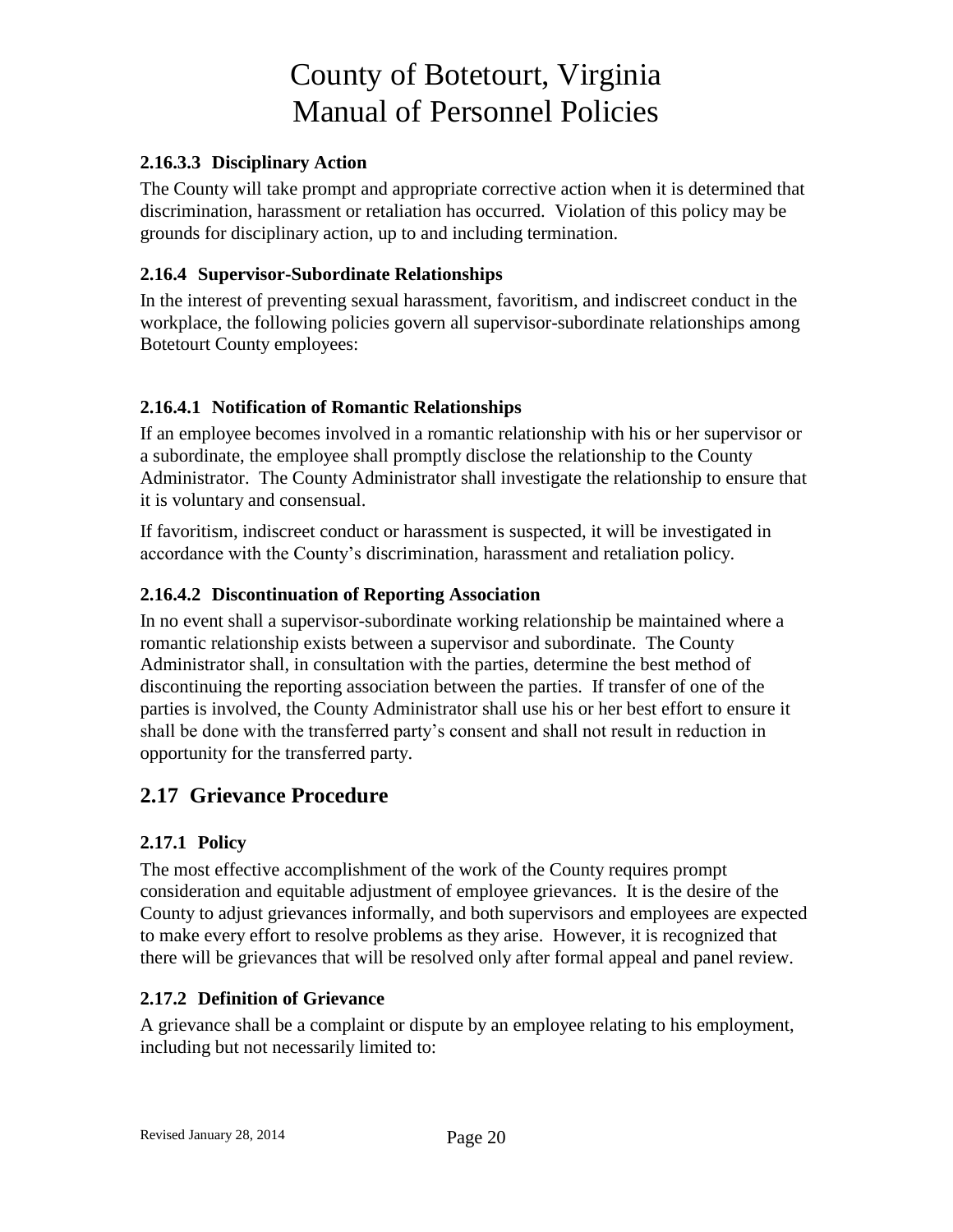### 2.16.3.3 Disciplinary Action

The County will take prompt and appropriate corrective action when it is determined that discrimination, harassment or retaliation has occurred. Violation of this policy may be grounds for disciplinary action, up to and including termination.

### 2.16.4 Supervisor-Subordinate Relationships

In the interest of preventing sexual harassment, favoritism, and indiscreet conduct in the workplace, the following policies govern all supervisor-subordinate relationships among Botetourt County employees:

### 2.16.4.1 Notification of Romantic Relationships

If an employee becomes involved in a romantic relationship with his or her supervisor or a subordinate, the employee shall promptly disclose the relationship to the County Administrator. The County Administrator shall investigate the relationship to ensure that it is voluntary and consensual.

If favoritism, indiscreet conduct or harassment is suspected, it will be investigated in accordance with the County's discrimination, harassment and retaliation policy.

### 2.16.4.2 Discontinuation of Reporting Association

In no event shall a supervisor-subordinate working relationship be maintained where a romantic relationship exists between a supervisor and subordinate. The County Administrator shall, in consultation with the parties, determine the best method of discontinuing the reporting association between the parties. If transfer of one of the parties is involved, the County Administrator shall use his or her best effort to ensure it shall be done with the transferred party's consent and shall not result in reduction in opportunity for the transferred party.

## 2.17 Grievance Procedure

### 2.17.1 Policy

The most effective accomplishment of the work of the County requires prompt consideration and equitable adjustment of employee grievances. It is the desire of the County to adjust grievances informally, and both supervisors and employees are expected to make every effort to resolve problems as they arise. However, it is recognized that there will be grievances that will be resolved only after formal appeal and panel review.

### 2.17.2 Definition of Grievance

A grievance shall be a complaint or dispute by an employee relating to his employment, including but not necessarily limited to: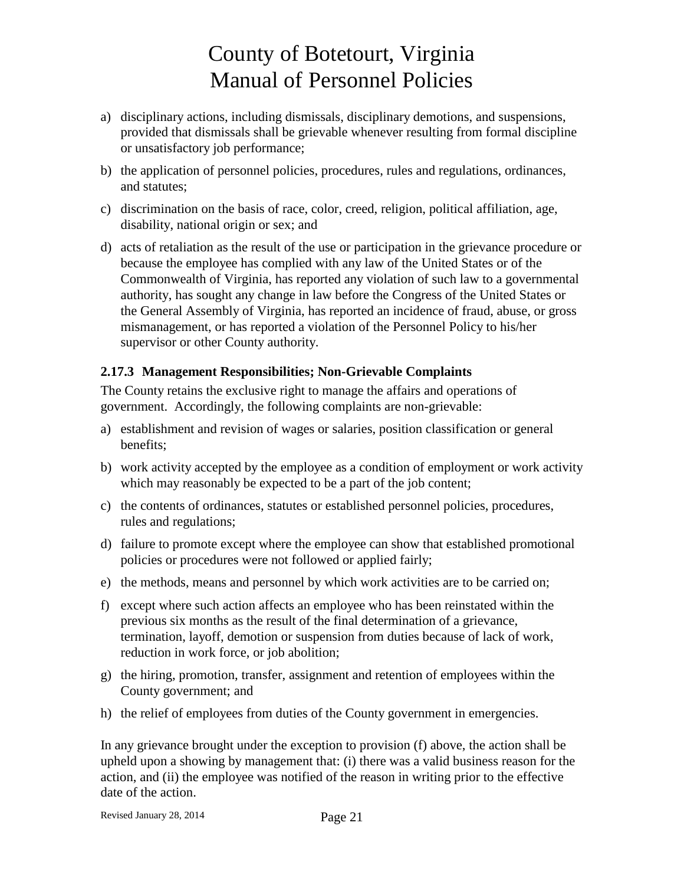a) disciplinary actions, including dismissals, disciplinary demotions, and suspensions, provided that dismissals shall be grievable whenever resulting from formal discipline or unsatisfactory job performance;

b) the application of personnel policies, procedures, rules and regulations, ordinances, and statutes;

c) discrimination on the basis of race, color, creed, religion, political affiliation, age, disability, national origin or sex; and

d) acts of retaliation as the result of the use or participation in the grievance procedure or because the employee has complied with any law of the United States or of the Commonwealth of Virginia, has reported any violation of such law to a governmental authority, has sought any change in law before the Congress of the United States or the General Assembly of Virginia, has reported an incidence of fraud, abuse, or gross mismanagement, or has reported a violation of the Personnel Policy to his/her supervisor or other County authority.

### 2.17.3 Management Responsibilities; Non-Grievable Complaints

The County retains the exclusive right to manage the affairs and operations of government. Accordingly, the following complaints are non-grievable:

a) establishment and revision of wages or salaries, position classification or general benefits;

b) work activity accepted by the employee as a condition of employment or work activity which may reasonably be expected to be a part of the job content;

c) the contents of ordinances, statutes or established personnel policies, procedures, rules and regulations;

d) failure to promote except where the employee can show that established promotional policies or procedures were not followed or applied fairly;

e) the methods, means and personnel by which work activities are to be carried on;

f) except where such action affects an employee who has been reinstated within the previous six months as the result of the final determination of a grievance, termination, layoff, demotion or suspension from duties because of lack of work, reduction in work force, or job abolition;

g) the hiring, promotion, transfer, assignment and retention of employees within the County government; and

h) the relief of employees from duties of the County government in emergencies.

In any grievance brought under the exception to provision (f) above, the action shall be upheld upon a showing by management that: (i) there was a valid business reason for the action, and (ii) the employee was notified of the reason in writing prior to the effective date of the action.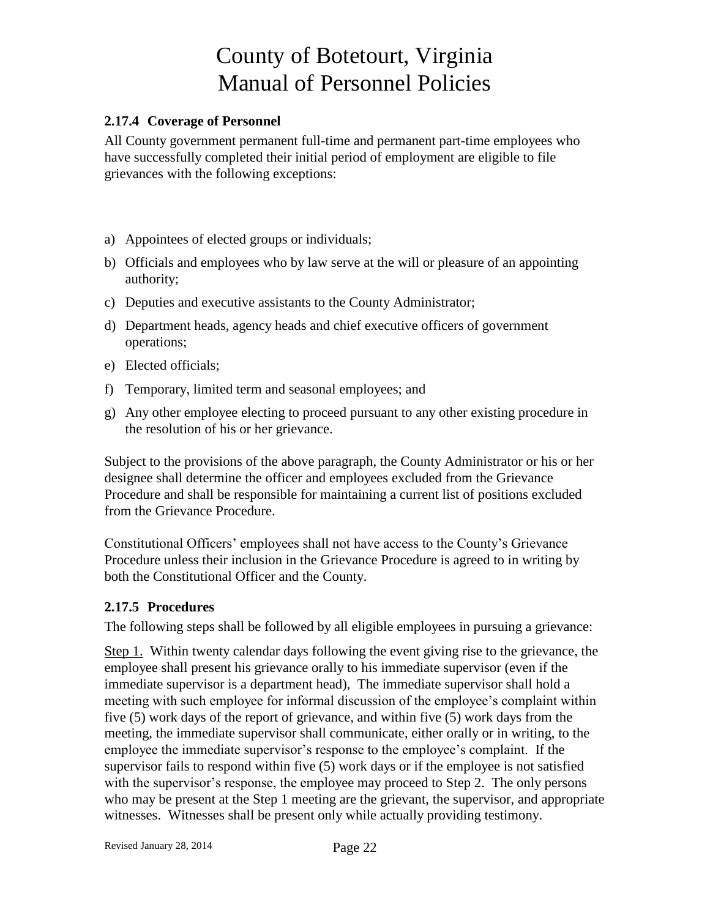### 2.17.4 Coverage of Personnel

All County government permanent full-time and permanent part-time employees who have successfully completed their initial period of employment are eligible to file grievances with the following exceptions:

a) Appointees of elected groups or individuals;

b) Officials and employees who by law serve at the will or pleasure of an appointing authority;

c) Deputies and executive assistants to the County Administrator;

d) Department heads, agency heads and chief executive officers of government operations;

e) Elected officials;

f) Temporary, limited term and seasonal employees; and

g) Any other employee electing to proceed pursuant to any other existing procedure in the resolution of his or her grievance.

Subject to the provisions of the above paragraph, the County Administrator or his or her designee shall determine the officer and employees excluded from the Grievance Procedure and shall be responsible for maintaining a current list of positions excluded from the Grievance Procedure.

Constitutional Officers' employees shall not have access to the County's Grievance Procedure unless their inclusion in the Grievance Procedure is agreed to in writing by both the Constitutional Officer and the County.

### 2.17.5 Procedures

The following steps shall be followed by all eligible employees in pursuing a grievance:

Step 1. Within twenty calendar days following the event giving rise to the grievance, the employee shall present his grievance orally to his immediate supervisor (even if the immediate supervisor is a department head), The immediate supervisor shall hold a meeting with such employee for informal discussion of the employee's complaint within five (5) work days of the report of grievance, and within five (5) work days from the meeting, the immediate supervisor shall communicate, either orally or in writing, to the employee the immediate supervisor's response to the employee's complaint. If the supervisor fails to respond within five (5) work days or if the employee is not satisfied with the supervisor's response, the employee may proceed to Step 2. The only persons who may be present at the Step 1 meeting are the grievant, the supervisor, and appropriate witnesses. Witnesses shall be present only while actually providing testimony.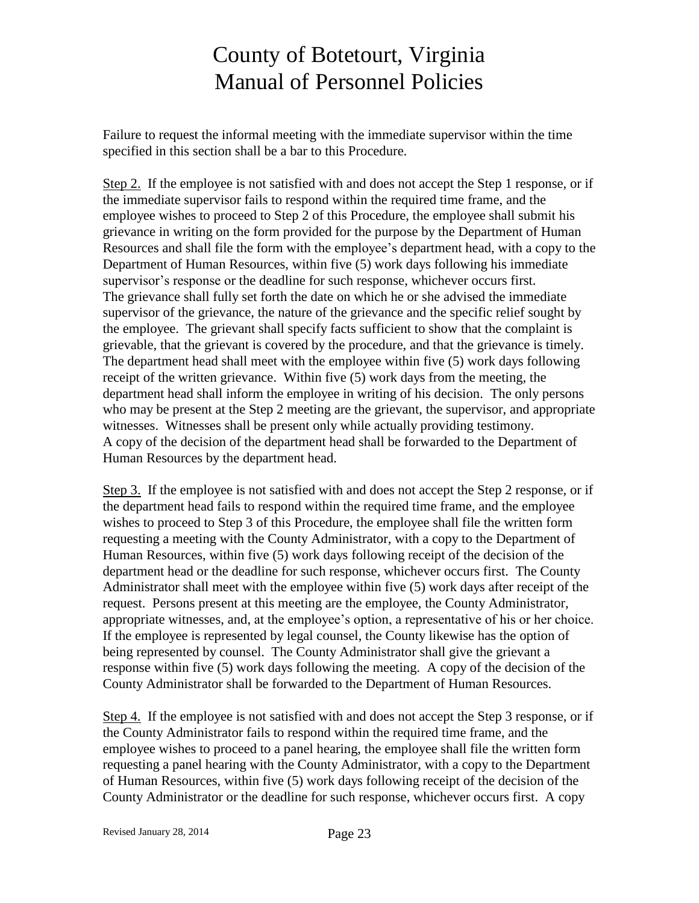Failure to request the informal meeting with the immediate supervisor within the time specified in this section shall be a bar to this Procedure.

Step 2. If the employee is not satisfied with and does not accept the Step 1 response, or if the immediate supervisor fails to respond within the required time frame, and the employee wishes to proceed to Step 2 of this Procedure, the employee shall submit his grievance in writing on the form provided for the purpose by the Department of Human Resources and shall file the form with the employee's department head, with a copy to the Department of Human Resources, within five (5) work days following his immediate supervisor's response or the deadline for such response, whichever occurs first. The grievance shall fully set forth the date on which he or she advised the immediate supervisor of the grievance, the nature of the grievance and the specific relief sought by the employee. The grievant shall specify facts sufficient to show that the complaint is grievable, that the grievant is covered by the procedure, and that the grievance is timely. The department head shall meet with the employee within five (5) work days following receipt of the written grievance. Within five (5) work days from the meeting, the department head shall inform the employee in writing of his decision. The only persons who may be present at the Step 2 meeting are the grievant, the supervisor, and appropriate witnesses. Witnesses shall be present only while actually providing testimony. A copy of the decision of the department head shall be forwarded to the Department of Human Resources by the department head.

Step 3. If the employee is not satisfied with and does not accept the Step 2 response, or if the department head fails to respond within the required time frame, and the employee wishes to proceed to Step 3 of this Procedure, the employee shall file the written form requesting a meeting with the County Administrator, with a copy to the Department of Human Resources, within five (5) work days following receipt of the decision of the department head or the deadline for such response, whichever occurs first. The County Administrator shall meet with the employee within five (5) work days after receipt of the request. Persons present at this meeting are the employee, the County Administrator, appropriate witnesses, and, at the employee's option, a representative of his or her choice. If the employee is represented by legal counsel, the County likewise has the option of being represented by counsel. The County Administrator shall give the grievant a response within five (5) work days following the meeting. A copy of the decision of the County Administrator shall be forwarded to the Department of Human Resources.

Step 4. If the employee is not satisfied with and does not accept the Step 3 response, or if the County Administrator fails to respond within the required time frame, and the employee wishes to proceed to a panel hearing, the employee shall file the written form requesting a panel hearing with the County Administrator, with a copy to the Department of Human Resources, within five (5) work days following receipt of the decision of the County Administrator or the deadline for such response, whichever occurs first. A copy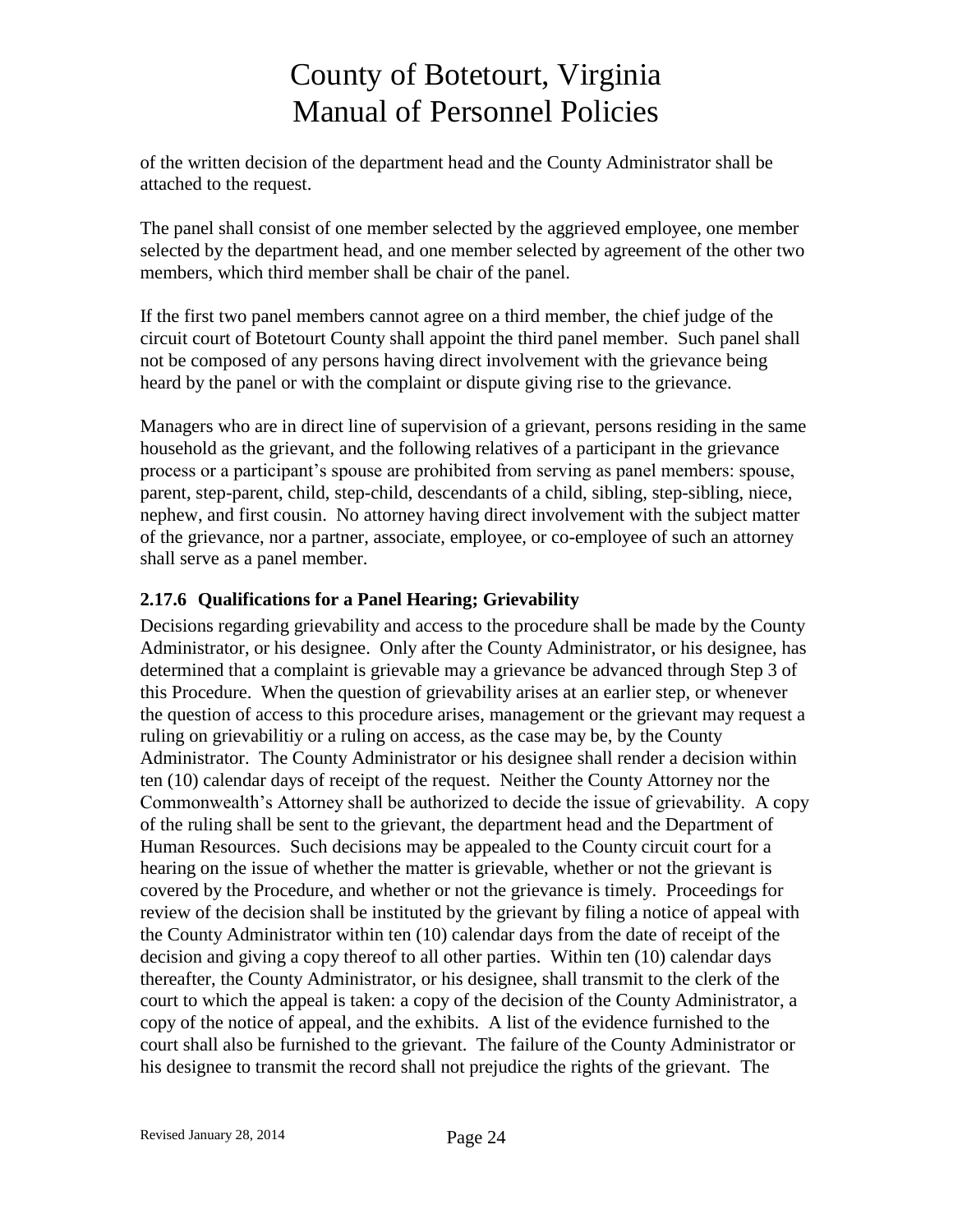of the written decision of the department head and the County Administrator shall be attached to the request.

The panel shall consist of one member selected by the aggrieved employee, one member selected by the department head, and one member selected by agreement of the other two members, which third member shall be chair of the panel.

If the first two panel members cannot agree on a third member, the chief judge of the circuit court of Botetourt County shall appoint the third panel member. Such panel shall not be composed of any persons having direct involvement with the grievance being heard by the panel or with the complaint or dispute giving rise to the grievance.

Managers who are in direct line of supervision of a grievant, persons residing in the same household as the grievant, and the following relatives of a participant in the grievance process or a participant's spouse are prohibited from serving as panel members: spouse, parent, step-parent, child, step-child, descendants of a child, sibling, step-sibling, niece, nephew, and first cousin. No attorney having direct involvement with the subject matter of the grievance, nor a partner, associate, employee, or co-employee of such an attorney shall serve as a panel member.

### 2.17.6 Qualifications for a Panel Hearing; Grievability

Decisions regarding grievability and access to the procedure shall be made by the County Administrator, or his designee. Only after the County Administrator, or his designee, has determined that a complaint is grievable may a grievance be advanced through Step 3 of this Procedure. When the question of grievability arises at an earlier step, or whenever the question of access to this procedure arises, management or the grievant may request a ruling on grievabilitiy or a ruling on access, as the case may be, by the County Administrator. The County Administrator or his designee shall render a decision within ten (10) calendar days of receipt of the request. Neither the County Attorney nor the Commonwealth's Attorney shall be authorized to decide the issue of grievability. A copy of the ruling shall be sent to the grievant, the department head and the Department of Human Resources. Such decisions may be appealed to the County circuit court for a hearing on the issue of whether the matter is grievable, whether or not the grievant is covered by the Procedure, and whether or not the grievance is timely. Proceedings for review of the decision shall be instituted by the grievant by filing a notice of appeal with the County Administrator within ten (10) calendar days from the date of receipt of the decision and giving a copy thereof to all other parties. Within ten (10) calendar days thereafter, the County Administrator, or his designee, shall transmit to the clerk of the court to which the appeal is taken: a copy of the decision of the County Administrator, a copy of the notice of appeal, and the exhibits. A list of the evidence furnished to the court shall also be furnished to the grievant. The failure of the County Administrator or his designee to transmit the record shall not prejudice the rights of the grievant. The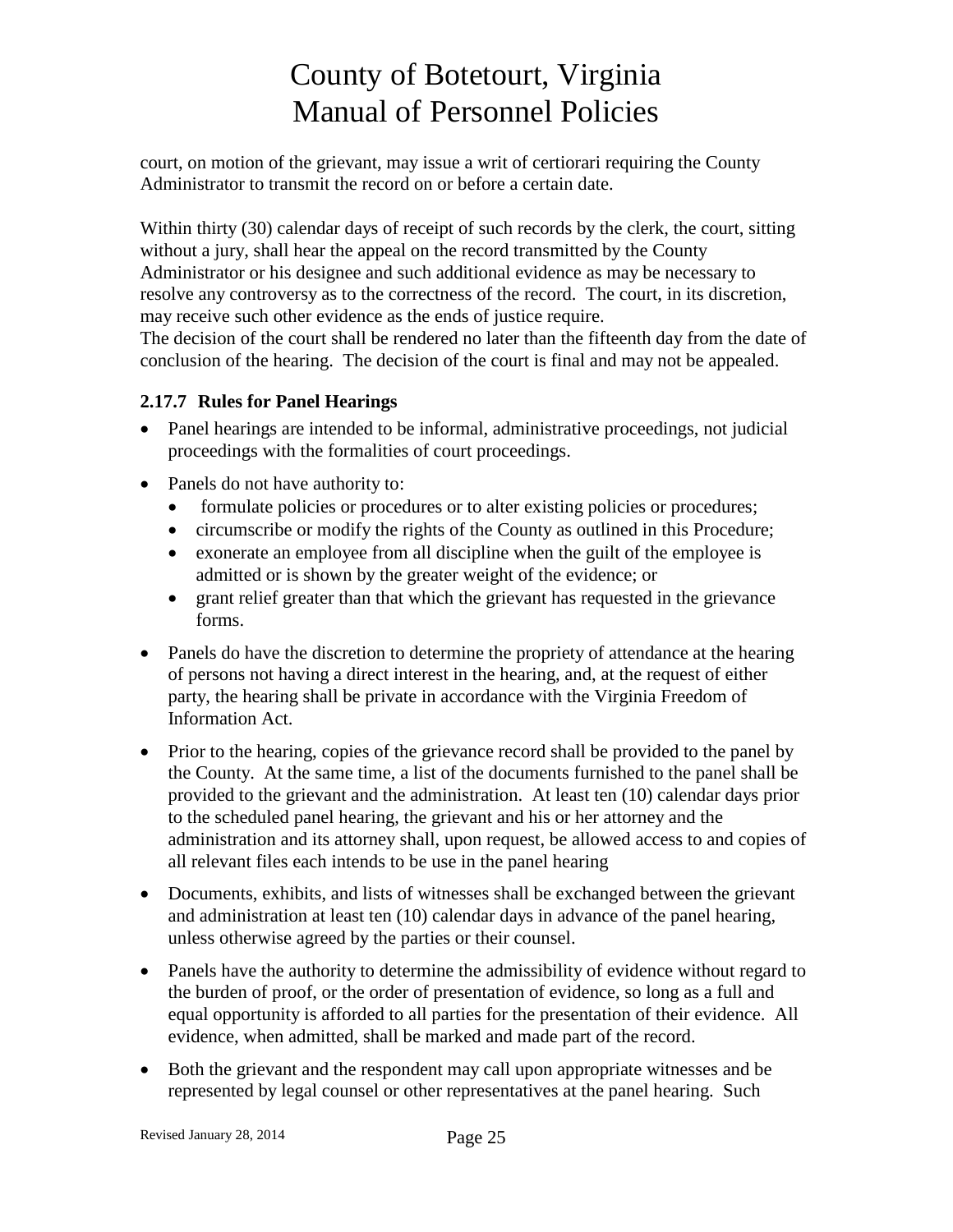court, on motion of the grievant, may issue a writ of certiorari requiring the County Administrator to transmit the record on or before a certain date.

Within thirty (30) calendar days of receipt of such records by the clerk, the court, sitting without a jury, shall hear the appeal on the record transmitted by the County Administrator or his designee and such additional evidence as may be necessary to resolve any controversy as to the correctness of the record. The court, in its discretion, may receive such other evidence as the ends of justice require.
The decision of the court shall be rendered no later than the fifteenth day from the date of conclusion of the hearing. The decision of the court is final and may not be appealed.

### 2.17.7 Rules for Panel Hearings

- Panel hearings are intended to be informal, administrative proceedings, not judicial proceedings with the formalities of court proceedings.
- Panels do not have authority to:
  - formulate policies or procedures or to alter existing policies or procedures;
  - circumscribe or modify the rights of the County as outlined in this Procedure;
  - exonerate an employee from all discipline when the guilt of the employee is admitted or is shown by the greater weight of the evidence; or
  - grant relief greater than that which the grievant has requested in the grievance forms.
- Panels do have the discretion to determine the propriety of attendance at the hearing of persons not having a direct interest in the hearing, and, at the request of either party, the hearing shall be private in accordance with the Virginia Freedom of Information Act.
- Prior to the hearing, copies of the grievance record shall be provided to the panel by the County. At the same time, a list of the documents furnished to the panel shall be provided to the grievant and the administration. At least ten (10) calendar days prior to the scheduled panel hearing, the grievant and his or her attorney and the administration and its attorney shall, upon request, be allowed access to and copies of all relevant files each intends to be use in the panel hearing
- Documents, exhibits, and lists of witnesses shall be exchanged between the grievant and administration at least ten (10) calendar days in advance of the panel hearing, unless otherwise agreed by the parties or their counsel.
- Panels have the authority to determine the admissibility of evidence without regard to the burden of proof, or the order of presentation of evidence, so long as a full and equal opportunity is afforded to all parties for the presentation of their evidence. All evidence, when admitted, shall be marked and made part of the record.
- Both the grievant and the respondent may call upon appropriate witnesses and be represented by legal counsel or other representatives at the panel hearing. Such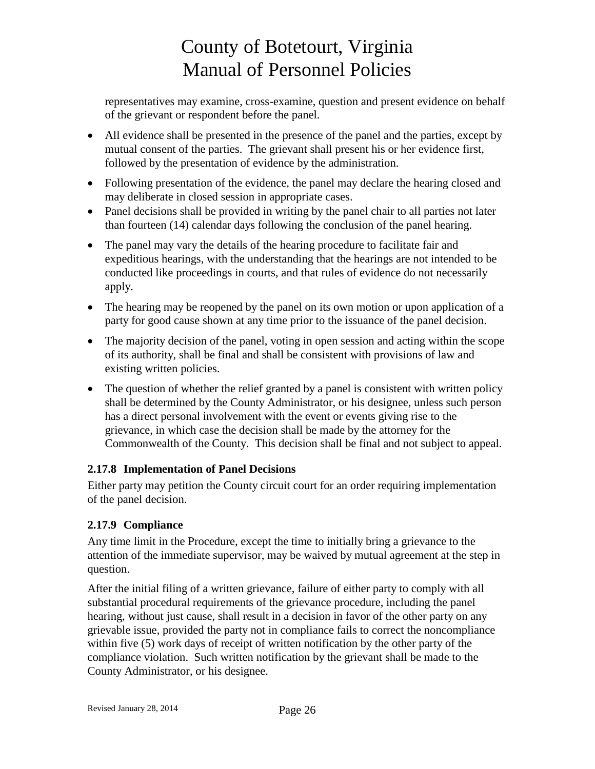representatives may examine, cross-examine, question and present evidence on behalf of the grievant or respondent before the panel.

- All evidence shall be presented in the presence of the panel and the parties, except by mutual consent of the parties. The grievant shall present his or her evidence first, followed by the presentation of evidence by the administration.
- Following presentation of the evidence, the panel may declare the hearing closed and may deliberate in closed session in appropriate cases.
- Panel decisions shall be provided in writing by the panel chair to all parties not later than fourteen (14) calendar days following the conclusion of the panel hearing.
- The panel may vary the details of the hearing procedure to facilitate fair and expeditious hearings, with the understanding that the hearings are not intended to be conducted like proceedings in courts, and that rules of evidence do not necessarily apply.
- The hearing may be reopened by the panel on its own motion or upon application of a party for good cause shown at any time prior to the issuance of the panel decision.
- The majority decision of the panel, voting in open session and acting within the scope of its authority, shall be final and shall be consistent with provisions of law and existing written policies.
- The question of whether the relief granted by a panel is consistent with written policy shall be determined by the County Administrator, or his designee, unless such person has a direct personal involvement with the event or events giving rise to the grievance, in which case the decision shall be made by the attorney for the Commonwealth of the County. This decision shall be final and not subject to appeal.

### 2.17.8 Implementation of Panel Decisions

Either party may petition the County circuit court for an order requiring implementation of the panel decision.

### 2.17.9 Compliance

Any time limit in the Procedure, except the time to initially bring a grievance to the attention of the immediate supervisor, may be waived by mutual agreement at the step in question.

After the initial filing of a written grievance, failure of either party to comply with all substantial procedural requirements of the grievance procedure, including the panel hearing, without just cause, shall result in a decision in favor of the other party on any grievable issue, provided the party not in compliance fails to correct the noncompliance within five (5) work days of receipt of written notification by the other party of the compliance violation. Such written notification by the grievant shall be made to the County Administrator, or his designee.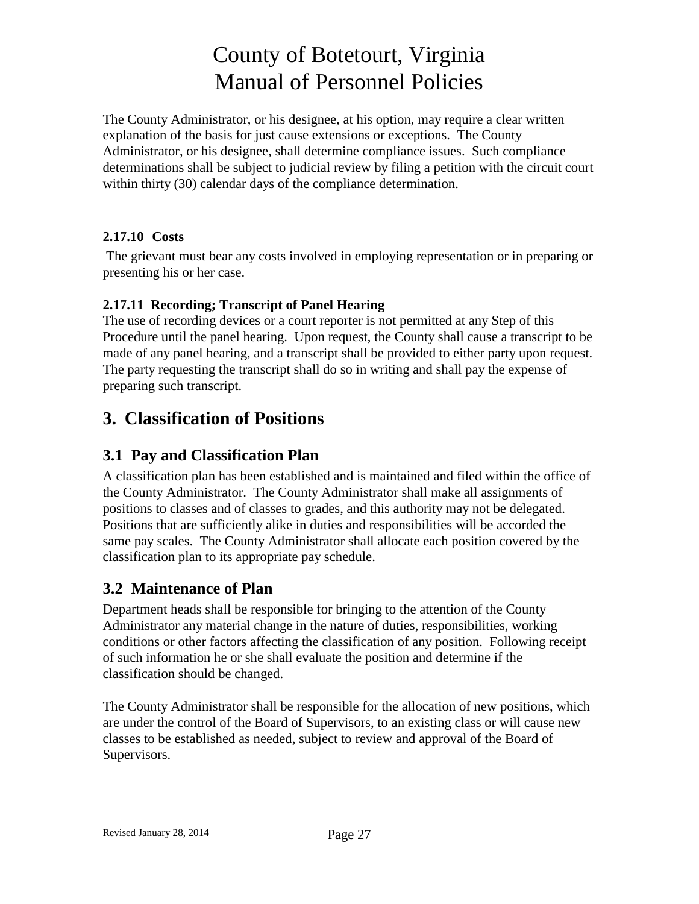The County Administrator, or his designee, at his option, may require a clear written explanation of the basis for just cause extensions or exceptions. The County Administrator, or his designee, shall determine compliance issues. Such compliance determinations shall be subject to judicial review by filing a petition with the circuit court within thirty (30) calendar days of the compliance determination.

#### 2.17.10 Costs

The grievant must bear any costs involved in employing representation or in preparing or presenting his or her case.

#### 2.17.11 Recording; Transcript of Panel Hearing

The use of recording devices or a court reporter is not permitted at any Step of this Procedure until the panel hearing. Upon request, the County shall cause a transcript to be made of any panel hearing, and a transcript shall be provided to either party upon request. The party requesting the transcript shall do so in writing and shall pay the expense of preparing such transcript.

# 3. Classification of Positions

## 3.1 Pay and Classification Plan

A classification plan has been established and is maintained and filed within the office of the County Administrator. The County Administrator shall make all assignments of positions to classes and of classes to grades, and this authority may not be delegated. Positions that are sufficiently alike in duties and responsibilities will be accorded the same pay scales. The County Administrator shall allocate each position covered by the classification plan to its appropriate pay schedule.

## 3.2 Maintenance of Plan

Department heads shall be responsible for bringing to the attention of the County Administrator any material change in the nature of duties, responsibilities, working conditions or other factors affecting the classification of any position. Following receipt of such information he or she shall evaluate the position and determine if the classification should be changed.

The County Administrator shall be responsible for the allocation of new positions, which are under the control of the Board of Supervisors, to an existing class or will cause new classes to be established as needed, subject to review and approval of the Board of Supervisors.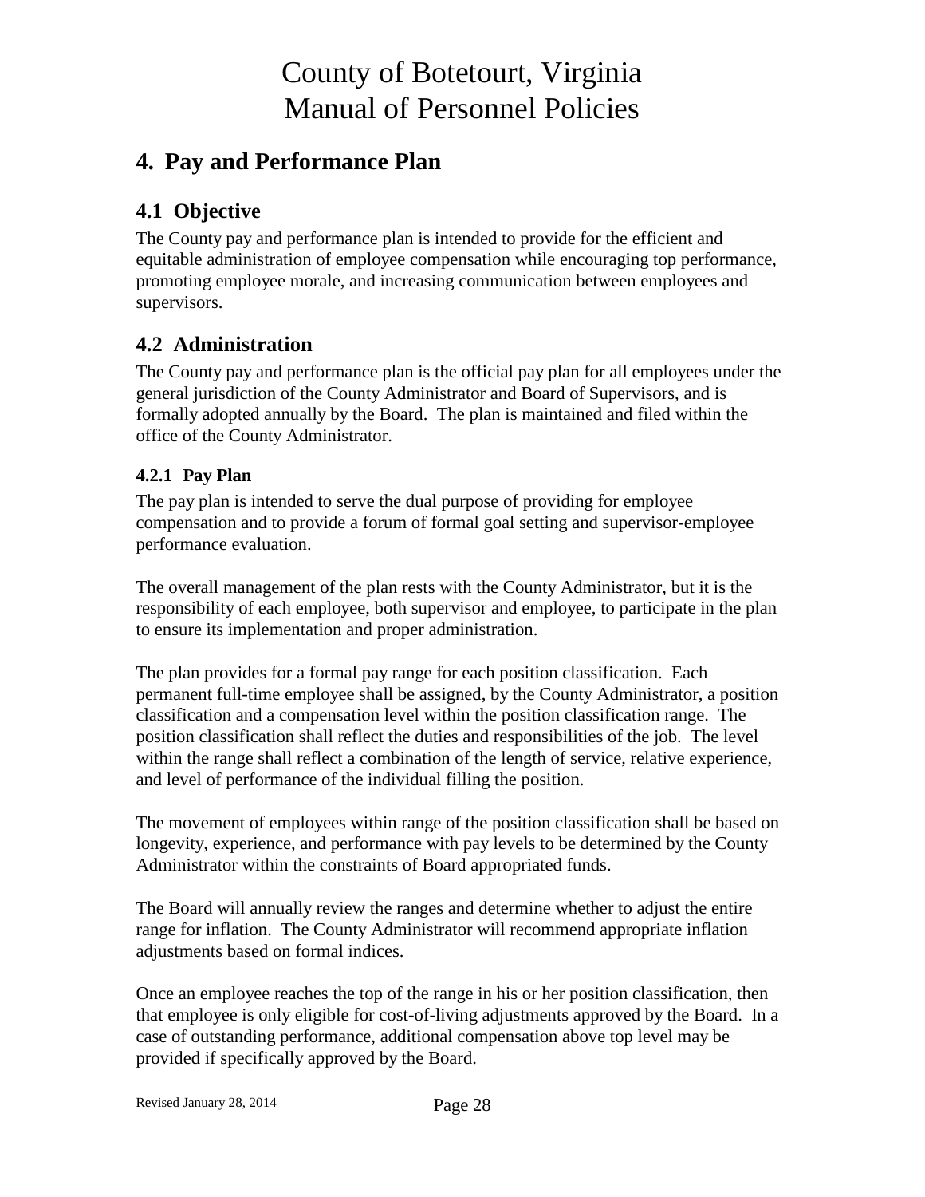# 4. Pay and Performance Plan

## 4.1 Objective

The County pay and performance plan is intended to provide for the efficient and equitable administration of employee compensation while encouraging top performance, promoting employee morale, and increasing communication between employees and supervisors.

## 4.2 Administration

The County pay and performance plan is the official pay plan for all employees under the general jurisdiction of the County Administrator and Board of Supervisors, and is formally adopted annually by the Board. The plan is maintained and filed within the office of the County Administrator.

### 4.2.1 Pay Plan

The pay plan is intended to serve the dual purpose of providing for employee compensation and to provide a forum of formal goal setting and supervisor-employee performance evaluation.

The overall management of the plan rests with the County Administrator, but it is the responsibility of each employee, both supervisor and employee, to participate in the plan to ensure its implementation and proper administration.

The plan provides for a formal pay range for each position classification. Each permanent full-time employee shall be assigned, by the County Administrator, a position classification and a compensation level within the position classification range. The position classification shall reflect the duties and responsibilities of the job. The level within the range shall reflect a combination of the length of service, relative experience, and level of performance of the individual filling the position.

The movement of employees within range of the position classification shall be based on longevity, experience, and performance with pay levels to be determined by the County Administrator within the constraints of Board appropriated funds.

The Board will annually review the ranges and determine whether to adjust the entire range for inflation. The County Administrator will recommend appropriate inflation adjustments based on formal indices.

Once an employee reaches the top of the range in his or her position classification, then that employee is only eligible for cost-of-living adjustments approved by the Board. In a case of outstanding performance, additional compensation above top level may be provided if specifically approved by the Board.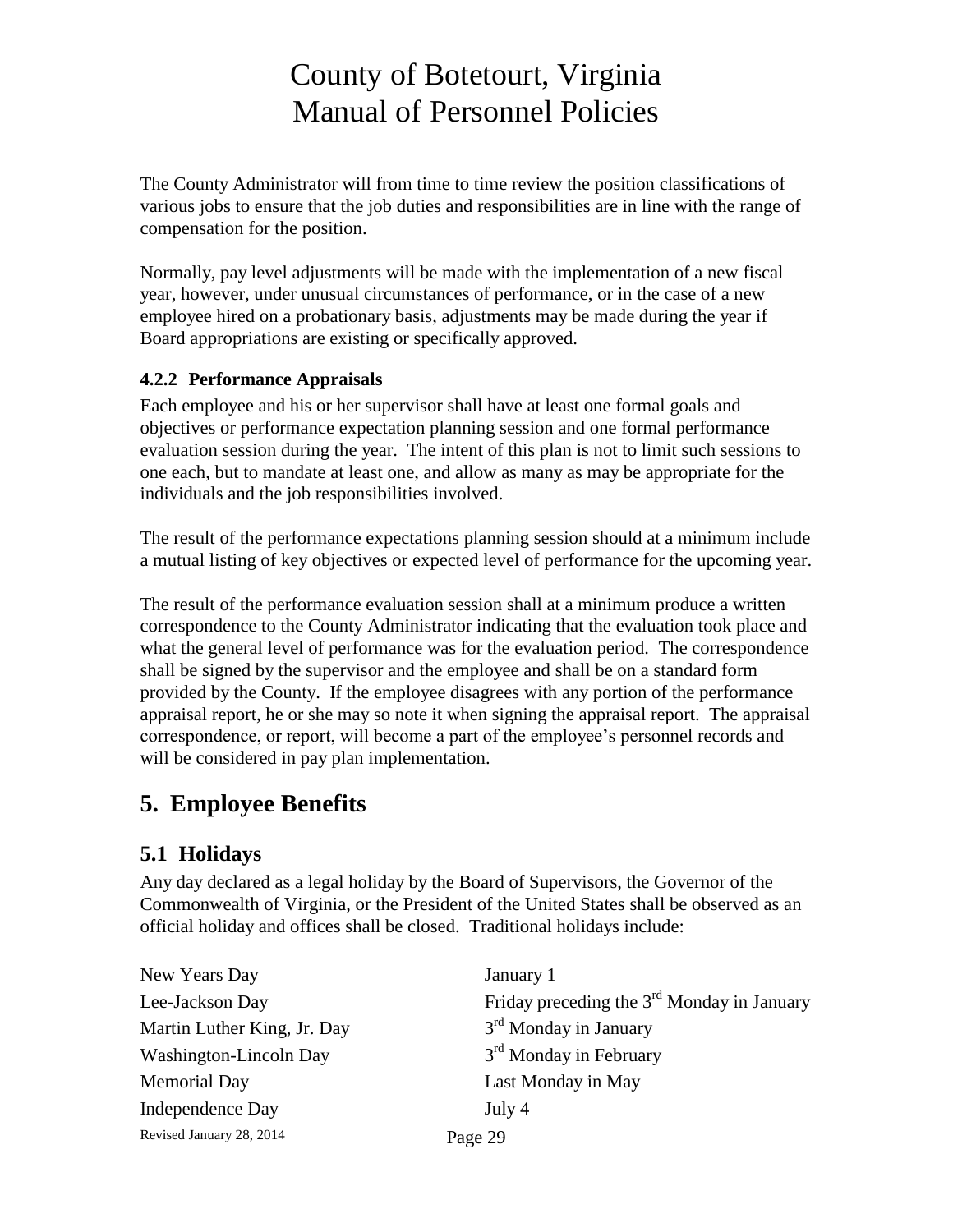The County Administrator will from time to time review the position classifications of various jobs to ensure that the job duties and responsibilities are in line with the range of compensation for the position.

Normally, pay level adjustments will be made with the implementation of a new fiscal year, however, under unusual circumstances of performance, or in the case of a new employee hired on a probationary basis, adjustments may be made during the year if Board appropriations are existing or specifically approved.

#### 4.2.2 Performance Appraisals

Each employee and his or her supervisor shall have at least one formal goals and objectives or performance expectation planning session and one formal performance evaluation session during the year. The intent of this plan is not to limit such sessions to one each, but to mandate at least one, and allow as many as may be appropriate for the individuals and the job responsibilities involved.

The result of the performance expectations planning session should at a minimum include a mutual listing of key objectives or expected level of performance for the upcoming year.

The result of the performance evaluation session shall at a minimum produce a written correspondence to the County Administrator indicating that the evaluation took place and what the general level of performance was for the evaluation period. The correspondence shall be signed by the supervisor and the employee and shall be on a standard form provided by the County. If the employee disagrees with any portion of the performance appraisal report, he or she may so note it when signing the appraisal report. The appraisal correspondence, or report, will become a part of the employee's personnel records and will be considered in pay plan implementation.

## 5. Employee Benefits

### 5.1 Holidays

Any day declared as a legal holiday by the Board of Supervisors, the Governor of the Commonwealth of Virginia, or the President of the United States shall be observed as an official holiday and offices shall be closed. Traditional holidays include:

| | |
|---|---|
| New Years Day | January 1 |
| Lee-Jackson Day | Friday preceding the 3rd Monday in January |
| Martin Luther King, Jr. Day | 3rd Monday in January |
| Washington-Lincoln Day | 3rd Monday in February |
| Memorial Day | Last Monday in May |
| Independence Day | July 4 |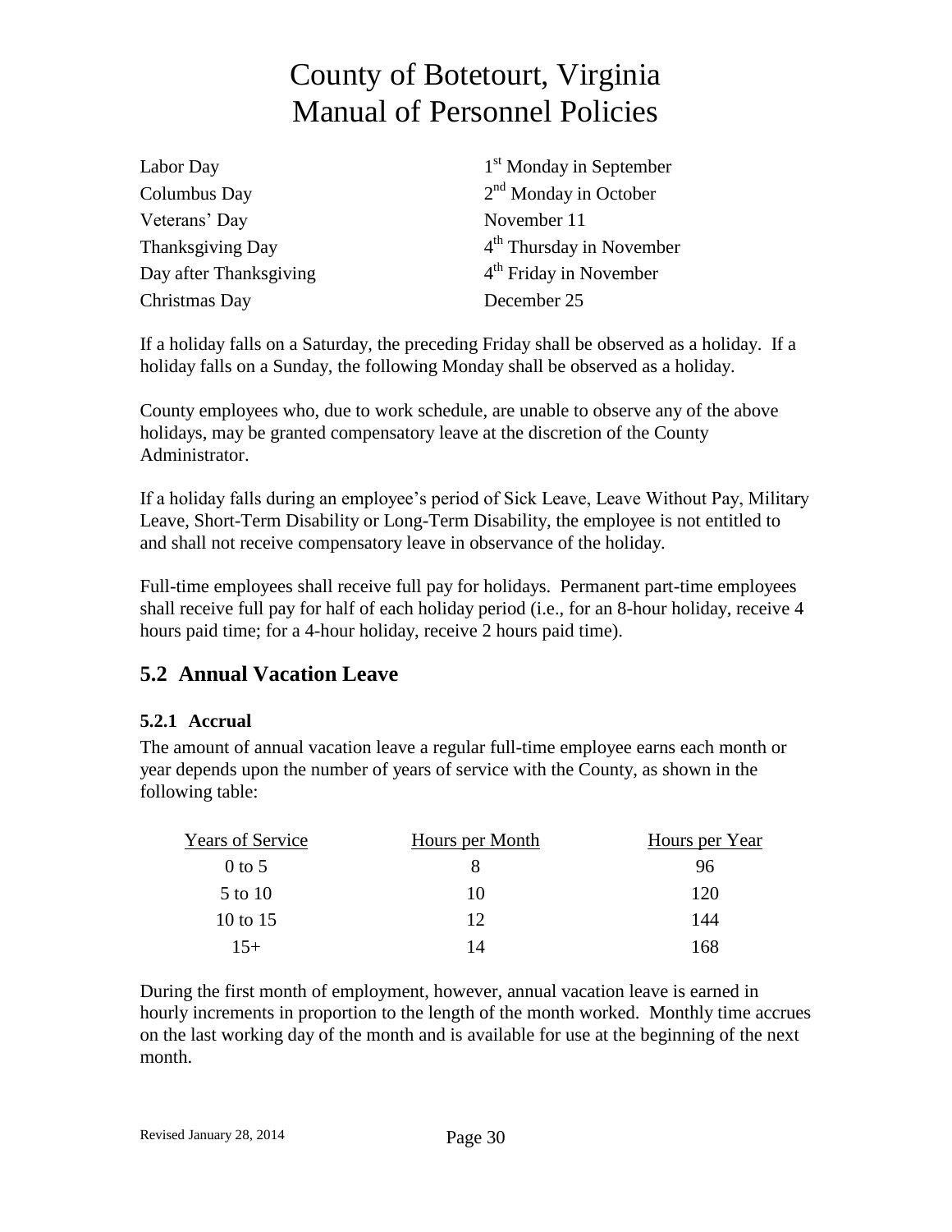| | |
|---|---|
| Labor Day | 1st Monday in September |
| Columbus Day | 2nd Monday in October |
| Veterans' Day | November 11 |
| Thanksgiving Day | 4th Thursday in November |
| Day after Thanksgiving | 4th Friday in November |
| Christmas Day | December 25 |

If a holiday falls on a Saturday, the preceding Friday shall be observed as a holiday. If a holiday falls on a Sunday, the following Monday shall be observed as a holiday.

County employees who, due to work schedule, are unable to observe any of the above holidays, may be granted compensatory leave at the discretion of the County Administrator.

If a holiday falls during an employee's period of Sick Leave, Leave Without Pay, Military Leave, Short-Term Disability or Long-Term Disability, the employee is not entitled to and shall not receive compensatory leave in observance of the holiday.

Full-time employees shall receive full pay for holidays. Permanent part-time employees shall receive full pay for half of each holiday period (i.e., for an 8-hour holiday, receive 4 hours paid time; for a 4-hour holiday, receive 2 hours paid time).

## 5.2 Annual Vacation Leave

### 5.2.1 Accrual

The amount of annual vacation leave a regular full-time employee earns each month or year depends upon the number of years of service with the County, as shown in the following table:

| Years of Service | Hours per Month | Hours per Year |
|---|---|---|
| 0 to 5 | 8 | 96 |
| 5 to 10 | 10 | 120 |
| 10 to 15 | 12 | 144 |
| 15+ | 14 | 168 |

During the first month of employment, however, annual vacation leave is earned in hourly increments in proportion to the length of the month worked. Monthly time accrues on the last working day of the month and is available for use at the beginning of the next month.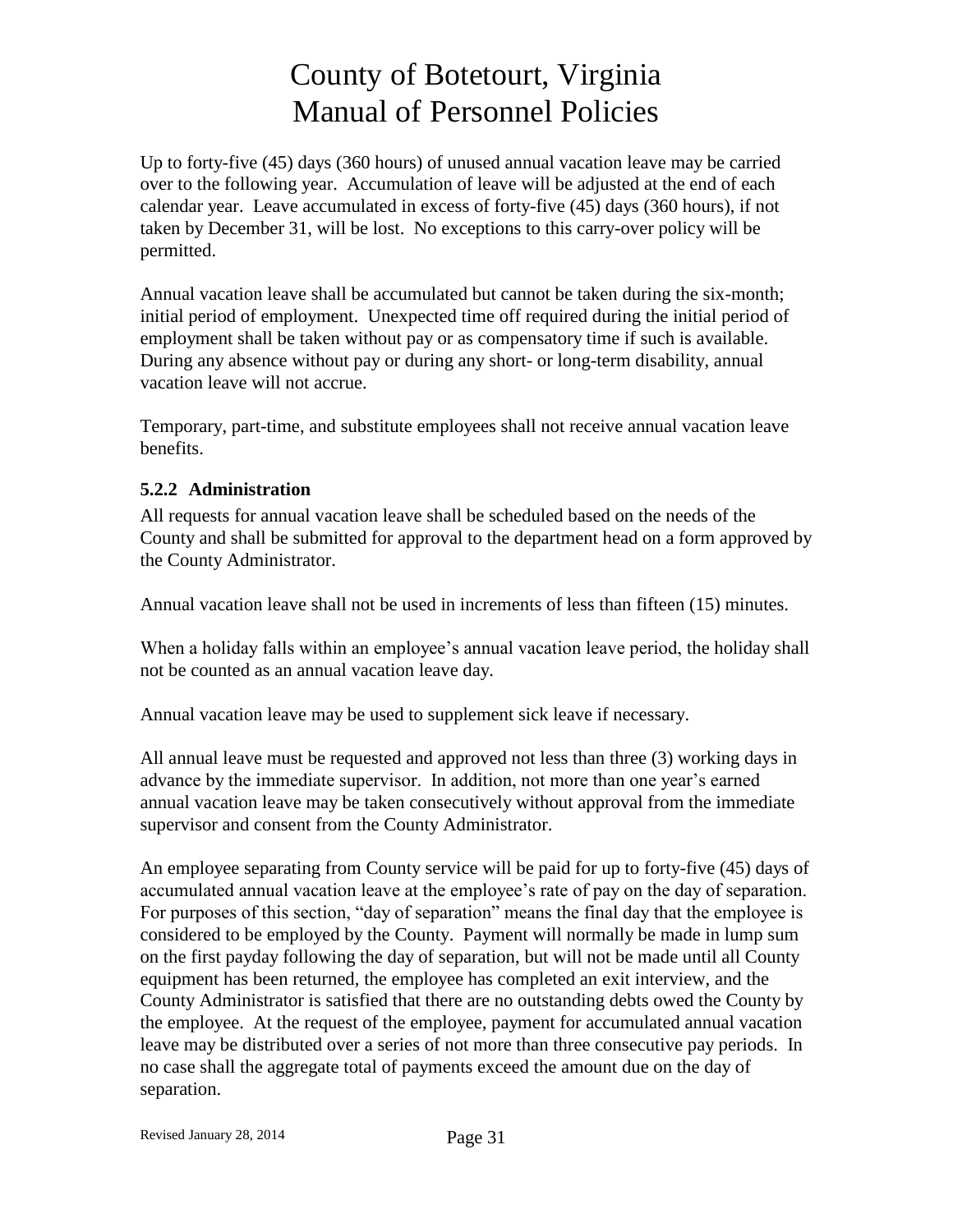Up to forty-five (45) days (360 hours) of unused annual vacation leave may be carried over to the following year. Accumulation of leave will be adjusted at the end of each calendar year. Leave accumulated in excess of forty-five (45) days (360 hours), if not taken by December 31, will be lost. No exceptions to this carry-over policy will be permitted.

Annual vacation leave shall be accumulated but cannot be taken during the six-month; initial period of employment. Unexpected time off required during the initial period of employment shall be taken without pay or as compensatory time if such is available. During any absence without pay or during any short- or long-term disability, annual vacation leave will not accrue.

Temporary, part-time, and substitute employees shall not receive annual vacation leave benefits.

### 5.2.2 Administration

All requests for annual vacation leave shall be scheduled based on the needs of the County and shall be submitted for approval to the department head on a form approved by the County Administrator.

Annual vacation leave shall not be used in increments of less than fifteen (15) minutes.

When a holiday falls within an employee's annual vacation leave period, the holiday shall not be counted as an annual vacation leave day.

Annual vacation leave may be used to supplement sick leave if necessary.

All annual leave must be requested and approved not less than three (3) working days in advance by the immediate supervisor. In addition, not more than one year's earned annual vacation leave may be taken consecutively without approval from the immediate supervisor and consent from the County Administrator.

An employee separating from County service will be paid for up to forty-five (45) days of accumulated annual vacation leave at the employee's rate of pay on the day of separation. For purposes of this section, "day of separation" means the final day that the employee is considered to be employed by the County. Payment will normally be made in lump sum on the first payday following the day of separation, but will not be made until all County equipment has been returned, the employee has completed an exit interview, and the County Administrator is satisfied that there are no outstanding debts owed the County by the employee. At the request of the employee, payment for accumulated annual vacation leave may be distributed over a series of not more than three consecutive pay periods. In no case shall the aggregate total of payments exceed the amount due on the day of separation.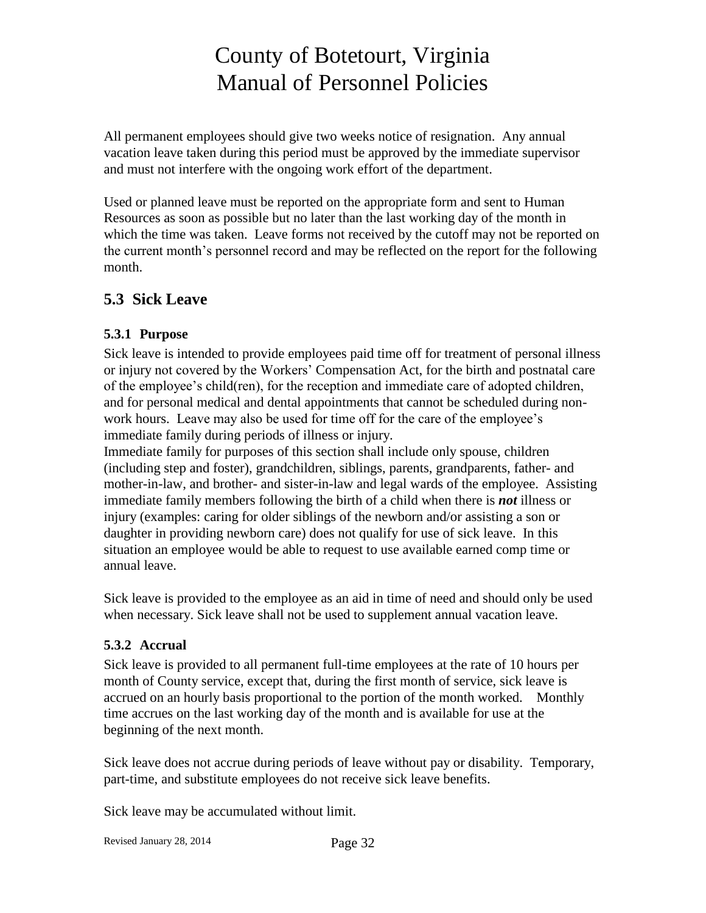All permanent employees should give two weeks notice of resignation. Any annual vacation leave taken during this period must be approved by the immediate supervisor and must not interfere with the ongoing work effort of the department.

Used or planned leave must be reported on the appropriate form and sent to Human Resources as soon as possible but no later than the last working day of the month in which the time was taken. Leave forms not received by the cutoff may not be reported on the current month's personnel record and may be reflected on the report for the following month.

## 5.3 Sick Leave

### 5.3.1 Purpose

Sick leave is intended to provide employees paid time off for treatment of personal illness or injury not covered by the Workers' Compensation Act, for the birth and postnatal care of the employee's child(ren), for the reception and immediate care of adopted children, and for personal medical and dental appointments that cannot be scheduled during non-work hours. Leave may also be used for time off for the care of the employee's immediate family during periods of illness or injury.

Immediate family for purposes of this section shall include only spouse, children (including step and foster), grandchildren, siblings, parents, grandparents, father- and mother-in-law, and brother- and sister-in-law and legal wards of the employee. Assisting immediate family members following the birth of a child when there is ***not*** illness or injury (examples: caring for older siblings of the newborn and/or assisting a son or daughter in providing newborn care) does not qualify for use of sick leave. In this situation an employee would be able to request to use available earned comp time or annual leave.

Sick leave is provided to the employee as an aid in time of need and should only be used when necessary. Sick leave shall not be used to supplement annual vacation leave.

### 5.3.2 Accrual

Sick leave is provided to all permanent full-time employees at the rate of 10 hours per month of County service, except that, during the first month of service, sick leave is accrued on an hourly basis proportional to the portion of the month worked. Monthly time accrues on the last working day of the month and is available for use at the beginning of the next month.

Sick leave does not accrue during periods of leave without pay or disability. Temporary, part-time, and substitute employees do not receive sick leave benefits.

Sick leave may be accumulated without limit.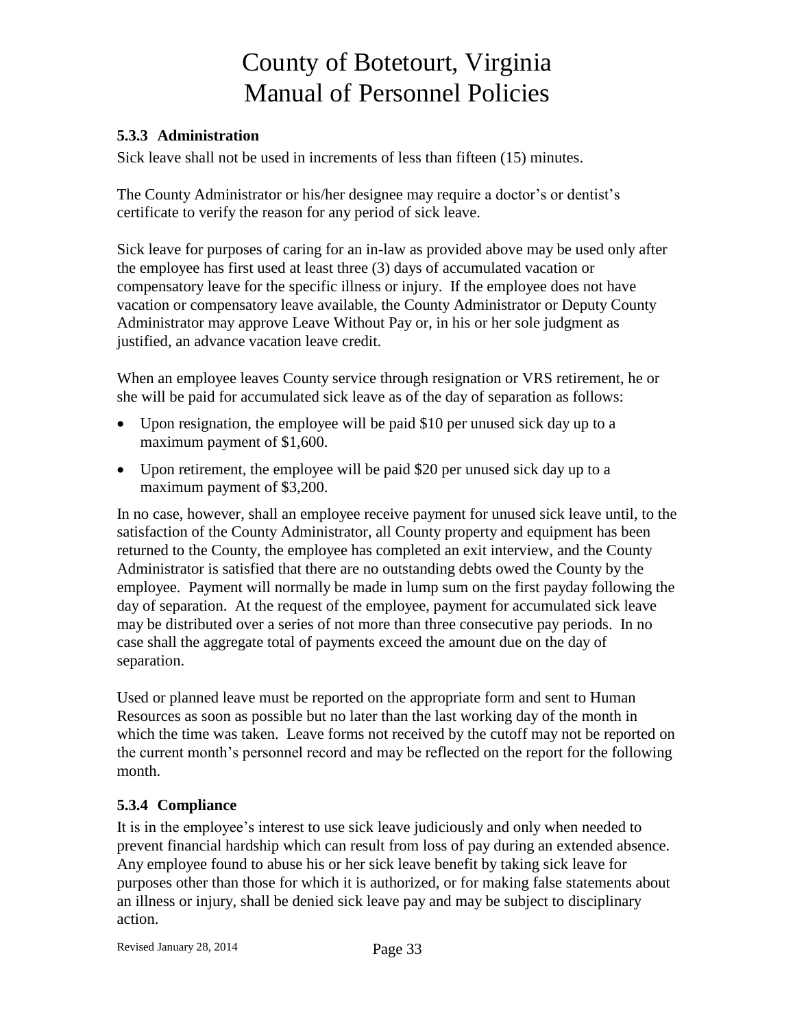### 5.3.3 Administration

Sick leave shall not be used in increments of less than fifteen (15) minutes.

The County Administrator or his/her designee may require a doctor's or dentist's certificate to verify the reason for any period of sick leave.

Sick leave for purposes of caring for an in-law as provided above may be used only after the employee has first used at least three (3) days of accumulated vacation or compensatory leave for the specific illness or injury. If the employee does not have vacation or compensatory leave available, the County Administrator or Deputy County Administrator may approve Leave Without Pay or, in his or her sole judgment as justified, an advance vacation leave credit.

When an employee leaves County service through resignation or VRS retirement, he or she will be paid for accumulated sick leave as of the day of separation as follows:

- Upon resignation, the employee will be paid $10 per unused sick day up to a maximum payment of $1,600.
- Upon retirement, the employee will be paid $20 per unused sick day up to a maximum payment of $3,200.

In no case, however, shall an employee receive payment for unused sick leave until, to the satisfaction of the County Administrator, all County property and equipment has been returned to the County, the employee has completed an exit interview, and the County Administrator is satisfied that there are no outstanding debts owed the County by the employee. Payment will normally be made in lump sum on the first payday following the day of separation. At the request of the employee, payment for accumulated sick leave may be distributed over a series of not more than three consecutive pay periods. In no case shall the aggregate total of payments exceed the amount due on the day of separation.

Used or planned leave must be reported on the appropriate form and sent to Human Resources as soon as possible but no later than the last working day of the month in which the time was taken. Leave forms not received by the cutoff may not be reported on the current month's personnel record and may be reflected on the report for the following month.

### 5.3.4 Compliance

It is in the employee's interest to use sick leave judiciously and only when needed to prevent financial hardship which can result from loss of pay during an extended absence. Any employee found to abuse his or her sick leave benefit by taking sick leave for purposes other than those for which it is authorized, or for making false statements about an illness or injury, shall be denied sick leave pay and may be subject to disciplinary action.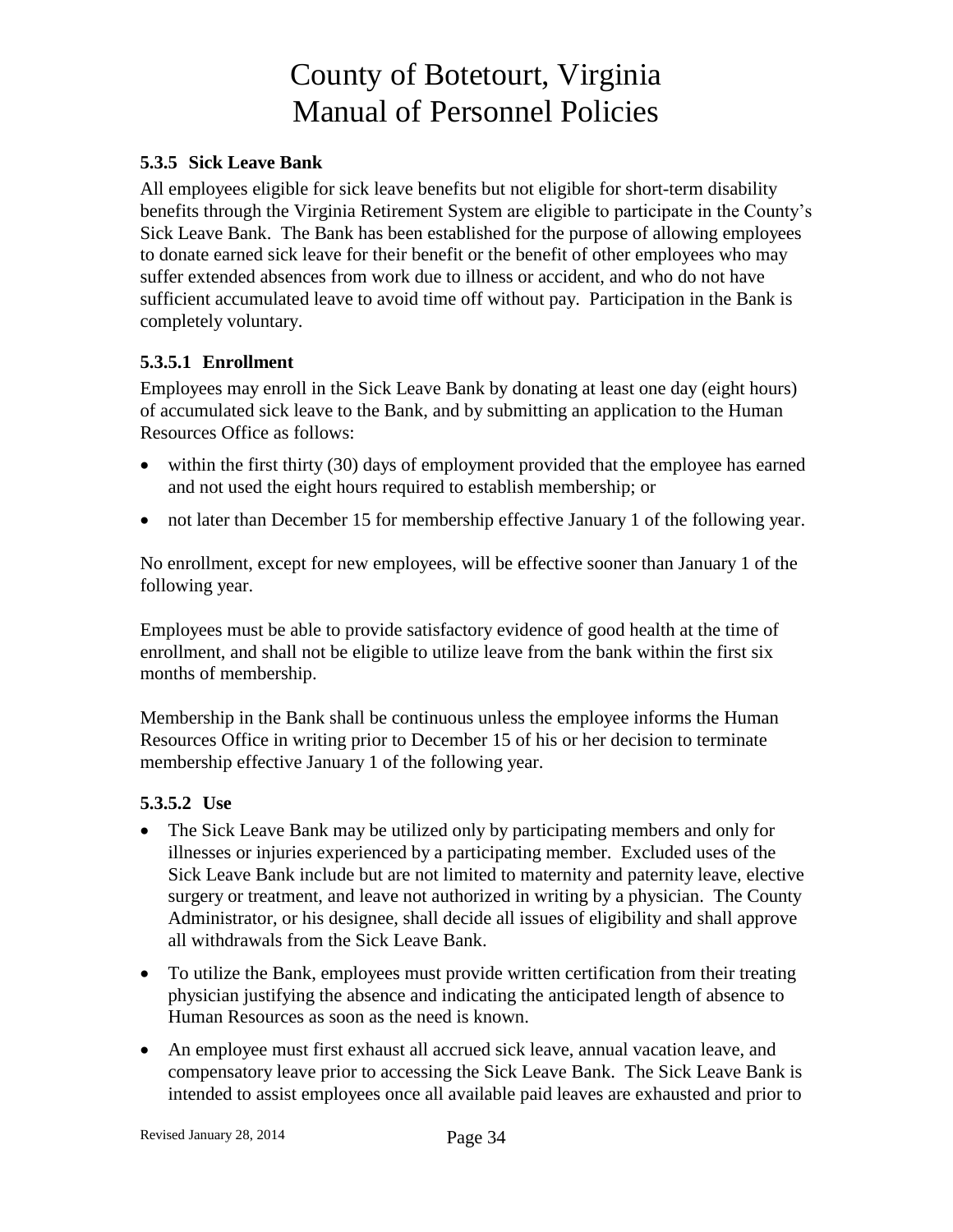#### 5.3.5 Sick Leave Bank

All employees eligible for sick leave benefits but not eligible for short-term disability benefits through the Virginia Retirement System are eligible to participate in the County's Sick Leave Bank. The Bank has been established for the purpose of allowing employees to donate earned sick leave for their benefit or the benefit of other employees who may suffer extended absences from work due to illness or accident, and who do not have sufficient accumulated leave to avoid time off without pay. Participation in the Bank is completely voluntary.

##### 5.3.5.1 Enrollment

Employees may enroll in the Sick Leave Bank by donating at least one day (eight hours) of accumulated sick leave to the Bank, and by submitting an application to the Human Resources Office as follows:

- within the first thirty (30) days of employment provided that the employee has earned and not used the eight hours required to establish membership; or
- not later than December 15 for membership effective January 1 of the following year.

No enrollment, except for new employees, will be effective sooner than January 1 of the following year.

Employees must be able to provide satisfactory evidence of good health at the time of enrollment, and shall not be eligible to utilize leave from the bank within the first six months of membership.

Membership in the Bank shall be continuous unless the employee informs the Human Resources Office in writing prior to December 15 of his or her decision to terminate membership effective January 1 of the following year.

##### 5.3.5.2 Use

- The Sick Leave Bank may be utilized only by participating members and only for illnesses or injuries experienced by a participating member. Excluded uses of the Sick Leave Bank include but are not limited to maternity and paternity leave, elective surgery or treatment, and leave not authorized in writing by a physician. The County Administrator, or his designee, shall decide all issues of eligibility and shall approve all withdrawals from the Sick Leave Bank.
- To utilize the Bank, employees must provide written certification from their treating physician justifying the absence and indicating the anticipated length of absence to Human Resources as soon as the need is known.
- An employee must first exhaust all accrued sick leave, annual vacation leave, and compensatory leave prior to accessing the Sick Leave Bank. The Sick Leave Bank is intended to assist employees once all available paid leaves are exhausted and prior to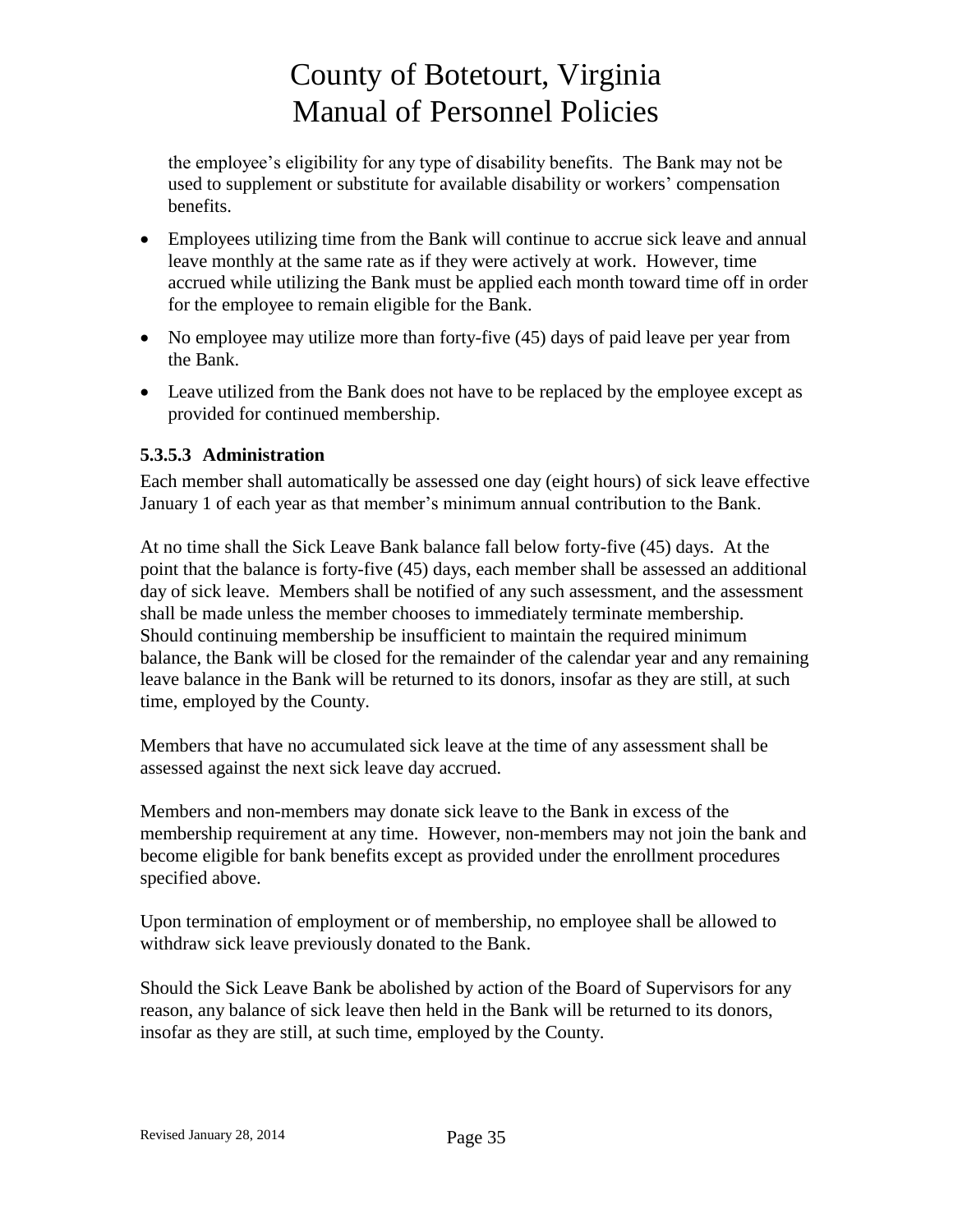the employee's eligibility for any type of disability benefits. The Bank may not be used to supplement or substitute for available disability or workers' compensation benefits.

- Employees utilizing time from the Bank will continue to accrue sick leave and annual leave monthly at the same rate as if they were actively at work. However, time accrued while utilizing the Bank must be applied each month toward time off in order for the employee to remain eligible for the Bank.
- No employee may utilize more than forty-five (45) days of paid leave per year from the Bank.
- Leave utilized from the Bank does not have to be replaced by the employee except as provided for continued membership.

#### 5.3.5.3 Administration

Each member shall automatically be assessed one day (eight hours) of sick leave effective January 1 of each year as that member's minimum annual contribution to the Bank.

At no time shall the Sick Leave Bank balance fall below forty-five (45) days. At the point that the balance is forty-five (45) days, each member shall be assessed an additional day of sick leave. Members shall be notified of any such assessment, and the assessment shall be made unless the member chooses to immediately terminate membership. Should continuing membership be insufficient to maintain the required minimum balance, the Bank will be closed for the remainder of the calendar year and any remaining leave balance in the Bank will be returned to its donors, insofar as they are still, at such time, employed by the County.

Members that have no accumulated sick leave at the time of any assessment shall be assessed against the next sick leave day accrued.

Members and non-members may donate sick leave to the Bank in excess of the membership requirement at any time. However, non-members may not join the bank and become eligible for bank benefits except as provided under the enrollment procedures specified above.

Upon termination of employment or of membership, no employee shall be allowed to withdraw sick leave previously donated to the Bank.

Should the Sick Leave Bank be abolished by action of the Board of Supervisors for any reason, any balance of sick leave then held in the Bank will be returned to its donors, insofar as they are still, at such time, employed by the County.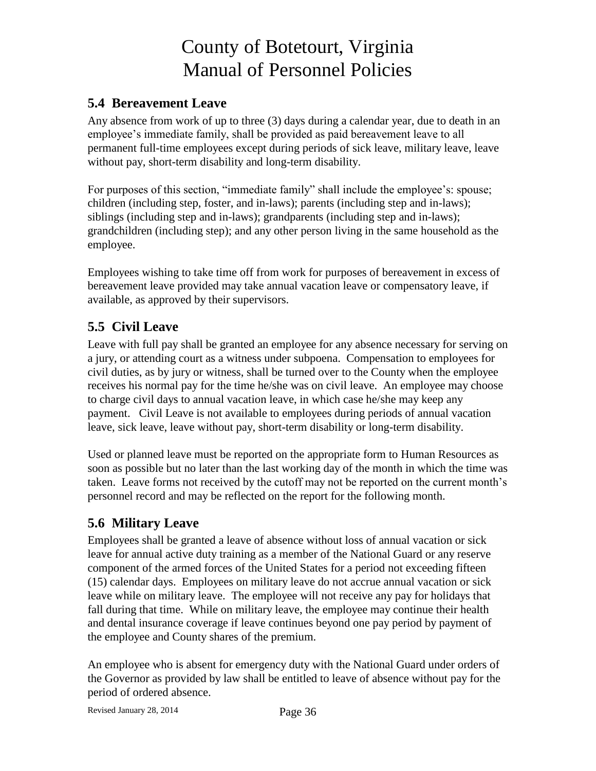## 5.4 Bereavement Leave

Any absence from work of up to three (3) days during a calendar year, due to death in an employee's immediate family, shall be provided as paid bereavement leave to all permanent full-time employees except during periods of sick leave, military leave, leave without pay, short-term disability and long-term disability.

For purposes of this section, "immediate family" shall include the employee's: spouse; children (including step, foster, and in-laws); parents (including step and in-laws); siblings (including step and in-laws); grandparents (including step and in-laws); grandchildren (including step); and any other person living in the same household as the employee.

Employees wishing to take time off from work for purposes of bereavement in excess of bereavement leave provided may take annual vacation leave or compensatory leave, if available, as approved by their supervisors.

## 5.5 Civil Leave

Leave with full pay shall be granted an employee for any absence necessary for serving on a jury, or attending court as a witness under subpoena. Compensation to employees for civil duties, as by jury or witness, shall be turned over to the County when the employee receives his normal pay for the time he/she was on civil leave. An employee may choose to charge civil days to annual vacation leave, in which case he/she may keep any payment. Civil Leave is not available to employees during periods of annual vacation leave, sick leave, leave without pay, short-term disability or long-term disability.

Used or planned leave must be reported on the appropriate form to Human Resources as soon as possible but no later than the last working day of the month in which the time was taken. Leave forms not received by the cutoff may not be reported on the current month's personnel record and may be reflected on the report for the following month.

## 5.6 Military Leave

Employees shall be granted a leave of absence without loss of annual vacation or sick leave for annual active duty training as a member of the National Guard or any reserve component of the armed forces of the United States for a period not exceeding fifteen (15) calendar days. Employees on military leave do not accrue annual vacation or sick leave while on military leave. The employee will not receive any pay for holidays that fall during that time. While on military leave, the employee may continue their health and dental insurance coverage if leave continues beyond one pay period by payment of the employee and County shares of the premium.

An employee who is absent for emergency duty with the National Guard under orders of the Governor as provided by law shall be entitled to leave of absence without pay for the period of ordered absence.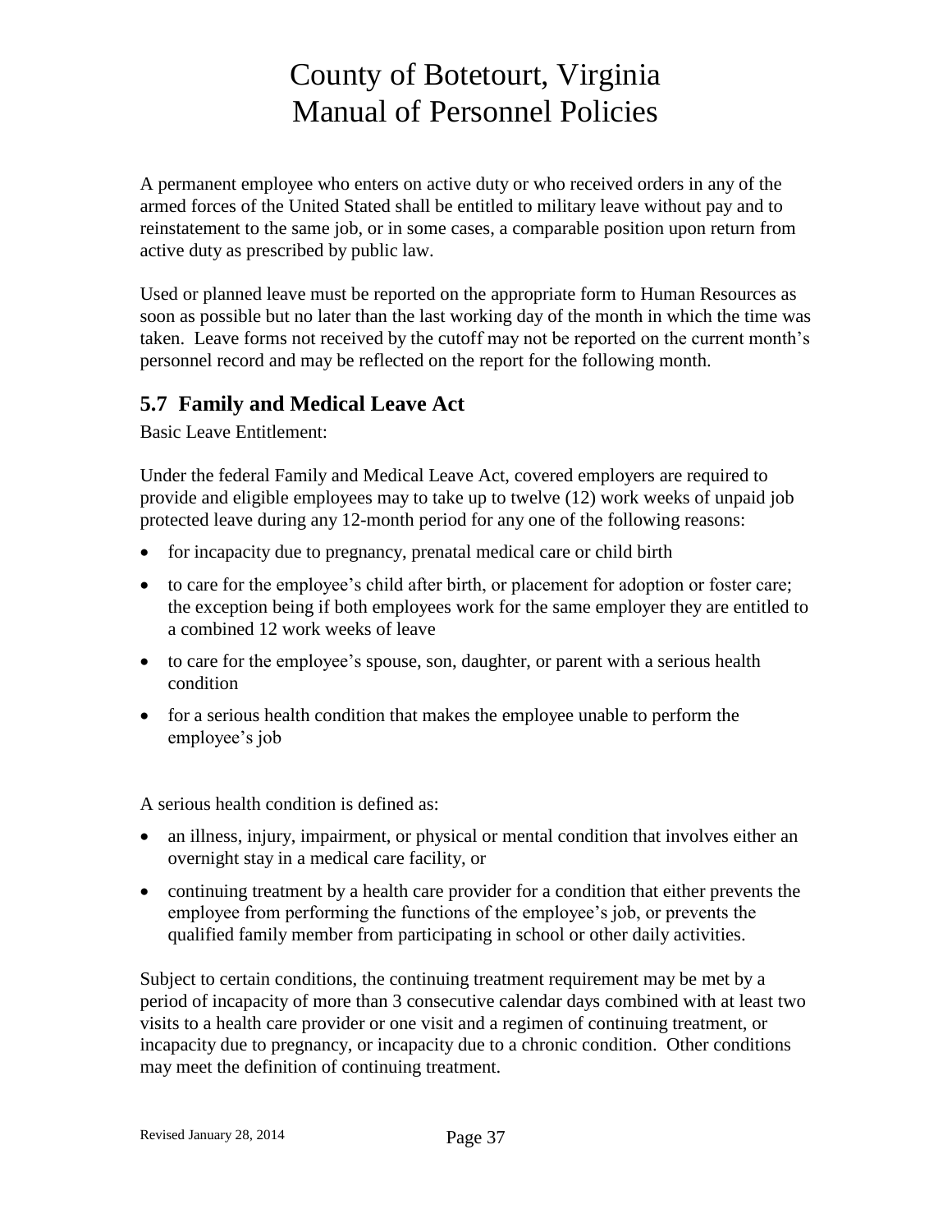A permanent employee who enters on active duty or who received orders in any of the armed forces of the United Stated shall be entitled to military leave without pay and to reinstatement to the same job, or in some cases, a comparable position upon return from active duty as prescribed by public law.

Used or planned leave must be reported on the appropriate form to Human Resources as soon as possible but no later than the last working day of the month in which the time was taken. Leave forms not received by the cutoff may not be reported on the current month's personnel record and may be reflected on the report for the following month.

## 5.7 Family and Medical Leave Act

Basic Leave Entitlement:

Under the federal Family and Medical Leave Act, covered employers are required to provide and eligible employees may to take up to twelve (12) work weeks of unpaid job protected leave during any 12-month period for any one of the following reasons:

- for incapacity due to pregnancy, prenatal medical care or child birth
- to care for the employee's child after birth, or placement for adoption or foster care; the exception being if both employees work for the same employer they are entitled to a combined 12 work weeks of leave
- to care for the employee's spouse, son, daughter, or parent with a serious health condition
- for a serious health condition that makes the employee unable to perform the employee's job

A serious health condition is defined as:

- an illness, injury, impairment, or physical or mental condition that involves either an overnight stay in a medical care facility, or
- continuing treatment by a health care provider for a condition that either prevents the employee from performing the functions of the employee's job, or prevents the qualified family member from participating in school or other daily activities.

Subject to certain conditions, the continuing treatment requirement may be met by a period of incapacity of more than 3 consecutive calendar days combined with at least two visits to a health care provider or one visit and a regimen of continuing treatment, or incapacity due to pregnancy, or incapacity due to a chronic condition. Other conditions may meet the definition of continuing treatment.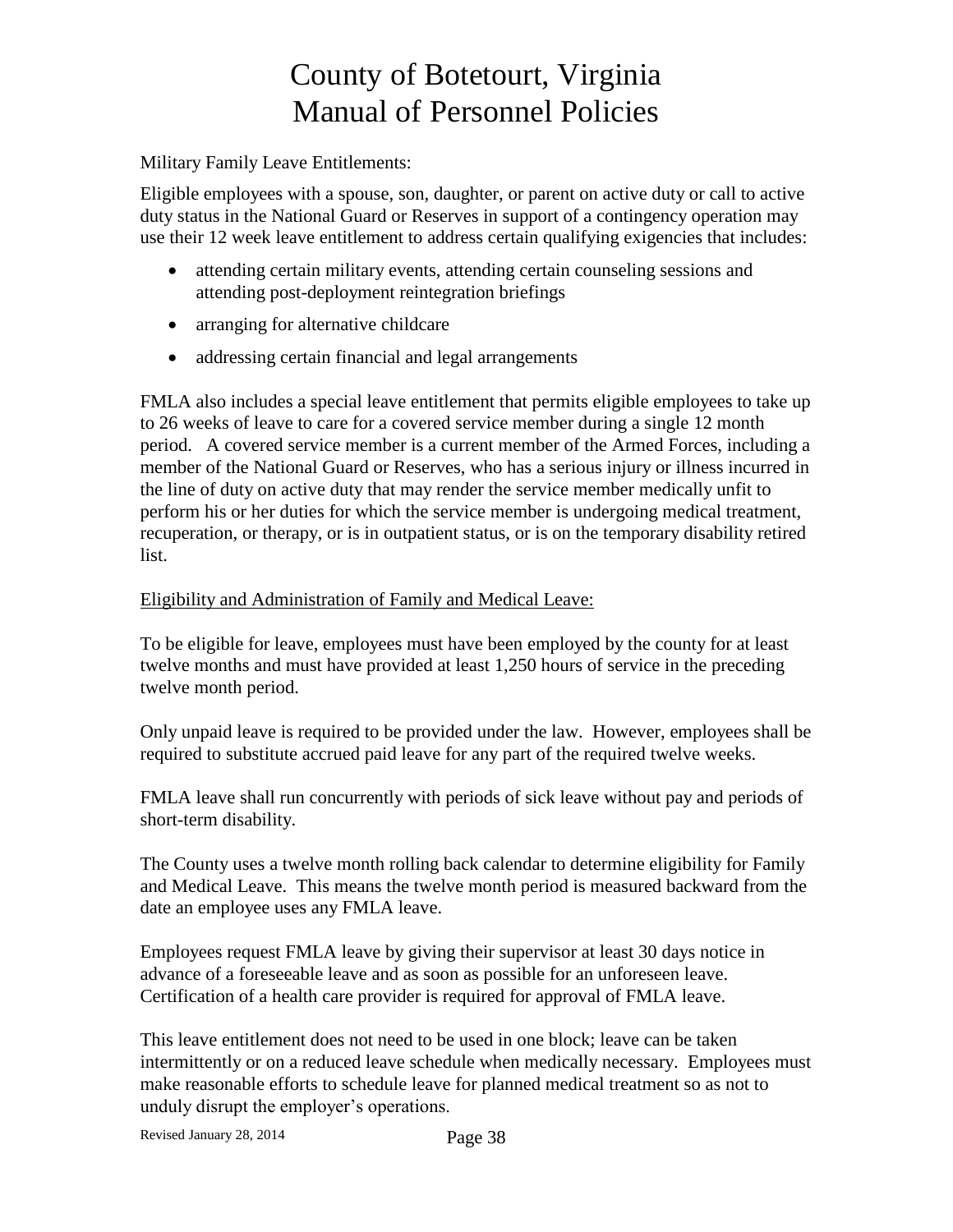Military Family Leave Entitlements:

Eligible employees with a spouse, son, daughter, or parent on active duty or call to active duty status in the National Guard or Reserves in support of a contingency operation may use their 12 week leave entitlement to address certain qualifying exigencies that includes:

- attending certain military events, attending certain counseling sessions and attending post-deployment reintegration briefings
- arranging for alternative childcare
- addressing certain financial and legal arrangements

FMLA also includes a special leave entitlement that permits eligible employees to take up to 26 weeks of leave to care for a covered service member during a single 12 month period. A covered service member is a current member of the Armed Forces, including a member of the National Guard or Reserves, who has a serious injury or illness incurred in the line of duty on active duty that may render the service member medically unfit to perform his or her duties for which the service member is undergoing medical treatment, recuperation, or therapy, or is in outpatient status, or is on the temporary disability retired list.

<u>Eligibility and Administration of Family and Medical Leave:</u>

To be eligible for leave, employees must have been employed by the county for at least twelve months and must have provided at least 1,250 hours of service in the preceding twelve month period.

Only unpaid leave is required to be provided under the law. However, employees shall be required to substitute accrued paid leave for any part of the required twelve weeks.

FMLA leave shall run concurrently with periods of sick leave without pay and periods of short-term disability.

The County uses a twelve month rolling back calendar to determine eligibility for Family and Medical Leave. This means the twelve month period is measured backward from the date an employee uses any FMLA leave.

Employees request FMLA leave by giving their supervisor at least 30 days notice in advance of a foreseeable leave and as soon as possible for an unforeseen leave. Certification of a health care provider is required for approval of FMLA leave.

This leave entitlement does not need to be used in one block; leave can be taken intermittently or on a reduced leave schedule when medically necessary. Employees must make reasonable efforts to schedule leave for planned medical treatment so as not to unduly disrupt the employer's operations.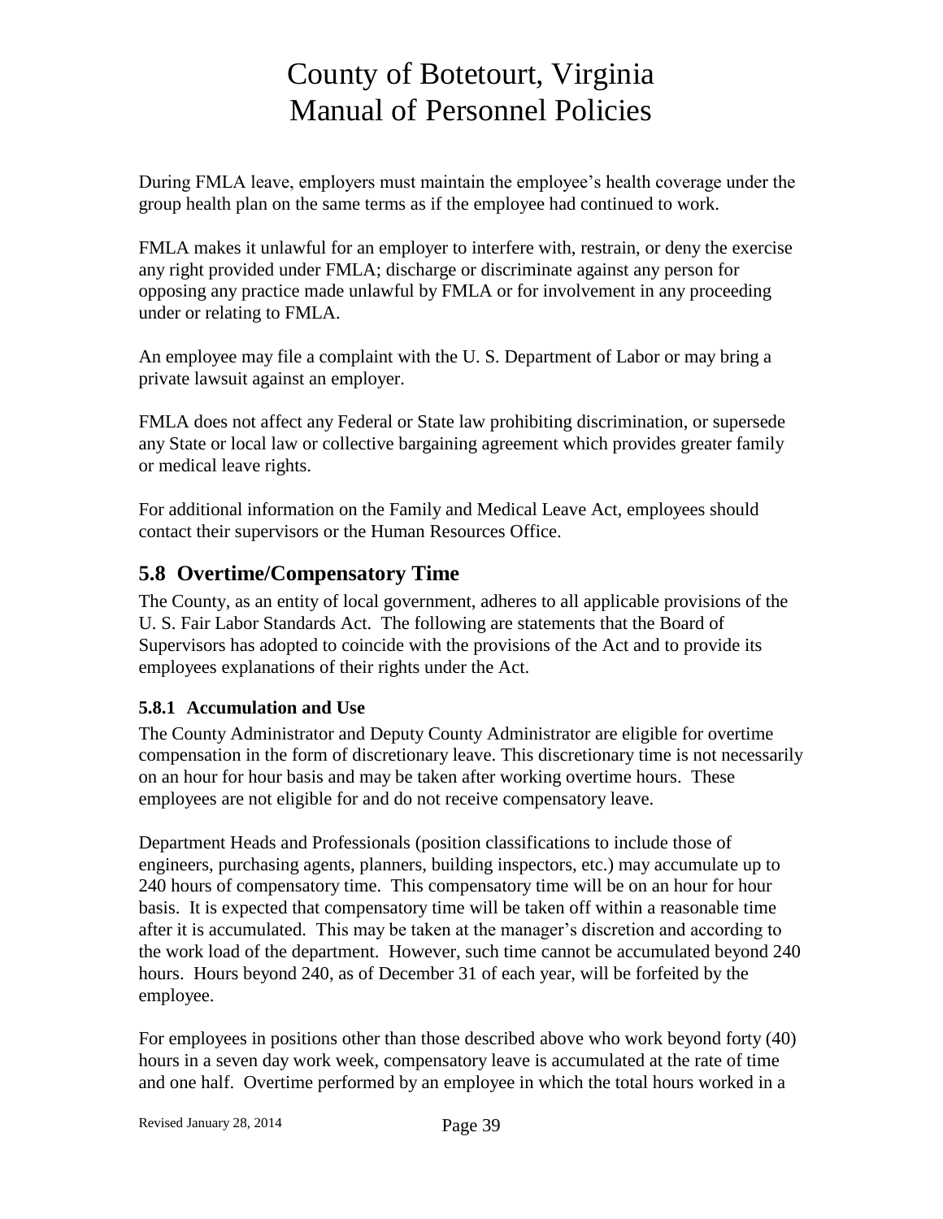During FMLA leave, employers must maintain the employee's health coverage under the group health plan on the same terms as if the employee had continued to work.

FMLA makes it unlawful for an employer to interfere with, restrain, or deny the exercise any right provided under FMLA; discharge or discriminate against any person for opposing any practice made unlawful by FMLA or for involvement in any proceeding under or relating to FMLA.

An employee may file a complaint with the U. S. Department of Labor or may bring a private lawsuit against an employer.

FMLA does not affect any Federal or State law prohibiting discrimination, or supersede any State or local law or collective bargaining agreement which provides greater family or medical leave rights.

For additional information on the Family and Medical Leave Act, employees should contact their supervisors or the Human Resources Office.

## 5.8 Overtime/Compensatory Time

The County, as an entity of local government, adheres to all applicable provisions of the U. S. Fair Labor Standards Act. The following are statements that the Board of Supervisors has adopted to coincide with the provisions of the Act and to provide its employees explanations of their rights under the Act.

### 5.8.1 Accumulation and Use

The County Administrator and Deputy County Administrator are eligible for overtime compensation in the form of discretionary leave. This discretionary time is not necessarily on an hour for hour basis and may be taken after working overtime hours. These employees are not eligible for and do not receive compensatory leave.

Department Heads and Professionals (position classifications to include those of engineers, purchasing agents, planners, building inspectors, etc.) may accumulate up to 240 hours of compensatory time. This compensatory time will be on an hour for hour basis. It is expected that compensatory time will be taken off within a reasonable time after it is accumulated. This may be taken at the manager's discretion and according to the work load of the department. However, such time cannot be accumulated beyond 240 hours. Hours beyond 240, as of December 31 of each year, will be forfeited by the employee.

For employees in positions other than those described above who work beyond forty (40) hours in a seven day work week, compensatory leave is accumulated at the rate of time and one half. Overtime performed by an employee in which the total hours worked in a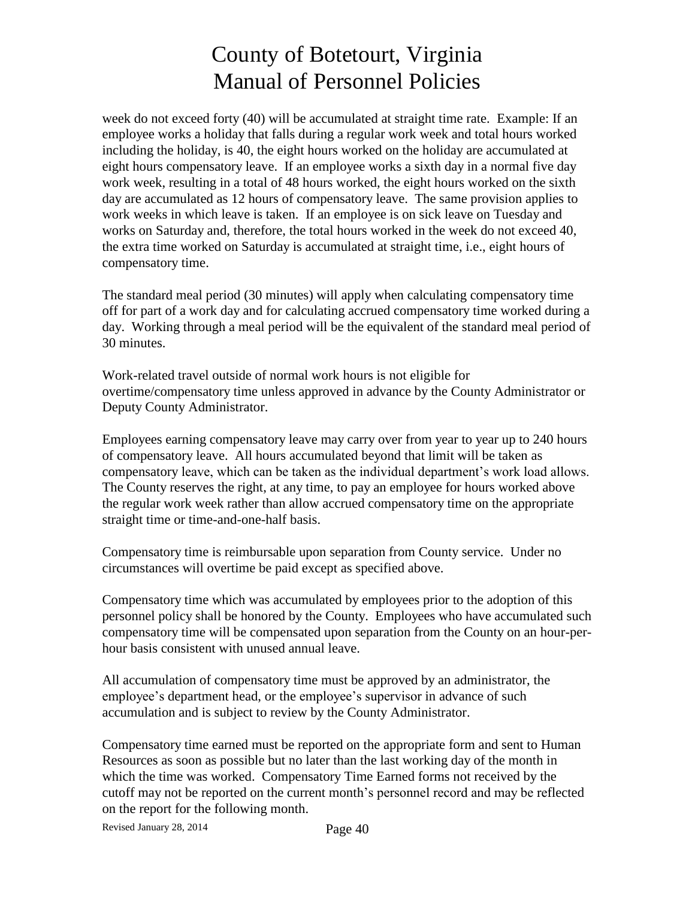week do not exceed forty (40) will be accumulated at straight time rate. Example: If an employee works a holiday that falls during a regular work week and total hours worked including the holiday, is 40, the eight hours worked on the holiday are accumulated at eight hours compensatory leave. If an employee works a sixth day in a normal five day work week, resulting in a total of 48 hours worked, the eight hours worked on the sixth day are accumulated as 12 hours of compensatory leave. The same provision applies to work weeks in which leave is taken. If an employee is on sick leave on Tuesday and works on Saturday and, therefore, the total hours worked in the week do not exceed 40, the extra time worked on Saturday is accumulated at straight time, i.e., eight hours of compensatory time.

The standard meal period (30 minutes) will apply when calculating compensatory time off for part of a work day and for calculating accrued compensatory time worked during a day. Working through a meal period will be the equivalent of the standard meal period of 30 minutes.

Work-related travel outside of normal work hours is not eligible for overtime/compensatory time unless approved in advance by the County Administrator or Deputy County Administrator.

Employees earning compensatory leave may carry over from year to year up to 240 hours of compensatory leave. All hours accumulated beyond that limit will be taken as compensatory leave, which can be taken as the individual department's work load allows. The County reserves the right, at any time, to pay an employee for hours worked above the regular work week rather than allow accrued compensatory time on the appropriate straight time or time-and-one-half basis.

Compensatory time is reimbursable upon separation from County service. Under no circumstances will overtime be paid except as specified above.

Compensatory time which was accumulated by employees prior to the adoption of this personnel policy shall be honored by the County. Employees who have accumulated such compensatory time will be compensated upon separation from the County on an hour-per-hour basis consistent with unused annual leave.

All accumulation of compensatory time must be approved by an administrator, the employee's department head, or the employee's supervisor in advance of such accumulation and is subject to review by the County Administrator.

Compensatory time earned must be reported on the appropriate form and sent to Human Resources as soon as possible but no later than the last working day of the month in which the time was worked. Compensatory Time Earned forms not received by the cutoff may not be reported on the current month's personnel record and may be reflected on the report for the following month.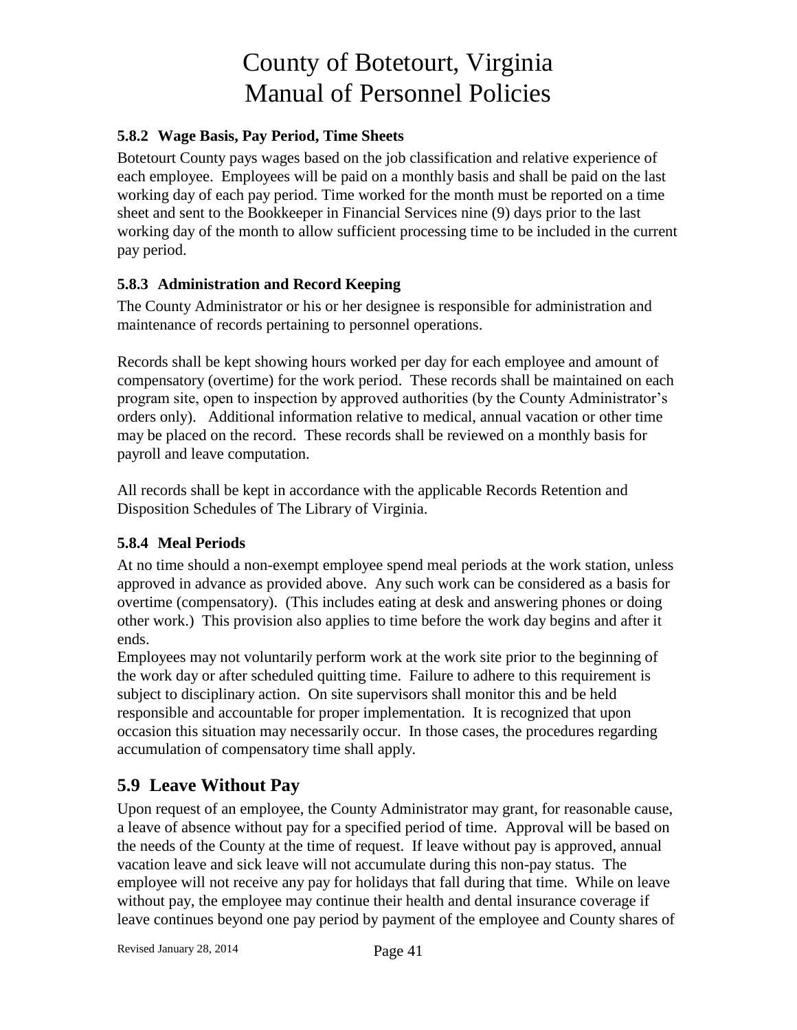### 5.8.2 Wage Basis, Pay Period, Time Sheets

Botetourt County pays wages based on the job classification and relative experience of each employee. Employees will be paid on a monthly basis and shall be paid on the last working day of each pay period. Time worked for the month must be reported on a time sheet and sent to the Bookkeeper in Financial Services nine (9) days prior to the last working day of the month to allow sufficient processing time to be included in the current pay period.

### 5.8.3 Administration and Record Keeping

The County Administrator or his or her designee is responsible for administration and maintenance of records pertaining to personnel operations.

Records shall be kept showing hours worked per day for each employee and amount of compensatory (overtime) for the work period. These records shall be maintained on each program site, open to inspection by approved authorities (by the County Administrator's orders only). Additional information relative to medical, annual vacation or other time may be placed on the record. These records shall be reviewed on a monthly basis for payroll and leave computation.

All records shall be kept in accordance with the applicable Records Retention and Disposition Schedules of The Library of Virginia.

### 5.8.4 Meal Periods

At no time should a non-exempt employee spend meal periods at the work station, unless approved in advance as provided above. Any such work can be considered as a basis for overtime (compensatory). (This includes eating at desk and answering phones or doing other work.) This provision also applies to time before the work day begins and after it ends.

Employees may not voluntarily perform work at the work site prior to the beginning of the work day or after scheduled quitting time. Failure to adhere to this requirement is subject to disciplinary action. On site supervisors shall monitor this and be held responsible and accountable for proper implementation. It is recognized that upon occasion this situation may necessarily occur. In those cases, the procedures regarding accumulation of compensatory time shall apply.

## 5.9 Leave Without Pay

Upon request of an employee, the County Administrator may grant, for reasonable cause, a leave of absence without pay for a specified period of time. Approval will be based on the needs of the County at the time of request. If leave without pay is approved, annual vacation leave and sick leave will not accumulate during this non-pay status. The employee will not receive any pay for holidays that fall during that time. While on leave without pay, the employee may continue their health and dental insurance coverage if leave continues beyond one pay period by payment of the employee and County shares of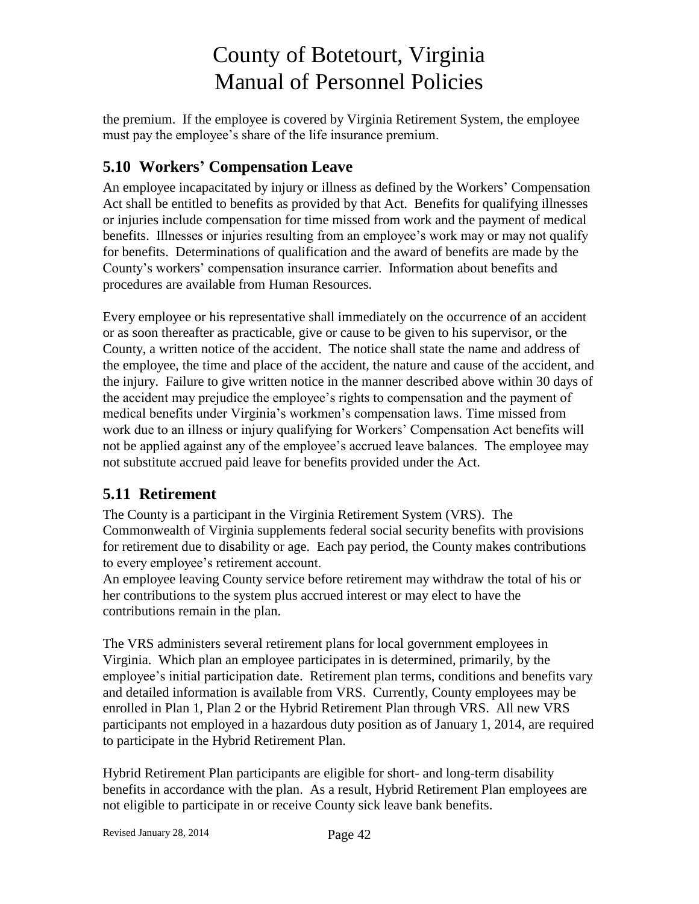the premium. If the employee is covered by Virginia Retirement System, the employee must pay the employee's share of the life insurance premium.

## 5.10 Workers' Compensation Leave

An employee incapacitated by injury or illness as defined by the Workers' Compensation Act shall be entitled to benefits as provided by that Act. Benefits for qualifying illnesses or injuries include compensation for time missed from work and the payment of medical benefits. Illnesses or injuries resulting from an employee's work may or may not qualify for benefits. Determinations of qualification and the award of benefits are made by the County's workers' compensation insurance carrier. Information about benefits and procedures are available from Human Resources.

Every employee or his representative shall immediately on the occurrence of an accident or as soon thereafter as practicable, give or cause to be given to his supervisor, or the County, a written notice of the accident. The notice shall state the name and address of the employee, the time and place of the accident, the nature and cause of the accident, and the injury. Failure to give written notice in the manner described above within 30 days of the accident may prejudice the employee's rights to compensation and the payment of medical benefits under Virginia's workmen's compensation laws. Time missed from work due to an illness or injury qualifying for Workers' Compensation Act benefits will not be applied against any of the employee's accrued leave balances. The employee may not substitute accrued paid leave for benefits provided under the Act.

## 5.11 Retirement

The County is a participant in the Virginia Retirement System (VRS). The Commonwealth of Virginia supplements federal social security benefits with provisions for retirement due to disability or age. Each pay period, the County makes contributions to every employee's retirement account.

An employee leaving County service before retirement may withdraw the total of his or her contributions to the system plus accrued interest or may elect to have the contributions remain in the plan.

The VRS administers several retirement plans for local government employees in Virginia. Which plan an employee participates in is determined, primarily, by the employee's initial participation date. Retirement plan terms, conditions and benefits vary and detailed information is available from VRS. Currently, County employees may be enrolled in Plan 1, Plan 2 or the Hybrid Retirement Plan through VRS. All new VRS participants not employed in a hazardous duty position as of January 1, 2014, are required to participate in the Hybrid Retirement Plan.

Hybrid Retirement Plan participants are eligible for short- and long-term disability benefits in accordance with the plan. As a result, Hybrid Retirement Plan employees are not eligible to participate in or receive County sick leave bank benefits.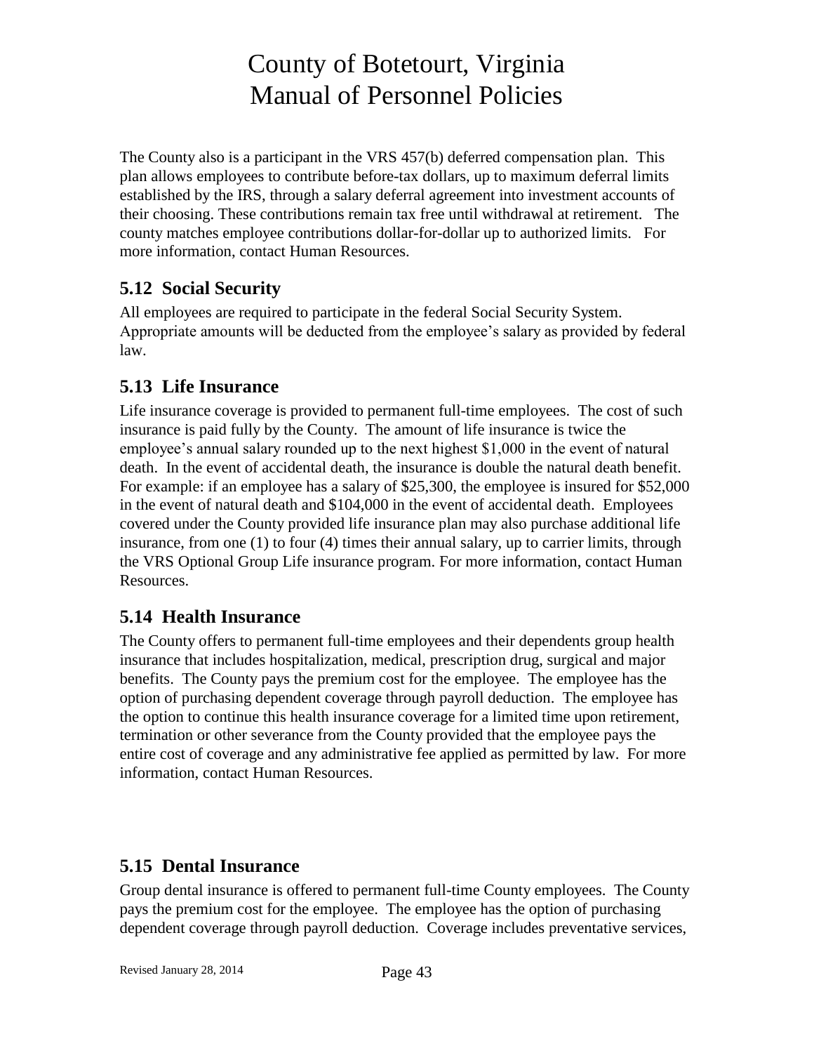The County also is a participant in the VRS 457(b) deferred compensation plan. This plan allows employees to contribute before-tax dollars, up to maximum deferral limits established by the IRS, through a salary deferral agreement into investment accounts of their choosing. These contributions remain tax free until withdrawal at retirement. The county matches employee contributions dollar-for-dollar up to authorized limits. For more information, contact Human Resources.

## 5.12 Social Security

All employees are required to participate in the federal Social Security System. Appropriate amounts will be deducted from the employee's salary as provided by federal law.

## 5.13 Life Insurance

Life insurance coverage is provided to permanent full-time employees. The cost of such insurance is paid fully by the County. The amount of life insurance is twice the employee's annual salary rounded up to the next highest $1,000 in the event of natural death. In the event of accidental death, the insurance is double the natural death benefit. For example: if an employee has a salary of $25,300, the employee is insured for $52,000 in the event of natural death and $104,000 in the event of accidental death. Employees covered under the County provided life insurance plan may also purchase additional life insurance, from one (1) to four (4) times their annual salary, up to carrier limits, through the VRS Optional Group Life insurance program. For more information, contact Human Resources.

## 5.14 Health Insurance

The County offers to permanent full-time employees and their dependents group health insurance that includes hospitalization, medical, prescription drug, surgical and major benefits. The County pays the premium cost for the employee. The employee has the option of purchasing dependent coverage through payroll deduction. The employee has the option to continue this health insurance coverage for a limited time upon retirement, termination or other severance from the County provided that the employee pays the entire cost of coverage and any administrative fee applied as permitted by law. For more information, contact Human Resources.

## 5.15 Dental Insurance

Group dental insurance is offered to permanent full-time County employees. The County pays the premium cost for the employee. The employee has the option of purchasing dependent coverage through payroll deduction. Coverage includes preventative services,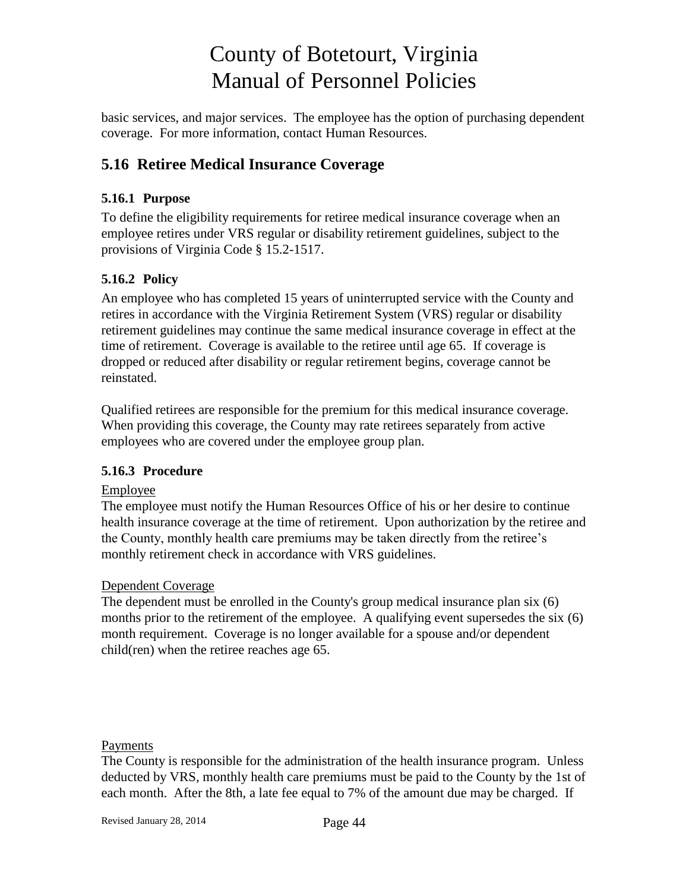basic services, and major services. The employee has the option of purchasing dependent coverage. For more information, contact Human Resources.

## 5.16 Retiree Medical Insurance Coverage

### 5.16.1 Purpose

To define the eligibility requirements for retiree medical insurance coverage when an employee retires under VRS regular or disability retirement guidelines, subject to the provisions of Virginia Code § 15.2-1517.

### 5.16.2 Policy

An employee who has completed 15 years of uninterrupted service with the County and retires in accordance with the Virginia Retirement System (VRS) regular or disability retirement guidelines may continue the same medical insurance coverage in effect at the time of retirement. Coverage is available to the retiree until age 65. If coverage is dropped or reduced after disability or regular retirement begins, coverage cannot be reinstated.

Qualified retirees are responsible for the premium for this medical insurance coverage. When providing this coverage, the County may rate retirees separately from active employees who are covered under the employee group plan.

### 5.16.3 Procedure

Employee

The employee must notify the Human Resources Office of his or her desire to continue health insurance coverage at the time of retirement. Upon authorization by the retiree and the County, monthly health care premiums may be taken directly from the retiree's monthly retirement check in accordance with VRS guidelines.

Dependent Coverage

The dependent must be enrolled in the County's group medical insurance plan six (6) months prior to the retirement of the employee. A qualifying event supersedes the six (6) month requirement. Coverage is no longer available for a spouse and/or dependent child(ren) when the retiree reaches age 65.

Payments

The County is responsible for the administration of the health insurance program. Unless deducted by VRS, monthly health care premiums must be paid to the County by the 1st of each month. After the 8th, a late fee equal to 7% of the amount due may be charged. If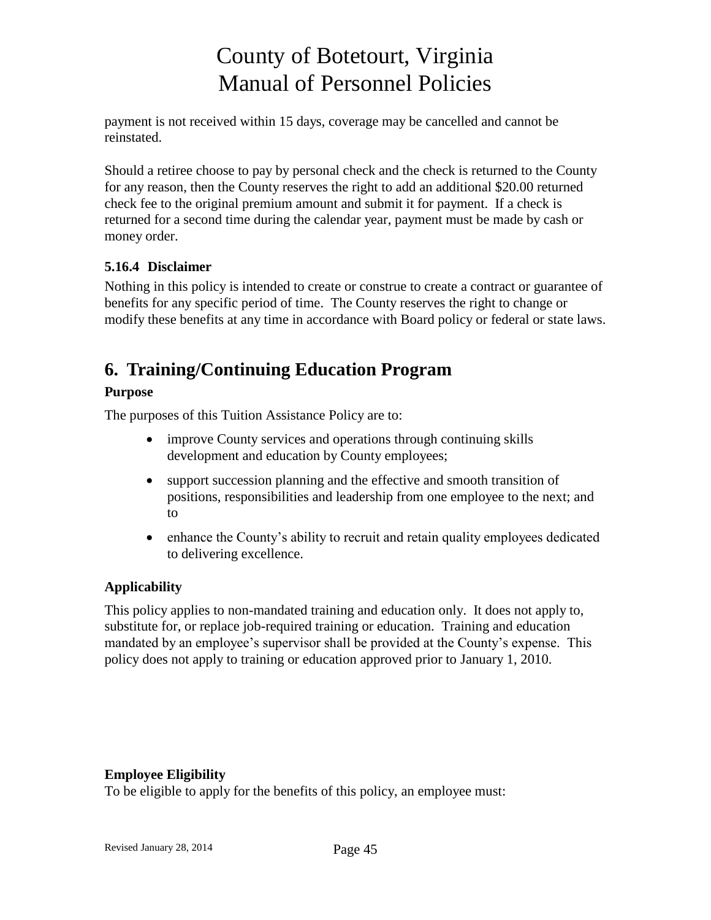payment is not received within 15 days, coverage may be cancelled and cannot be reinstated.

Should a retiree choose to pay by personal check and the check is returned to the County for any reason, then the County reserves the right to add an additional $20.00 returned check fee to the original premium amount and submit it for payment. If a check is returned for a second time during the calendar year, payment must be made by cash or money order.

### 5.16.4 Disclaimer

Nothing in this policy is intended to create or construe to create a contract or guarantee of benefits for any specific period of time. The County reserves the right to change or modify these benefits at any time in accordance with Board policy or federal or state laws.

# 6. Training/Continuing Education Program

### Purpose

The purposes of this Tuition Assistance Policy are to:

- improve County services and operations through continuing skills development and education by County employees;
- support succession planning and the effective and smooth transition of positions, responsibilities and leadership from one employee to the next; and to
- enhance the County's ability to recruit and retain quality employees dedicated to delivering excellence.

### Applicability

This policy applies to non-mandated training and education only. It does not apply to, substitute for, or replace job-required training or education. Training and education mandated by an employee's supervisor shall be provided at the County's expense. This policy does not apply to training or education approved prior to January 1, 2010.

### Employee Eligibility

To be eligible to apply for the benefits of this policy, an employee must: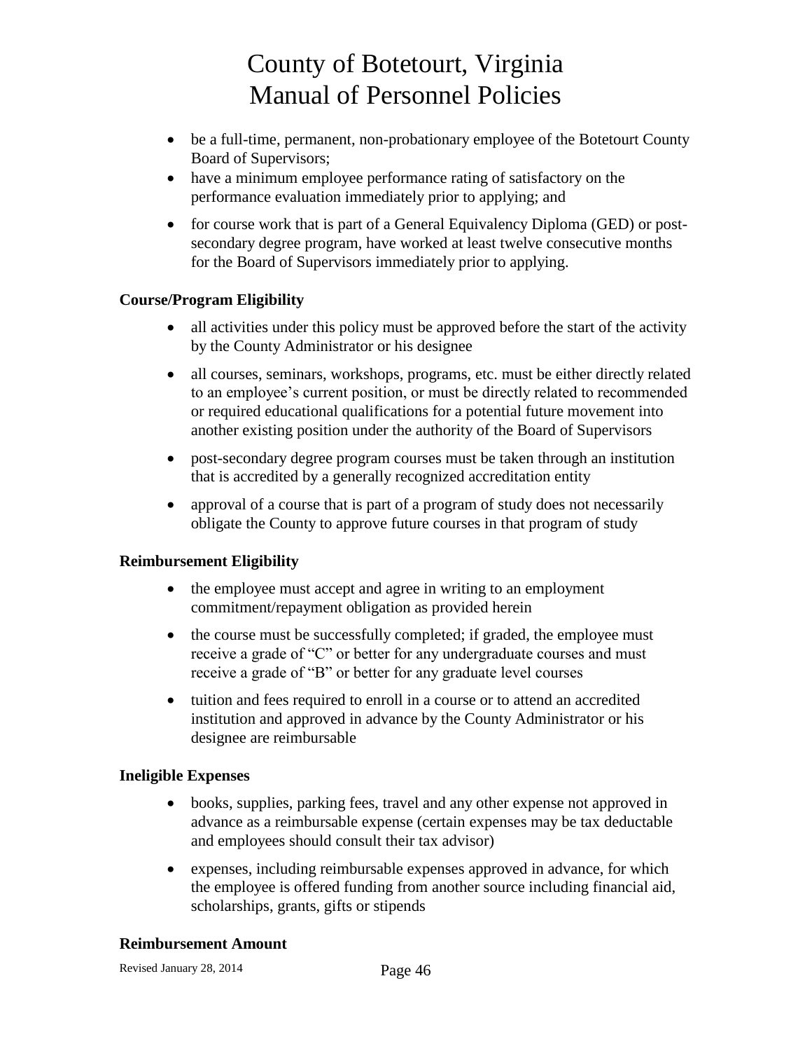- be a full-time, permanent, non-probationary employee of the Botetourt County Board of Supervisors;
- have a minimum employee performance rating of satisfactory on the performance evaluation immediately prior to applying; and
- for course work that is part of a General Equivalency Diploma (GED) or post-secondary degree program, have worked at least twelve consecutive months for the Board of Supervisors immediately prior to applying.

**Course/Program Eligibility**

- all activities under this policy must be approved before the start of the activity by the County Administrator or his designee
- all courses, seminars, workshops, programs, etc. must be either directly related to an employee's current position, or must be directly related to recommended or required educational qualifications for a potential future movement into another existing position under the authority of the Board of Supervisors
- post-secondary degree program courses must be taken through an institution that is accredited by a generally recognized accreditation entity
- approval of a course that is part of a program of study does not necessarily obligate the County to approve future courses in that program of study

**Reimbursement Eligibility**

- the employee must accept and agree in writing to an employment commitment/repayment obligation as provided herein
- the course must be successfully completed; if graded, the employee must receive a grade of "C" or better for any undergraduate courses and must receive a grade of "B" or better for any graduate level courses
- tuition and fees required to enroll in a course or to attend an accredited institution and approved in advance by the County Administrator or his designee are reimbursable

**Ineligible Expenses**

- books, supplies, parking fees, travel and any other expense not approved in advance as a reimbursable expense (certain expenses may be tax deductable and employees should consult their tax advisor)
- expenses, including reimbursable expenses approved in advance, for which the employee is offered funding from another source including financial aid, scholarships, grants, gifts or stipends

**Reimbursement Amount**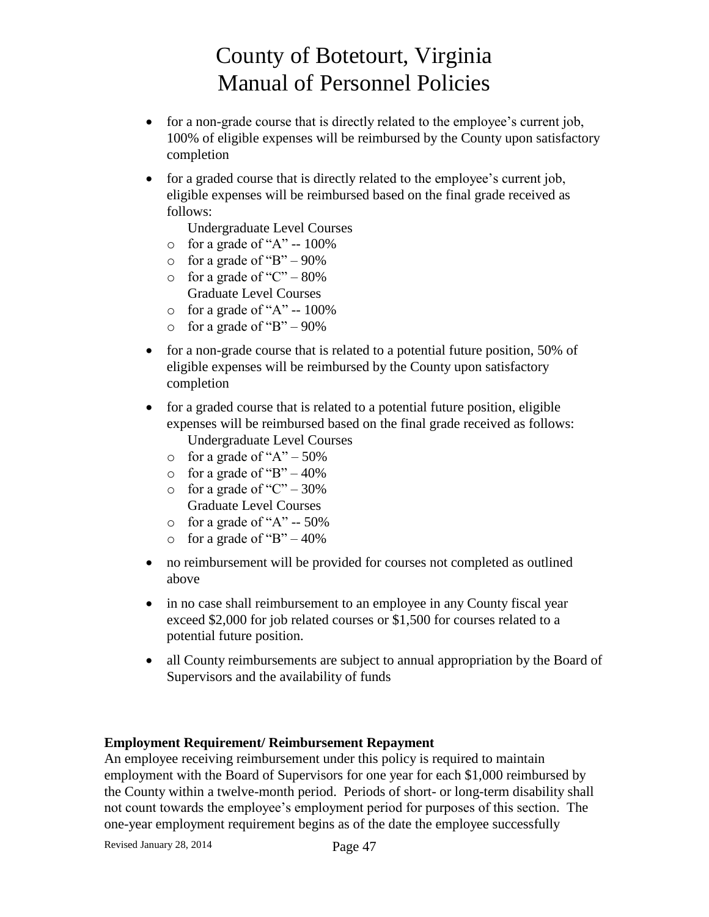- for a non-grade course that is directly related to the employee's current job, 100% of eligible expenses will be reimbursed by the County upon satisfactory completion

- for a graded course that is directly related to the employee's current job, eligible expenses will be reimbursed based on the final grade received as follows:

  Undergraduate Level Courses
  - for a grade of "A" -- 100%
  - for a grade of "B" – 90%
  - for a grade of "C" – 80%

  Graduate Level Courses
  - for a grade of "A" -- 100%
  - for a grade of "B" – 90%

- for a non-grade course that is related to a potential future position, 50% of eligible expenses will be reimbursed by the County upon satisfactory completion

- for a graded course that is related to a potential future position, eligible expenses will be reimbursed based on the final grade received as follows:

  Undergraduate Level Courses
  - for a grade of "A" – 50%
  - for a grade of "B" – 40%
  - for a grade of "C" – 30%

  Graduate Level Courses
  - for a grade of "A" -- 50%
  - for a grade of "B" – 40%

- no reimbursement will be provided for courses not completed as outlined above

- in no case shall reimbursement to an employee in any County fiscal year exceed $2,000 for job related courses or $1,500 for courses related to a potential future position.

- all County reimbursements are subject to annual appropriation by the Board of Supervisors and the availability of funds

**Employment Requirement/ Reimbursement Repayment**

An employee receiving reimbursement under this policy is required to maintain employment with the Board of Supervisors for one year for each $1,000 reimbursed by the County within a twelve-month period. Periods of short- or long-term disability shall not count towards the employee's employment period for purposes of this section. The one-year employment requirement begins as of the date the employee successfully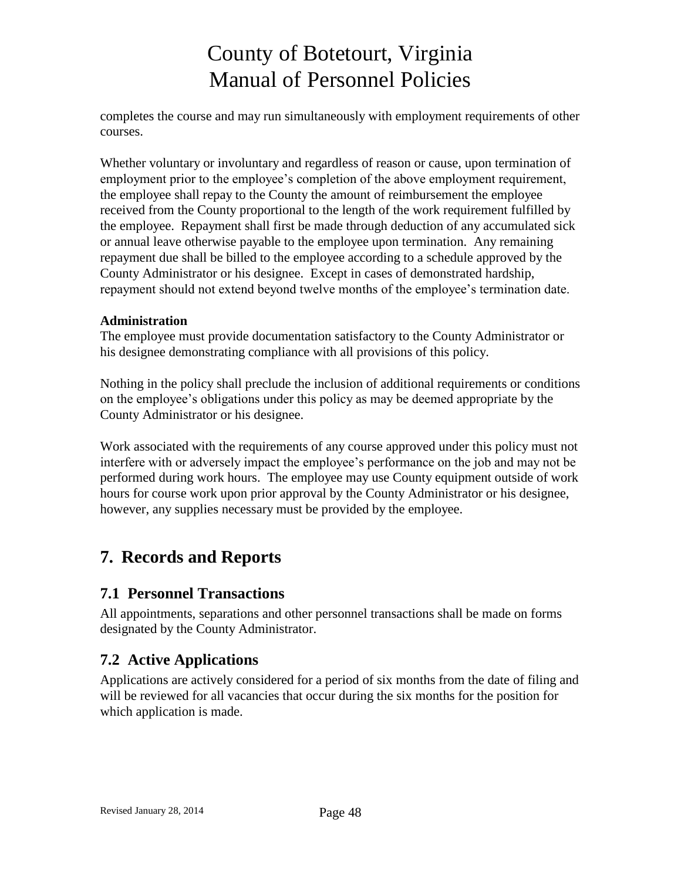completes the course and may run simultaneously with employment requirements of other courses.

Whether voluntary or involuntary and regardless of reason or cause, upon termination of employment prior to the employee's completion of the above employment requirement, the employee shall repay to the County the amount of reimbursement the employee received from the County proportional to the length of the work requirement fulfilled by the employee. Repayment shall first be made through deduction of any accumulated sick or annual leave otherwise payable to the employee upon termination. Any remaining repayment due shall be billed to the employee according to a schedule approved by the County Administrator or his designee. Except in cases of demonstrated hardship, repayment should not extend beyond twelve months of the employee's termination date.

**Administration**

The employee must provide documentation satisfactory to the County Administrator or his designee demonstrating compliance with all provisions of this policy.

Nothing in the policy shall preclude the inclusion of additional requirements or conditions on the employee's obligations under this policy as may be deemed appropriate by the County Administrator or his designee.

Work associated with the requirements of any course approved under this policy must not interfere with or adversely impact the employee's performance on the job and may not be performed during work hours. The employee may use County equipment outside of work hours for course work upon prior approval by the County Administrator or his designee, however, any supplies necessary must be provided by the employee.

# 7. Records and Reports

## 7.1 Personnel Transactions

All appointments, separations and other personnel transactions shall be made on forms designated by the County Administrator.

## 7.2 Active Applications

Applications are actively considered for a period of six months from the date of filing and will be reviewed for all vacancies that occur during the six months for the position for which application is made.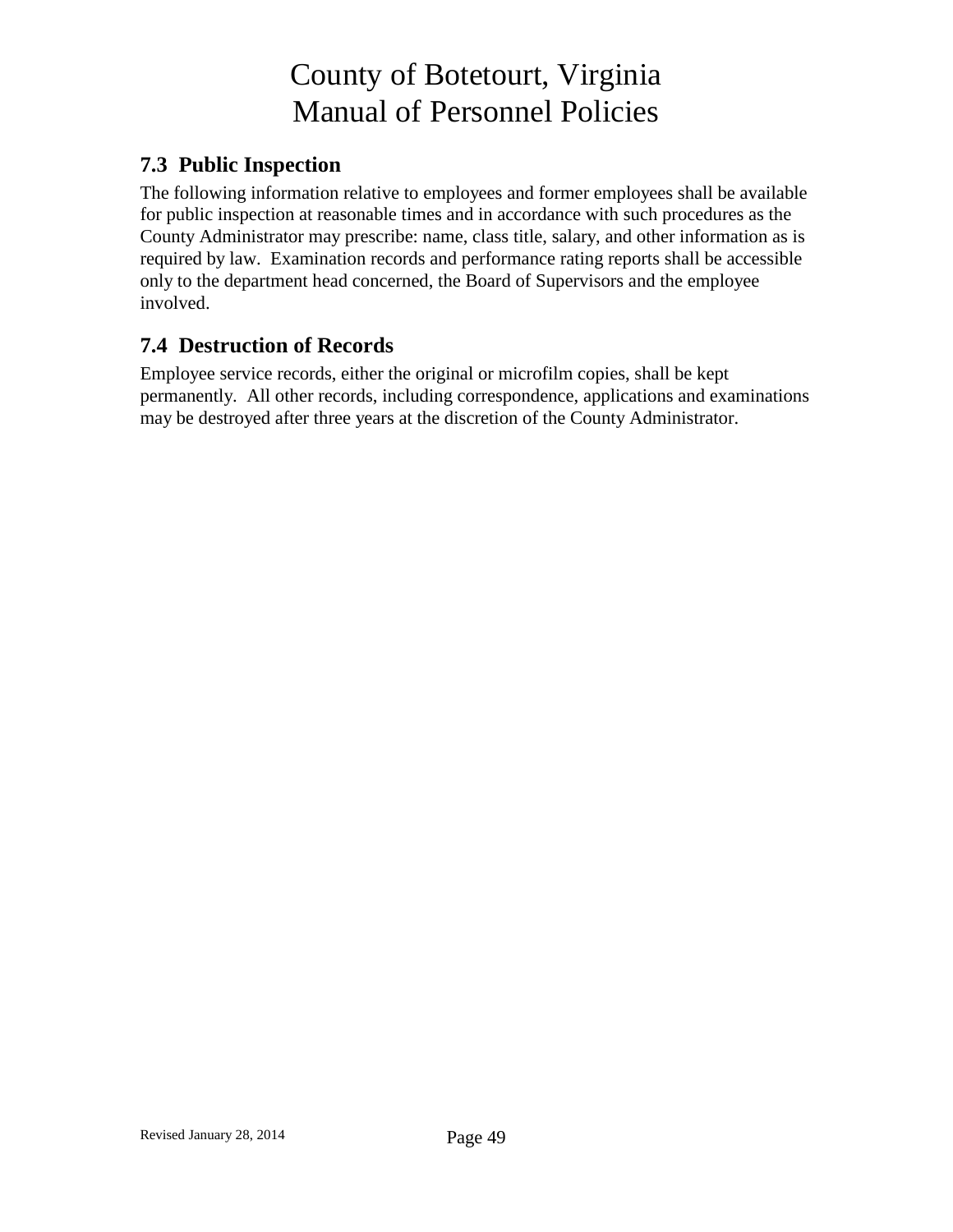## 7.3 Public Inspection

The following information relative to employees and former employees shall be available for public inspection at reasonable times and in accordance with such procedures as the County Administrator may prescribe: name, class title, salary, and other information as is required by law. Examination records and performance rating reports shall be accessible only to the department head concerned, the Board of Supervisors and the employee involved.

## 7.4 Destruction of Records

Employee service records, either the original or microfilm copies, shall be kept permanently. All other records, including correspondence, applications and examinations may be destroyed after three years at the discretion of the County Administrator.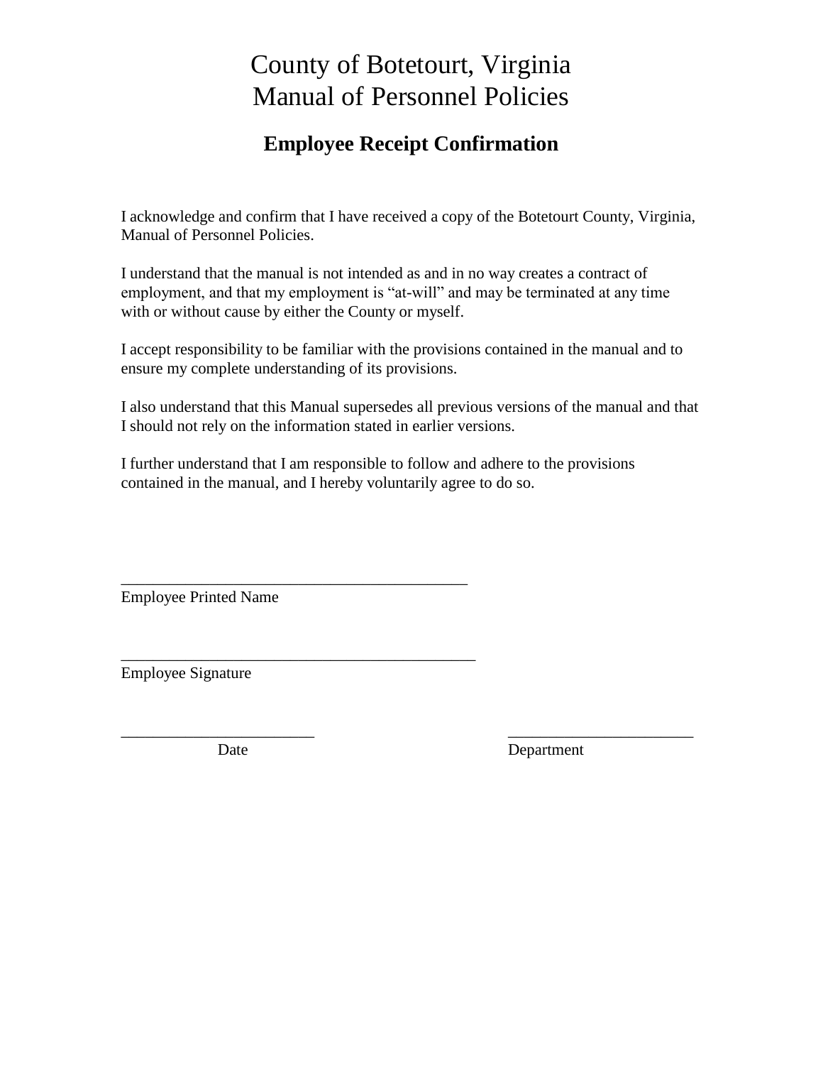# County of Botetourt, Virginia
# Manual of Personnel Policies

## Employee Receipt Confirmation

I acknowledge and confirm that I have received a copy of the Botetourt County, Virginia, Manual of Personnel Policies.

I understand that the manual is not intended as and in no way creates a contract of employment, and that my employment is "at-will" and may be terminated at any time with or without cause by either the County or myself.

I accept responsibility to be familiar with the provisions contained in the manual and to ensure my complete understanding of its provisions.

I also understand that this Manual supersedes all previous versions of the manual and that I should not rely on the information stated in earlier versions.

I further understand that I am responsible to follow and adhere to the provisions contained in the manual, and I hereby voluntarily agree to do so.

\_\_\_\_\_\_\_\_\_\_\_\_\_\_\_\_\_\_\_\_\_\_\_\_\_\_\_\_\_\_\_\_\_\_\_\_\_\_\_\_\_\_\_\_
Employee Printed Name

\_\_\_\_\_\_\_\_\_\_\_\_\_\_\_\_\_\_\_\_\_\_\_\_\_\_\_\_\_\_\_\_\_\_\_\_\_\_\_\_\_\_\_\_
Employee Signature

\_\_\_\_\_\_\_\_\_\_\_\_\_\_\_\_\_\_\_\_\_\_\_\_\_ &nbsp;&nbsp;&nbsp;&nbsp;&nbsp;&nbsp;&nbsp;&nbsp;&nbsp;&nbsp;&nbsp;&nbsp;&nbsp;&nbsp;&nbsp;&nbsp;&nbsp;&nbsp;&nbsp;&nbsp; \_\_\_\_\_\_\_\_\_\_\_\_\_\_\_\_\_\_\_\_\_\_\_\_
Date &nbsp;&nbsp;&nbsp;&nbsp;&nbsp;&nbsp;&nbsp;&nbsp;&nbsp;&nbsp;&nbsp;&nbsp;&nbsp;&nbsp;&nbsp;&nbsp;&nbsp;&nbsp;&nbsp;&nbsp;&nbsp;&nbsp;&nbsp;&nbsp;&nbsp;&nbsp;&nbsp;&nbsp;&nbsp;&nbsp;&nbsp;&nbsp;&nbsp;&nbsp;&nbsp;&nbsp;&nbsp;&nbsp;&nbsp;&nbsp; Department